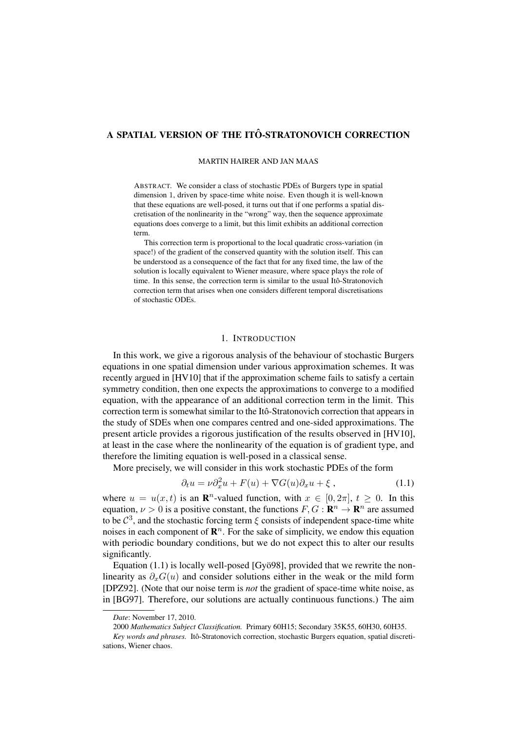# A SPATIAL VERSION OF THE ITÔ-STRATONOVICH CORRECTION

MARTIN HAIRER AND JAN MAAS

ABSTRACT. We consider a class of stochastic PDEs of Burgers type in spatial dimension 1, driven by space-time white noise. Even though it is well-known that these equations are well-posed, it turns out that if one performs a spatial discretisation of the nonlinearity in the "wrong" way, then the sequence approximate equations does converge to a limit, but this limit exhibits an additional correction term.

This correction term is proportional to the local quadratic cross-variation (in space!) of the gradient of the conserved quantity with the solution itself. This can be understood as a consequence of the fact that for any fixed time, the law of the solution is locally equivalent to Wiener measure, where space plays the role of time. In this sense, the correction term is similar to the usual Itô-Stratonovich correction term that arises when one considers different temporal discretisations of stochastic ODEs.

## 1. INTRODUCTION

In this work, we give a rigorous analysis of the behaviour of stochastic Burgers equations in one spatial dimension under various approximation schemes. It was recently argued in [HV10] that if the approximation scheme fails to satisfy a certain symmetry condition, then one expects the approximations to converge to a modified equation, with the appearance of an additional correction term in the limit. This correction term is somewhat similar to the Itô-Stratonovich correction that appears in the study of SDEs when one compares centred and one-sided approximations. The present article provides a rigorous justification of the results observed in [HV10], at least in the case where the nonlinearity of the equation is of gradient type, and therefore the limiting equation is well-posed in a classical sense.

More precisely, we will consider in this work stochastic PDEs of the form

$$\partial_t u = \nu \partial_x^2 u + F(u) + \nabla G(u)\partial_x u + \xi \,, \tag{1.1}$$

where $u = u(x,t)$ is an $\mathbf{R}^n$-valued function, with $x \in [0, 2\pi]$, $t \geq 0$. In this equation, $\nu > 0$ is a positive constant, the functions $F, G : \mathbf{R}^n \to \mathbf{R}^n$ are assumed to be $\mathcal{C}^3$, and the stochastic forcing term $\xi$ consists of independent space-time white noises in each component of $\mathbf{R}^n$. For the sake of simplicity, we endow this equation with periodic boundary conditions, but we do not expect this to alter our results significantly.

Equation (1.1) is locally well-posed [Gyö98], provided that we rewrite the nonlinearity as $\partial_x G(u)$ and consider solutions either in the weak or the mild form [DPZ92]. (Note that our noise term is *not* the gradient of space-time white noise, as in [BG97]. Therefore, our solutions are actually continuous functions.) The aim

---

*Date*: November 17, 2010.

2000 *Mathematics Subject Classification.* Primary 60H15; Secondary 35K55, 60H30, 60H35.

*Key words and phrases.* Itô-Stratonovich correction, stochastic Burgers equation, spatial discretisations, Wiener chaos.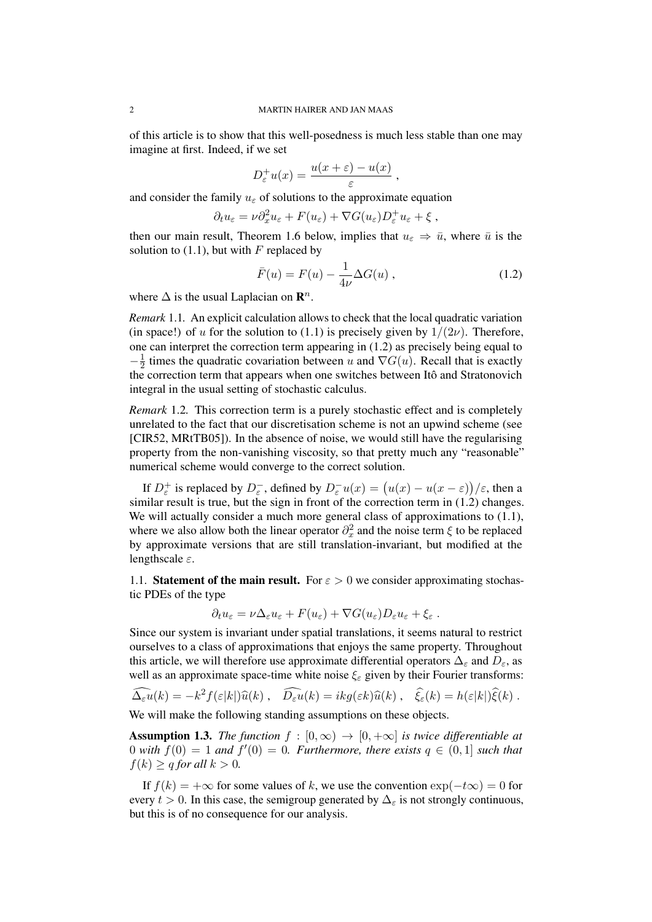of this article is to show that this well-posedness is much less stable than one may imagine at first. Indeed, if we set

$$D_\varepsilon^+ u(x) = \frac{u(x+\varepsilon) - u(x)}{\varepsilon} ,$$

and consider the family $u_\varepsilon$ of solutions to the approximate equation

$$\partial_t u_\varepsilon = \nu \partial_x^2 u_\varepsilon + F(u_\varepsilon) + \nabla G(u_\varepsilon) D_\varepsilon^+ u_\varepsilon + \xi ,$$

then our main result, Theorem 1.6 below, implies that $u_\varepsilon \Rightarrow \bar u$, where $\bar u$ is the solution to (1.1), but with $F$ replaced by

$$\bar F(u) = F(u) - \frac{1}{4\nu} \Delta G(u) , \tag{1.2}$$

where $\Delta$ is the usual Laplacian on $\mathbf{R}^n$.

*Remark* 1.1. An explicit calculation allows to check that the local quadratic variation (in space!) of $u$ for the solution to (1.1) is precisely given by $1/(2\nu)$. Therefore, one can interpret the correction term appearing in (1.2) as precisely being equal to $-\frac{1}{2}$ times the quadratic covariation between $u$ and $\nabla G(u)$. Recall that is exactly the correction term that appears when one switches between Itô and Stratonovich integral in the usual setting of stochastic calculus.

*Remark* 1.2. This correction term is a purely stochastic effect and is completely unrelated to the fact that our discretisation scheme is not an upwind scheme (see [CIR52, MRtTB05]). In the absence of noise, we would still have the regularising property from the non-vanishing viscosity, so that pretty much any "reasonable" numerical scheme would converge to the correct solution.

If $D_\varepsilon^+$ is replaced by $D_\varepsilon^-$, defined by $D_\varepsilon^- u(x) = \big(u(x) - u(x-\varepsilon)\big)/\varepsilon$, then a similar result is true, but the sign in front of the correction term in (1.2) changes. We will actually consider a much more general class of approximations to (1.1), where we also allow both the linear operator $\partial_x^2$ and the noise term $\xi$ to be replaced by approximate versions that are still translation-invariant, but modified at the lengthscale $\varepsilon$.

## 1.1. Statement of the main result.

For $\varepsilon > 0$ we consider approximating stochastic PDEs of the type

$$\partial_t u_\varepsilon = \nu \Delta_\varepsilon u_\varepsilon + F(u_\varepsilon) + \nabla G(u_\varepsilon) D_\varepsilon u_\varepsilon + \xi_\varepsilon .$$

Since our system is invariant under spatial translations, it seems natural to restrict ourselves to a class of approximations that enjoys the same property. Throughout this article, we will therefore use approximate differential operators $\Delta_\varepsilon$ and $D_\varepsilon$, as well as an approximate space-time white noise $\xi_\varepsilon$ given by their Fourier transforms:

$$\widehat{\Delta_\varepsilon u}(k) = -k^2 f(\varepsilon|k|)\hat u(k) , \quad \widehat{D_\varepsilon u}(k) = ikg(\varepsilon k)\hat u(k) , \quad \hat\xi_\varepsilon(k) = h(\varepsilon|k|)\hat\xi(k) .$$

We will make the following standing assumptions on these objects.

**Assumption 1.3.** *The function $f : [0, \infty) \to [0, +\infty]$ is twice differentiable at $0$ with $f(0) = 1$ and $f'(0) = 0$. Furthermore, there exists $q \in (0, 1]$ such that $f(k) \geq q$ for all $k > 0$.*

If $f(k) = +\infty$ for some values of $k$, we use the convention $\exp(-t\infty) = 0$ for every $t > 0$. In this case, the semigroup generated by $\Delta_\varepsilon$ is not strongly continuous, but this is of no consequence for our analysis.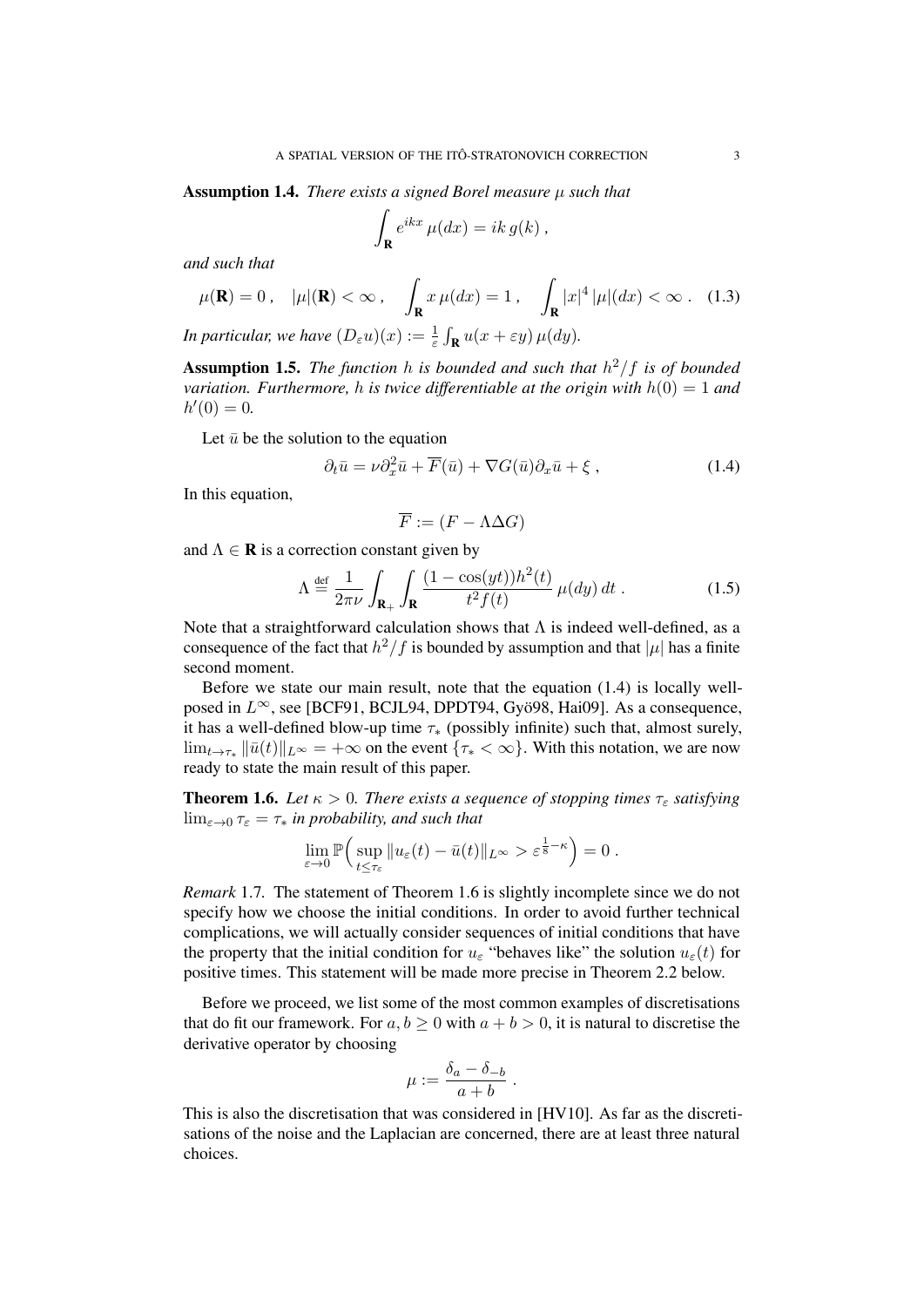**Assumption 1.4.** *There exists a signed Borel measure $\mu$ such that*

$$\int_{\mathbf{R}} e^{ikx}\, \mu(dx) = ik\, g(k)\;,$$

*and such that*

$$\mu(\mathbf{R}) = 0\;, \quad |\mu|(\mathbf{R}) < \infty\;, \quad \int_{\mathbf{R}} x\, \mu(dx) = 1\;, \quad \int_{\mathbf{R}} |x|^4\, |\mu|(dx) < \infty\;. \quad (1.3)$$

*In particular, we have $(D_\varepsilon u)(x) := \frac{1}{\varepsilon} \int_{\mathbf{R}} u(x+\varepsilon y)\, \mu(dy)$.*

**Assumption 1.5.** *The function $h$ is bounded and such that $h^2/f$ is of bounded variation. Furthermore, $h$ is twice differentiable at the origin with $h(0) = 1$ and $h'(0) = 0$.*

Let $\bar u$ be the solution to the equation

$$\partial_t \bar u = \nu \partial_x^2 \bar u + \overline{F}(\bar u) + \nabla G(\bar u)\partial_x \bar u + \xi\;, \quad (1.4)$$

In this equation,

$$\overline{F} := (F - \Lambda \Delta G)$$

and $\Lambda \in \mathbf{R}$ is a correction constant given by

$$\Lambda \stackrel{\text{def}}{=} \frac{1}{2\pi\nu} \int_{\mathbf{R}_+} \int_{\mathbf{R}} \frac{(1-\cos(yt)) h^2(t)}{t^2 f(t)}\, \mu(dy)\, dt\;. \quad (1.5)$$

Note that a straightforward calculation shows that $\Lambda$ is indeed well-defined, as a consequence of the fact that $h^2/f$ is bounded by assumption and that $|\mu|$ has a finite second moment.

Before we state our main result, note that the equation (1.4) is locally well-posed in $L^\infty$, see [BCF91, BCJL94, DPDT94, Gyö98, Hai09]. As a consequence, it has a well-defined blow-up time $\tau_*$ (possibly infinite) such that, almost surely, $\lim_{t\to\tau_*} \|\bar u(t)\|_{L^\infty} = +\infty$ on the event $\{\tau_* < \infty\}$. With this notation, we are now ready to state the main result of this paper.

**Theorem 1.6.** *Let $\kappa > 0$. There exists a sequence of stopping times $\tau_\varepsilon$ satisfying $\lim_{\varepsilon\to 0} \tau_\varepsilon = \tau_*$ in probability, and such that*

$$\lim_{\varepsilon\to 0} \mathbb{P}\Big(\sup_{t\le\tau_\varepsilon} \|u_\varepsilon(t) - \bar u(t)\|_{L^\infty} > \varepsilon^{\frac{1}{8}-\kappa}\Big) = 0\;.$$

*Remark* 1.7. The statement of Theorem 1.6 is slightly incomplete since we do not specify how we choose the initial conditions. In order to avoid further technical complications, we will actually consider sequences of initial conditions that have the property that the initial condition for $u_\varepsilon$ "behaves like" the solution $u_\varepsilon(t)$ for positive times. This statement will be made more precise in Theorem 2.2 below.

Before we proceed, we list some of the most common examples of discretisations that do fit our framework. For $a, b \ge 0$ with $a + b > 0$, it is natural to discretise the derivative operator by choosing

$$\mu := \frac{\delta_a - \delta_{-b}}{a+b}\;.$$

This is also the discretisation that was considered in [HV10]. As far as the discretisations of the noise and the Laplacian are concerned, there are at least three natural choices.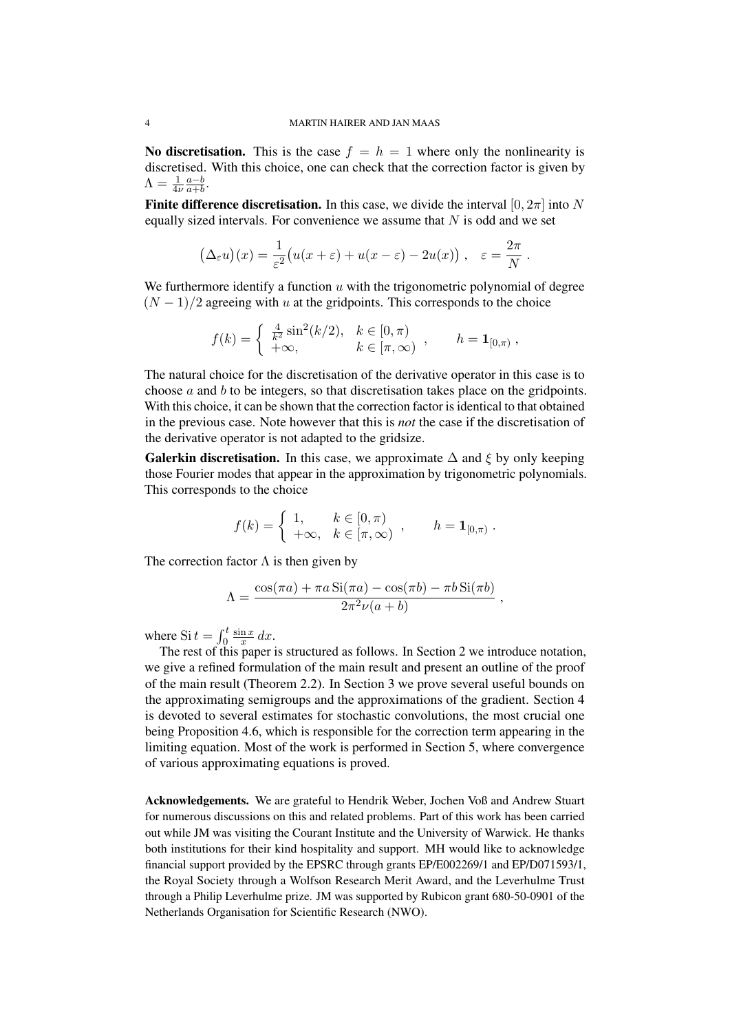**No discretisation.** This is the case $f = h = 1$ where only the nonlinearity is discretised. With this choice, one can check that the correction factor is given by $\Lambda = \frac{1}{4\nu}\frac{a-b}{a+b}$.

**Finite difference discretisation.** In this case, we divide the interval $[0, 2\pi]$ into $N$ equally sized intervals. For convenience we assume that $N$ is odd and we set

$$\big(\Delta_\varepsilon u\big)(x) = \frac{1}{\varepsilon^2}\big(u(x+\varepsilon) + u(x-\varepsilon) - 2u(x)\big) , \quad \varepsilon = \frac{2\pi}{N} .$$

We furthermore identify a function $u$ with the trigonometric polynomial of degree $(N-1)/2$ agreeing with $u$ at the gridpoints. This corresponds to the choice

$$f(k) = \begin{cases} \frac{4}{k^2}\sin^2(k/2), & k \in [0,\pi) \\ +\infty, & k \in [\pi, \infty) \end{cases} , \qquad h = \mathbf{1}_{[0,\pi)} ,$$

The natural choice for the discretisation of the derivative operator in this case is to choose $a$ and $b$ to be integers, so that discretisation takes place on the gridpoints. With this choice, it can be shown that the correction factor is identical to that obtained in the previous case. Note however that this is *not* the case if the discretisation of the derivative operator is not adapted to the gridsize.

**Galerkin discretisation.** In this case, we approximate $\Delta$ and $\xi$ by only keeping those Fourier modes that appear in the approximation by trigonometric polynomials. This corresponds to the choice

$$f(k) = \begin{cases} 1, & k \in [0,\pi) \\ +\infty, & k \in [\pi, \infty) \end{cases} , \qquad h = \mathbf{1}_{[0,\pi)} .$$

The correction factor $\Lambda$ is then given by

$$\Lambda = \frac{\cos(\pi a) + \pi a \operatorname{Si}(\pi a) - \cos(\pi b) - \pi b \operatorname{Si}(\pi b)}{2\pi^2 \nu (a+b)} ,$$

where $\operatorname{Si} t = \int_0^t \frac{\sin x}{x}\, dx$.

The rest of this paper is structured as follows. In Section 2 we introduce notation, we give a refined formulation of the main result and present an outline of the proof of the main result (Theorem 2.2). In Section 3 we prove several useful bounds on the approximating semigroups and the approximations of the gradient. Section 4 is devoted to several estimates for stochastic convolutions, the most crucial one being Proposition 4.6, which is responsible for the correction term appearing in the limiting equation. Most of the work is performed in Section 5, where convergence of various approximating equations is proved.

**Acknowledgements.** We are grateful to Hendrik Weber, Jochen Voß and Andrew Stuart for numerous discussions on this and related problems. Part of this work has been carried out while JM was visiting the Courant Institute and the University of Warwick. He thanks both institutions for their kind hospitality and support. MH would like to acknowledge financial support provided by the EPSRC through grants EP/E002269/1 and EP/D071593/1, the Royal Society through a Wolfson Research Merit Award, and the Leverhulme Trust through a Philip Leverhulme prize. JM was supported by Rubicon grant 680-50-0901 of the Netherlands Organisation for Scientific Research (NWO).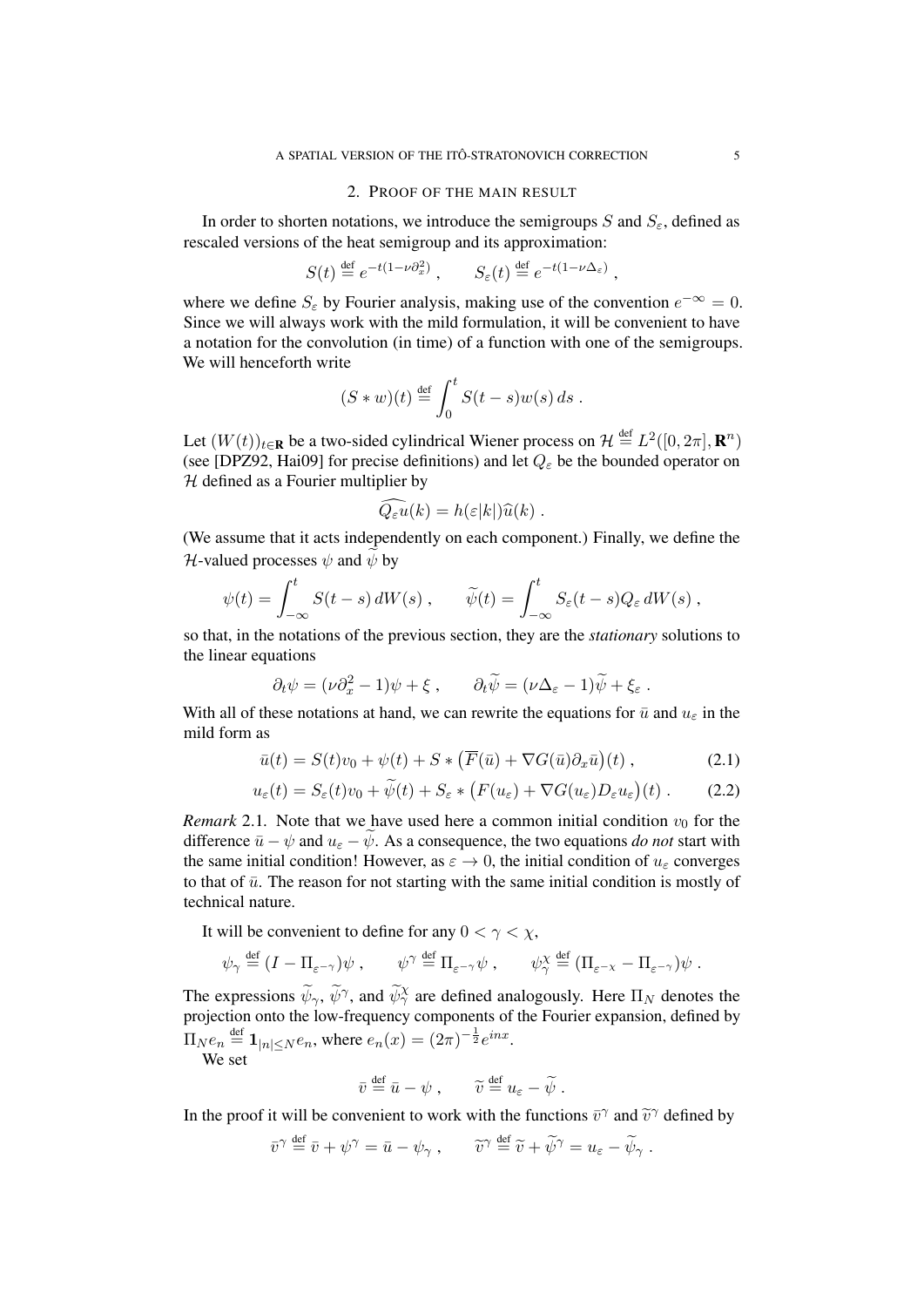## 2. Proof of the main result

In order to shorten notations, we introduce the semigroups $S$ and $S_\varepsilon$, defined as rescaled versions of the heat semigroup and its approximation:

$$S(t) \stackrel{\text{def}}{=} e^{-t(1-\nu\partial_x^2)} , \qquad S_\varepsilon(t) \stackrel{\text{def}}{=} e^{-t(1-\nu\Delta_\varepsilon)} ,$$

where we define $S_\varepsilon$ by Fourier analysis, making use of the convention $e^{-\infty} = 0$. Since we will always work with the mild formulation, it will be convenient to have a notation for the convolution (in time) of a function with one of the semigroups. We will henceforth write

$$(S * w)(t) \stackrel{\text{def}}{=} \int_0^t S(t-s) w(s)\, ds .$$

Let $(W(t))_{t\in\mathbf{R}}$ be a two-sided cylindrical Wiener process on $\mathcal{H} \stackrel{\text{def}}{=} L^2([0,2\pi],\mathbf{R}^n)$ (see [DPZ92, Hai09] for precise definitions) and let $Q_\varepsilon$ be the bounded operator on $\mathcal{H}$ defined as a Fourier multiplier by

$$\widehat{Q_\varepsilon u}(k) = h(\varepsilon|k|)\hat{u}(k) .$$

(We assume that it acts independently on each component.) Finally, we define the $\mathcal{H}$-valued processes $\psi$ and $\widetilde{\psi}$ by

$$\psi(t) = \int_{-\infty}^t S(t-s)\, dW(s) , \qquad \widetilde{\psi}(t) = \int_{-\infty}^t S_\varepsilon(t-s) Q_\varepsilon\, dW(s) ,$$

so that, in the notations of the previous section, they are the *stationary* solutions to the linear equations

$$\partial_t\psi = (\nu\partial_x^2 - 1)\psi + \xi , \qquad \partial_t\widetilde{\psi} = (\nu\Delta_\varepsilon - 1)\widetilde{\psi} + \xi_\varepsilon .$$

With all of these notations at hand, we can rewrite the equations for $\bar{u}$ and $u_\varepsilon$ in the mild form as

$$\bar{u}(t) = S(t)v_0 + \psi(t) + S * \big(\overline{F}(\bar{u}) + \nabla G(\bar{u})\partial_x\bar{u}\big)(t) , \tag{2.1}$$

$$u_\varepsilon(t) = S_\varepsilon(t)v_0 + \widetilde{\psi}(t) + S_\varepsilon * \big(F(u_\varepsilon) + \nabla G(u_\varepsilon) D_\varepsilon u_\varepsilon\big)(t) . \tag{2.2}$$

*Remark* 2.1. Note that we have used here a common initial condition $v_0$ for the difference $\bar{u} - \psi$ and $u_\varepsilon - \widetilde{\psi}$. As a consequence, the two equations *do not* start with the same initial condition! However, as $\varepsilon \to 0$, the initial condition of $u_\varepsilon$ converges to that of $\bar{u}$. The reason for not starting with the same initial condition is mostly of technical nature.

It will be convenient to define for any $0 < \gamma < \chi$,

$$\psi_\gamma \stackrel{\text{def}}{=} (I - \Pi_{\varepsilon^{-\gamma}})\psi , \qquad \psi^\gamma \stackrel{\text{def}}{=} \Pi_{\varepsilon^{-\gamma}}\psi , \qquad \psi_\gamma^\chi \stackrel{\text{def}}{=} (\Pi_{\varepsilon^{-\chi}} - \Pi_{\varepsilon^{-\gamma}})\psi .$$

The expressions $\widetilde{\psi}_\gamma$, $\widetilde{\psi}^\gamma$, and $\widetilde{\psi}_\gamma^\chi$ are defined analogously. Here $\Pi_N$ denotes the projection onto the low-frequency components of the Fourier expansion, defined by $\Pi_N e_n \stackrel{\text{def}}{=} \mathbf{1}_{|n|\le N} e_n$, where $e_n(x) = (2\pi)^{-\frac{1}{2}} e^{inx}$.

We set

$$\bar{v} \stackrel{\text{def}}{=} \bar{u} - \psi , \qquad \widetilde{v} \stackrel{\text{def}}{=} u_\varepsilon - \widetilde{\psi} .$$

In the proof it will be convenient to work with the functions $\bar{v}^\gamma$ and $\widetilde{v}^\gamma$ defined by

$$\bar{v}^\gamma \stackrel{\text{def}}{=} \bar{v} + \psi^\gamma = \bar{u} - \psi_\gamma , \qquad \widetilde{v}^\gamma \stackrel{\text{def}}{=} \widetilde{v} + \widetilde{\psi}^\gamma = u_\varepsilon - \widetilde{\psi}_\gamma .$$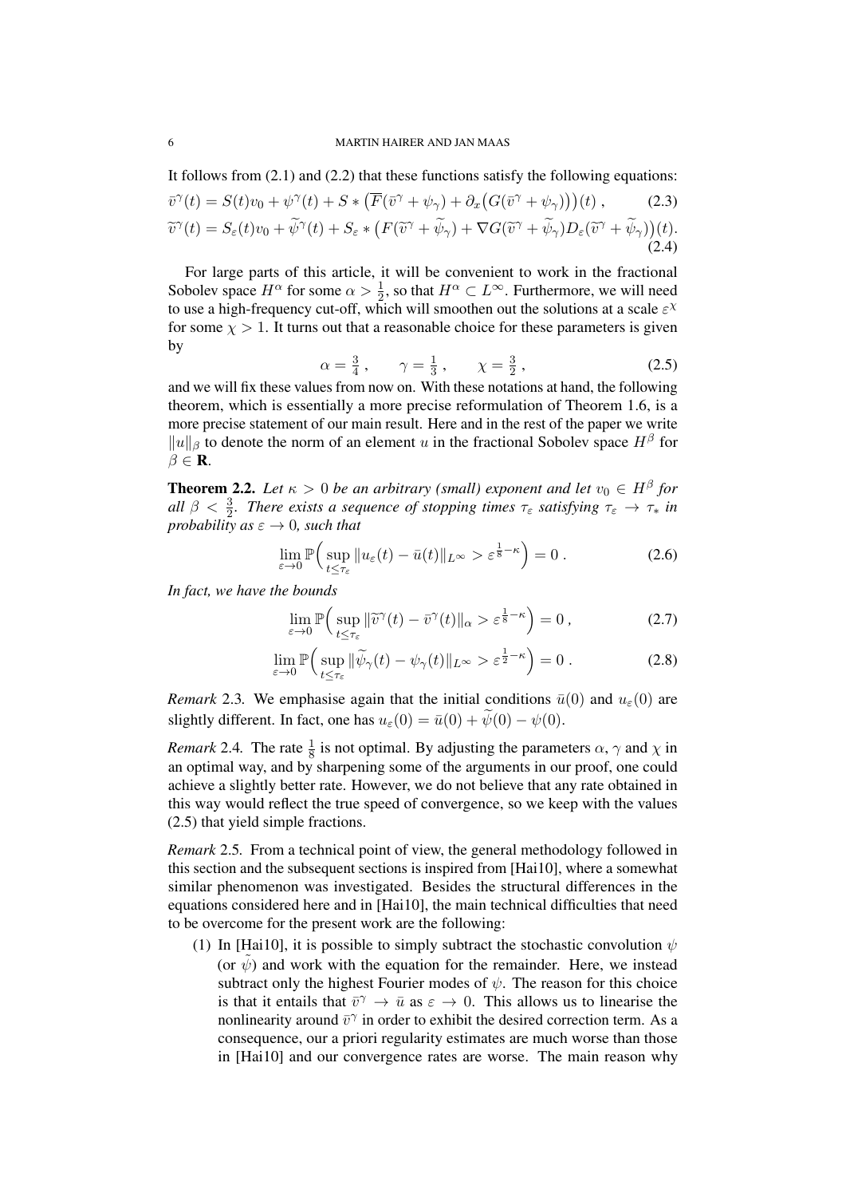It follows from (2.1) and (2.2) that these functions satisfy the following equations:

$$\bar v^\gamma(t) = S(t)v_0 + \psi^\gamma(t) + S * \big(\overline{F}(\bar v^\gamma + \psi_\gamma) + \partial_x\big(G(\bar v^\gamma + \psi_\gamma)\big)\big)(t)\;, \tag{2.3}$$

$$\widetilde v^\gamma(t) = S_\varepsilon(t)v_0 + \widetilde\psi^\gamma(t) + S_\varepsilon * \big(F(\widetilde v^\gamma + \widetilde\psi_\gamma) + \nabla G(\widetilde v^\gamma + \widetilde\psi_\gamma)D_\varepsilon(\widetilde v^\gamma + \widetilde\psi_\gamma)\big)(t). \tag{2.4}$$

For large parts of this article, it will be convenient to work in the fractional Sobolev space $H^\alpha$ for some $\alpha > \frac{1}{2}$, so that $H^\alpha \subset L^\infty$. Furthermore, we will need to use a high-frequency cut-off, which will smoothen out the solutions at a scale $\varepsilon^\chi$ for some $\chi > 1$. It turns out that a reasonable choice for these parameters is given by

$$\alpha = \tfrac{3}{4}\;, \qquad \gamma = \tfrac{1}{3}\;, \qquad \chi = \tfrac{3}{2}\;, \tag{2.5}$$

and we will fix these values from now on. With these notations at hand, the following theorem, which is essentially a more precise reformulation of Theorem 1.6, is a more precise statement of our main result. Here and in the rest of the paper we write $\|u\|_\beta$ to denote the norm of an element $u$ in the fractional Sobolev space $H^\beta$ for $\beta \in \mathbf{R}$.

**Theorem 2.2.** *Let $\kappa > 0$ be an arbitrary (small) exponent and let $v_0 \in H^\beta$ for all $\beta < \frac{3}{2}$. There exists a sequence of stopping times $\tau_\varepsilon$ satisfying $\tau_\varepsilon \to \tau_*$ in probability as $\varepsilon \to 0$, such that*

$$\lim_{\varepsilon\to 0} \mathbb{P}\Big(\sup_{t\le\tau_\varepsilon} \|u_\varepsilon(t) - \bar u(t)\|_{L^\infty} > \varepsilon^{\frac{1}{8}-\kappa}\Big) = 0\;. \tag{2.6}$$

*In fact, we have the bounds*

$$\lim_{\varepsilon\to 0} \mathbb{P}\Big(\sup_{t\le\tau_\varepsilon} \|\widetilde v^\gamma(t) - \bar v^\gamma(t)\|_\alpha > \varepsilon^{\frac{1}{8}-\kappa}\Big) = 0\;, \tag{2.7}$$

$$\lim_{\varepsilon\to 0} \mathbb{P}\Big(\sup_{t\le\tau_\varepsilon} \|\widetilde\psi_\gamma(t) - \psi_\gamma(t)\|_{L^\infty} > \varepsilon^{\frac{1}{2}-\kappa}\Big) = 0\;. \tag{2.8}$$

*Remark* 2.3. We emphasise again that the initial conditions $\bar u(0)$ and $u_\varepsilon(0)$ are slightly different. In fact, one has $u_\varepsilon(0) = \bar u(0) + \widetilde\psi(0) - \psi(0)$.

*Remark* 2.4. The rate $\frac{1}{8}$ is not optimal. By adjusting the parameters $\alpha$, $\gamma$ and $\chi$ in an optimal way, and by sharpening some of the arguments in our proof, one could achieve a slightly better rate. However, we do not believe that any rate obtained in this way would reflect the true speed of convergence, so we keep with the values (2.5) that yield simple fractions.

*Remark* 2.5. From a technical point of view, the general methodology followed in this section and the subsequent sections is inspired from [Hai10], where a somewhat similar phenomenon was investigated. Besides the structural differences in the equations considered here and in [Hai10], the main technical difficulties that need to be overcome for the present work are the following:

(1) In [Hai10], it is possible to simply subtract the stochastic convolution $\psi$ (or $\widetilde\psi$) and work with the equation for the remainder. Here, we instead subtract only the highest Fourier modes of $\psi$. The reason for this choice is that it entails that $\bar v^\gamma \to \bar u$ as $\varepsilon \to 0$. This allows us to linearise the nonlinearity around $\bar v^\gamma$ in order to exhibit the desired correction term. As a consequence, our a priori regularity estimates are much worse than those in [Hai10] and our convergence rates are worse. The main reason why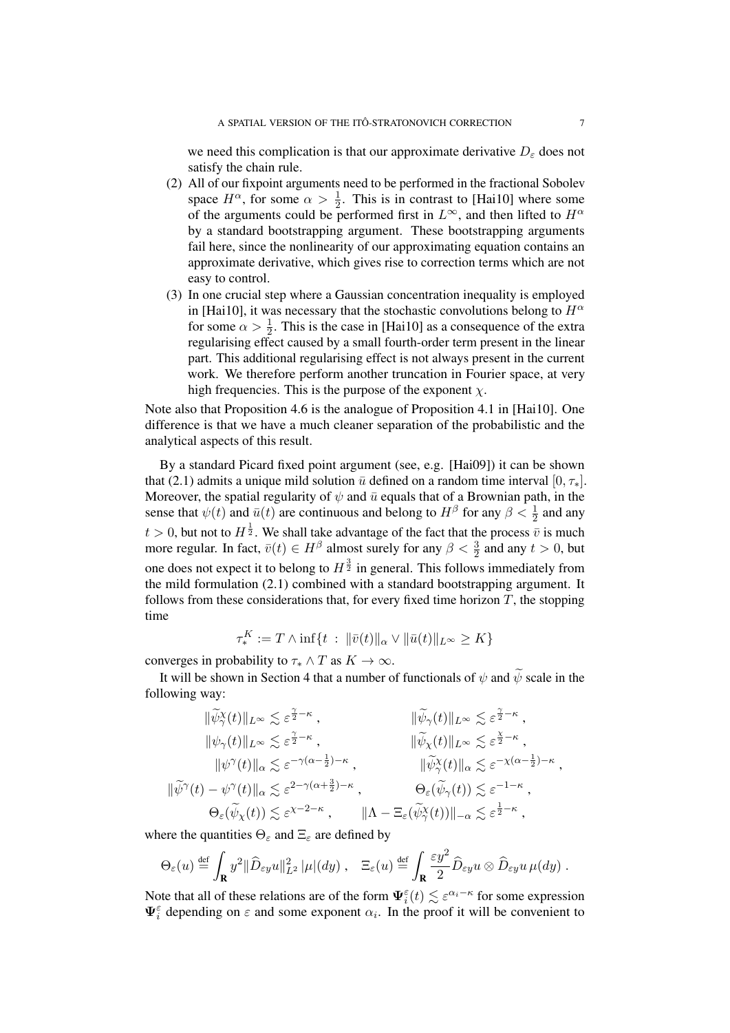we need this complication is that our approximate derivative $D_\varepsilon$ does not satisfy the chain rule.

(2) All of our fixpoint arguments need to be performed in the fractional Sobolev space $H^\alpha$, for some $\alpha > \frac{1}{2}$. This is in contrast to [Hai10] where some of the arguments could be performed first in $L^\infty$, and then lifted to $H^\alpha$ by a standard bootstrapping argument. These bootstrapping arguments fail here, since the nonlinearity of our approximating equation contains an approximate derivative, which gives rise to correction terms which are not easy to control.

(3) In one crucial step where a Gaussian concentration inequality is employed in [Hai10], it was necessary that the stochastic convolutions belong to $H^\alpha$ for some $\alpha > \frac{1}{2}$. This is the case in [Hai10] as a consequence of the extra regularising effect caused by a small fourth-order term present in the linear part. This additional regularising effect is not always present in the current work. We therefore perform another truncation in Fourier space, at very high frequencies. This is the purpose of the exponent $\chi$.

Note also that Proposition 4.6 is the analogue of Proposition 4.1 in [Hai10]. One difference is that we have a much cleaner separation of the probabilistic and the analytical aspects of this result.

By a standard Picard fixed point argument (see, e.g. [Hai09]) it can be shown that (2.1) admits a unique mild solution $\bar u$ defined on a random time interval $[0, \tau_*]$. Moreover, the spatial regularity of $\psi$ and $\bar u$ equals that of a Brownian path, in the sense that $\psi(t)$ and $\bar u(t)$ are continuous and belong to $H^\beta$ for any $\beta < \frac{1}{2}$ and any $t > 0$, but not to $H^{\frac{1}{2}}$. We shall take advantage of the fact that the process $\bar v$ is much more regular. In fact, $\bar v(t) \in H^\beta$ almost surely for any $\beta < \frac{3}{2}$ and any $t > 0$, but one does not expect it to belong to $H^{\frac{3}{2}}$ in general. This follows immediately from the mild formulation (2.1) combined with a standard bootstrapping argument. It follows from these considerations that, for every fixed time horizon $T$, the stopping time

$$\tau_*^K := T \wedge \inf\{t \,:\, \|\bar v(t)\|_\alpha \vee \|\bar u(t)\|_{L^\infty} \geq K\}$$

converges in probability to $\tau_* \wedge T$ as $K \to \infty$.

It will be shown in Section 4 that a number of functionals of $\psi$ and $\widetilde\psi$ scale in the following way:

$$\begin{aligned}
\|\widetilde\psi_\gamma^\chi(t)\|_{L^\infty} &\lesssim \varepsilon^{\frac{\gamma}{2}-\kappa}\;, & \|\widetilde\psi_\gamma(t)\|_{L^\infty} &\lesssim \varepsilon^{\frac{\gamma}{2}-\kappa}\;,\\
\|\psi_\gamma(t)\|_{L^\infty} &\lesssim \varepsilon^{\frac{\gamma}{2}-\kappa}\;, & \|\widetilde\psi_\chi(t)\|_{L^\infty} &\lesssim \varepsilon^{\frac{\chi}{2}-\kappa}\;,\\
\|\psi^\gamma(t)\|_\alpha &\lesssim \varepsilon^{-\gamma(\alpha-\frac{1}{2})-\kappa}\;, & \|\widetilde\psi_\gamma^\chi(t)\|_\alpha &\lesssim \varepsilon^{-\chi(\alpha-\frac{1}{2})-\kappa}\;,\\
\|\widetilde\psi^\gamma(t)-\psi^\gamma(t)\|_\alpha &\lesssim \varepsilon^{2-\gamma(\alpha+\frac{3}{2})-\kappa}\;, & \Theta_\varepsilon(\widetilde\psi_\gamma(t)) &\lesssim \varepsilon^{-1-\kappa}\;,\\
\Theta_\varepsilon(\widetilde\psi_\chi(t)) &\lesssim \varepsilon^{\chi-2-\kappa}\;, & \|\Lambda - \Xi_\varepsilon(\widetilde\psi_\gamma^\chi(t))\|_{-\alpha} &\lesssim \varepsilon^{\frac{1}{2}-\kappa}\;,
\end{aligned}$$

where the quantities $\Theta_\varepsilon$ and $\Xi_\varepsilon$ are defined by

$$\Theta_\varepsilon(u) \stackrel{\text{def}}{=} \int_{\mathbf{R}} y^2 \|\widehat D_{\varepsilon y} u\|_{L^2}^2 \,|\mu|(dy)\;, \quad \Xi_\varepsilon(u) \stackrel{\text{def}}{=} \int_{\mathbf{R}} \frac{\varepsilon y^2}{2} \widehat D_{\varepsilon y} u \otimes \widehat D_{\varepsilon y} u \,\mu(dy)\;.$$

Note that all of these relations are of the form $\mathbf{\Psi}_i^\varepsilon(t) \lesssim \varepsilon^{\alpha_i - \kappa}$ for some expression $\mathbf{\Psi}_i^\varepsilon$ depending on $\varepsilon$ and some exponent $\alpha_i$. In the proof it will be convenient to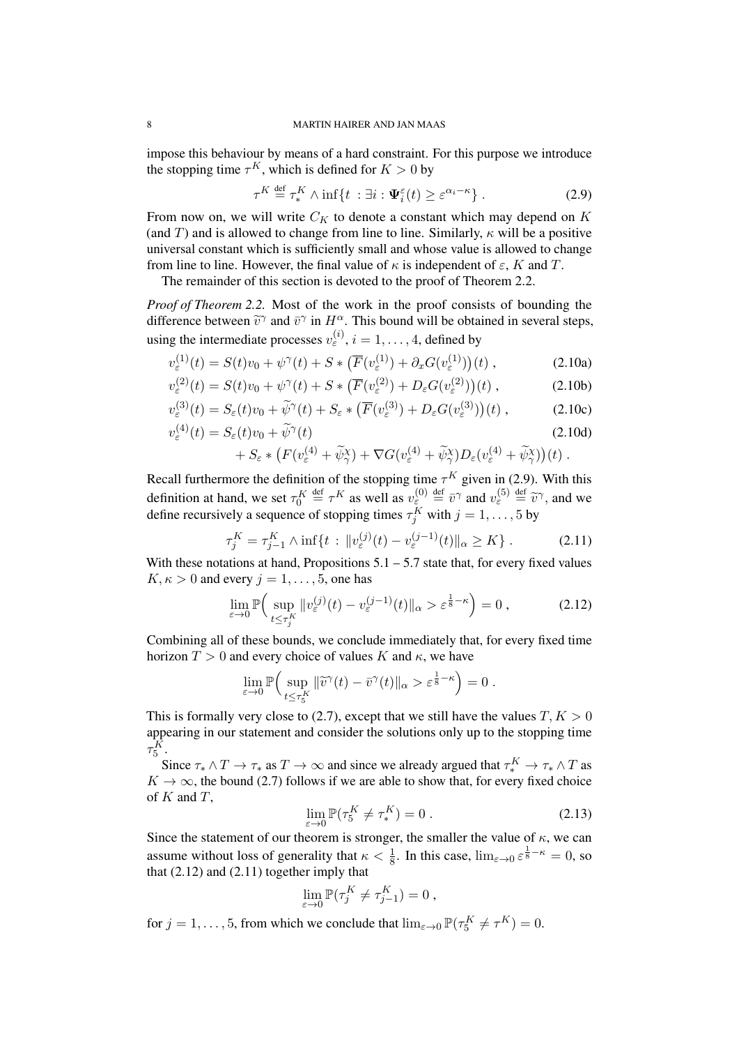impose this behaviour by means of a hard constraint. For this purpose we introduce the stopping time $\tau^K$, which is defined for $K > 0$ by

$$\tau^K \stackrel{\text{def}}{=} \tau_*^K \wedge \inf\{t \ : \exists i : \boldsymbol{\Psi}_i^\varepsilon(t) \geq \varepsilon^{\alpha_i - \kappa}\} \ . \tag{2.9}$$

From now on, we will write $C_K$ to denote a constant which may depend on $K$ (and $T$) and is allowed to change from line to line. Similarly, $\kappa$ will be a positive universal constant which is sufficiently small and whose value is allowed to change from line to line. However, the final value of $\kappa$ is independent of $\varepsilon$, $K$ and $T$.

The remainder of this section is devoted to the proof of Theorem 2.2.

*Proof of Theorem 2.2.* Most of the work in the proof consists of bounding the difference between $\widetilde{v}^\gamma$ and $\bar{v}^\gamma$ in $H^\alpha$. This bound will be obtained in several steps, using the intermediate processes $v_\varepsilon^{(i)}$, $i = 1, \ldots, 4$, defined by

$$v_\varepsilon^{(1)}(t) = S(t)v_0 + \psi^\gamma(t) + S * \big(\overline{F}(v_\varepsilon^{(1)}) + \partial_x G(v_\varepsilon^{(1)})\big)(t) \ , \tag{2.10a}$$

$$v_\varepsilon^{(2)}(t) = S(t)v_0 + \psi^\gamma(t) + S * \big(\overline{F}(v_\varepsilon^{(2)}) + D_\varepsilon G(v_\varepsilon^{(2)})\big)(t) \ , \tag{2.10b}$$

$$v_\varepsilon^{(3)}(t) = S_\varepsilon(t)v_0 + \widetilde{\psi}^\gamma(t) + S_\varepsilon * \big(\overline{F}(v_\varepsilon^{(3)}) + D_\varepsilon G(v_\varepsilon^{(3)})\big)(t) \ , \tag{2.10c}$$

$$\begin{aligned} v_\varepsilon^{(4)}(t) &= S_\varepsilon(t)v_0 + \widetilde{\psi}^\gamma(t) \\ &\quad + S_\varepsilon * \big(F(v_\varepsilon^{(4)} + \widetilde{\psi}_\gamma^\chi) + \nabla G(v_\varepsilon^{(4)} + \widetilde{\psi}_\gamma^\chi) D_\varepsilon (v_\varepsilon^{(4)} + \widetilde{\psi}_\gamma^\chi)\big)(t) \ . \end{aligned} \tag{2.10d}$$

Recall furthermore the definition of the stopping time $\tau^K$ given in (2.9). With this definition at hand, we set $\tau_0^K \stackrel{\text{def}}{=} \tau^K$ as well as $v_\varepsilon^{(0)} \stackrel{\text{def}}{=} \bar{v}^\gamma$ and $v_\varepsilon^{(5)} \stackrel{\text{def}}{=} \widetilde{v}^\gamma$, and we define recursively a sequence of stopping times $\tau_j^K$ with $j = 1, \ldots, 5$ by

$$\tau_j^K = \tau_{j-1}^K \wedge \inf\{t \ : \ \|v_\varepsilon^{(j)}(t) - v_\varepsilon^{(j-1)}(t)\|_\alpha \geq K\} \ . \tag{2.11}$$

With these notations at hand, Propositions 5.1 – 5.7 state that, for every fixed values $K, \kappa > 0$ and every $j = 1, \ldots, 5$, one has

$$\lim_{\varepsilon \to 0} \mathbb{P}\Big( \sup_{t \leq \tau_j^K} \|v_\varepsilon^{(j)}(t) - v_\varepsilon^{(j-1)}(t)\|_\alpha > \varepsilon^{\frac{1}{8} - \kappa} \Big) = 0 \ , \tag{2.12}$$

Combining all of these bounds, we conclude immediately that, for every fixed time horizon $T > 0$ and every choice of values $K$ and $\kappa$, we have

$$\lim_{\varepsilon \to 0} \mathbb{P}\Big( \sup_{t \leq \tau_5^K} \|\widetilde{v}^\gamma(t) - \bar{v}^\gamma(t)\|_\alpha > \varepsilon^{\frac{1}{8} - \kappa} \Big) = 0 \ .$$

This is formally very close to (2.7), except that we still have the values $T, K > 0$ appearing in our statement and consider the solutions only up to the stopping time $\tau_5^K$.

Since $\tau_* \wedge T \to \tau_*$ as $T \to \infty$ and since we already argued that $\tau_*^K \to \tau_* \wedge T$ as $K \to \infty$, the bound (2.7) follows if we are able to show that, for every fixed choice of $K$ and $T$,

$$\lim_{\varepsilon \to 0} \mathbb{P}(\tau_5^K \neq \tau_*^K) = 0 \ . \tag{2.13}$$

Since the statement of our theorem is stronger, the smaller the value of $\kappa$, we can assume without loss of generality that $\kappa < \frac{1}{8}$. In this case, $\lim_{\varepsilon \to 0} \varepsilon^{\frac{1}{8} - \kappa} = 0$, so that (2.12) and (2.11) together imply that

$$\lim_{\varepsilon \to 0} \mathbb{P}(\tau_j^K \neq \tau_{j-1}^K) = 0 \ ,$$

for $j = 1, \ldots, 5$, from which we conclude that $\lim_{\varepsilon \to 0} \mathbb{P}(\tau_5^K \neq \tau^K) = 0$.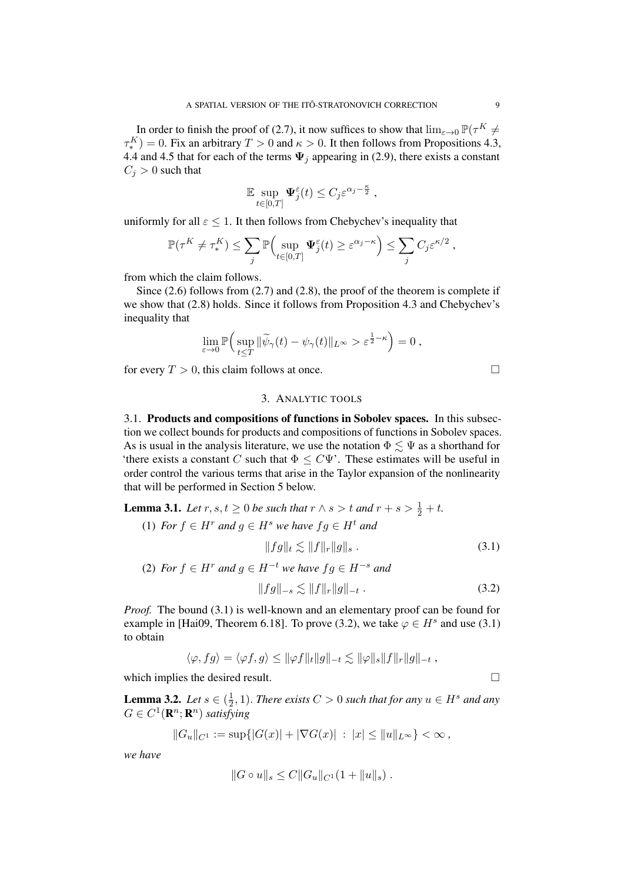In order to finish the proof of (2.7), it now suffices to show that $\lim_{\varepsilon\to 0} \mathbb{P}(\tau^K \neq \tau_*^K) = 0$. Fix an arbitrary $T > 0$ and $\kappa > 0$. It then follows from Propositions 4.3, 4.4 and 4.5 that for each of the terms $\mathbf{\Psi}_j$ appearing in (2.9), there exists a constant $C_j > 0$ such that

$$\mathbb{E} \sup_{t\in[0,T]} \mathbf{\Psi}_j^\varepsilon(t) \leq C_j \varepsilon^{\alpha_j - \frac{\kappa}{2}} ,$$

uniformly for all $\varepsilon \leq 1$. It then follows from Chebychev's inequality that

$$\mathbb{P}(\tau^K \neq \tau_*^K) \leq \sum_j \mathbb{P}\Big(\sup_{t\in[0,T]} \mathbf{\Psi}_j^\varepsilon(t) \geq \varepsilon^{\alpha_j - \kappa}\Big) \leq \sum_j C_j \varepsilon^{\kappa/2} ,$$

from which the claim follows.

Since (2.6) follows from (2.7) and (2.8), the proof of the theorem is complete if we show that (2.8) holds. Since it follows from Proposition 4.3 and Chebychev's inequality that

$$\lim_{\varepsilon\to 0} \mathbb{P}\Big(\sup_{t\leq T} \|\widetilde{\psi}_\gamma(t) - \psi_\gamma(t)\|_{L^\infty} > \varepsilon^{\frac{1}{2}-\kappa}\Big) = 0 ,$$

for every $T > 0$, this claim follows at once. $\square$

## 3. Analytic tools

### 3.1. Products and compositions of functions in Sobolev spaces.

In this subsection we collect bounds for products and compositions of functions in Sobolev spaces. As is usual in the analysis literature, we use the notation $\Phi \lesssim \Psi$ as a shorthand for 'there exists a constant $C$ such that $\Phi \leq C\Psi$'. These estimates will be useful in order control the various terms that arise in the Taylor expansion of the nonlinearity that will be performed in Section 5 below.

**Lemma 3.1.** *Let $r, s, t \geq 0$ be such that $r \wedge s > t$ and $r + s > \frac{1}{2} + t$.*

(1) *For $f \in H^r$ and $g \in H^s$ we have $fg \in H^t$ and*

$$\|fg\|_t \lesssim \|f\|_r \|g\|_s . \tag{3.1}$$

(2) *For $f \in H^r$ and $g \in H^{-t}$ we have $fg \in H^{-s}$ and*

$$\|fg\|_{-s} \lesssim \|f\|_r \|g\|_{-t} . \tag{3.2}$$

*Proof.* The bound (3.1) is well-known and an elementary proof can be found for example in [Hai09, Theorem 6.18]. To prove (3.2), we take $\varphi \in H^s$ and use (3.1) to obtain

$$\langle \varphi, fg\rangle = \langle \varphi f, g\rangle \leq \|\varphi f\|_t \|g\|_{-t} \lesssim \|\varphi\|_s \|f\|_r \|g\|_{-t} ,$$

which implies the desired result. $\square$

**Lemma 3.2.** *Let $s \in (\frac{1}{2}, 1)$. There exists $C > 0$ such that for any $u \in H^s$ and any $G \in C^1(\mathbf{R}^n; \mathbf{R}^n)$ satisfying*

$$\|G_u\|_{C^1} := \sup\{|G(x)| + |\nabla G(x)| \, : \, |x| \leq \|u\|_{L^\infty}\} < \infty ,$$

*we have*

$$\|G \circ u\|_s \leq C \|G_u\|_{C^1} (1 + \|u\|_s) .$$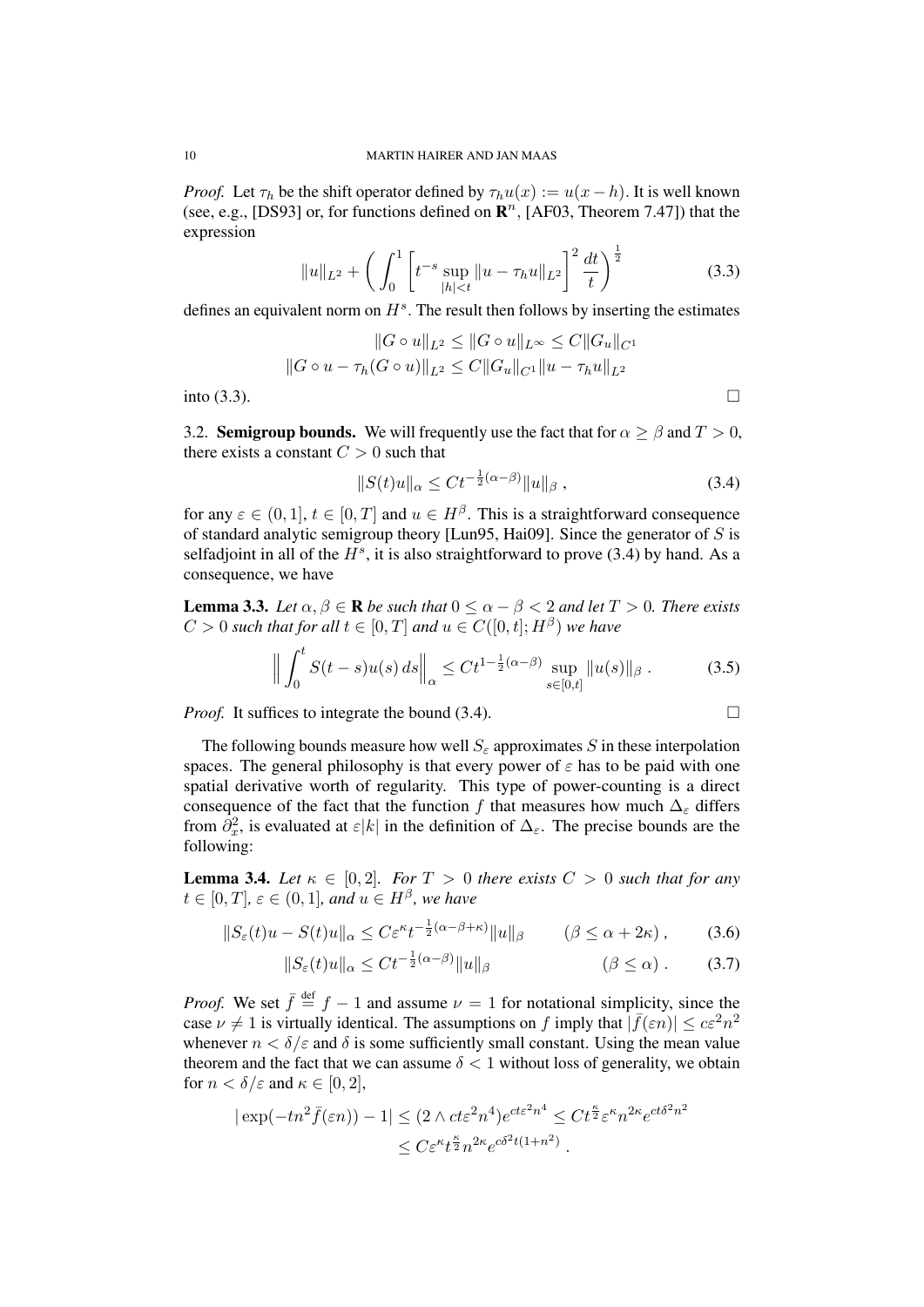*Proof.* Let $\tau_h$ be the shift operator defined by $\tau_h u(x) := u(x-h)$. It is well known (see, e.g., [DS93] or, for functions defined on $\mathbf{R}^n$, [AF03, Theorem 7.47]) that the expression

$$\|u\|_{L^2} + \left( \int_0^1 \left[ t^{-s} \sup_{|h|<t} \|u - \tau_h u\|_{L^2} \right]^2 \frac{dt}{t} \right)^{\frac{1}{2}} \tag{3.3}$$

defines an equivalent norm on $H^s$. The result then follows by inserting the estimates

$$\|G \circ u\|_{L^2} \leq \|G \circ u\|_{L^\infty} \leq C \|G_u\|_{C^1}$$
$$\|G \circ u - \tau_h(G \circ u)\|_{L^2} \leq C \|G_u\|_{C^1} \|u - \tau_h u\|_{L^2}$$

into (3.3). □

### 3.2. Semigroup bounds.

We will frequently use the fact that for $\alpha \geq \beta$ and $T > 0$, there exists a constant $C > 0$ such that

$$\|S(t)u\|_\alpha \leq C t^{-\frac{1}{2}(\alpha-\beta)} \|u\|_\beta \,, \tag{3.4}$$

for any $\varepsilon \in (0,1]$, $t \in [0,T]$ and $u \in H^\beta$. This is a straightforward consequence of standard analytic semigroup theory [Lun95, Hai09]. Since the generator of $S$ is selfadjoint in all of the $H^s$, it is also straightforward to prove (3.4) by hand. As a consequence, we have

**Lemma 3.3.** *Let $\alpha, \beta \in \mathbf{R}$ be such that $0 \leq \alpha - \beta < 2$ and let $T > 0$. There exists $C > 0$ such that for all $t \in [0,T]$ and $u \in C([0,t]; H^\beta)$ we have*

$$\Big\| \int_0^t S(t-s) u(s)\, ds \Big\|_\alpha \leq C t^{1 - \frac{1}{2}(\alpha-\beta)} \sup_{s \in [0,t]} \|u(s)\|_\beta \,. \tag{3.5}$$

*Proof.* It suffices to integrate the bound (3.4). □

The following bounds measure how well $S_\varepsilon$ approximates $S$ in these interpolation spaces. The general philosophy is that every power of $\varepsilon$ has to be paid with one spatial derivative worth of regularity. This type of power-counting is a direct consequence of the fact that the function $f$ that measures how much $\Delta_\varepsilon$ differs from $\partial_x^2$, is evaluated at $\varepsilon|k|$ in the definition of $\Delta_\varepsilon$. The precise bounds are the following:

**Lemma 3.4.** *Let $\kappa \in [0,2]$. For $T > 0$ there exists $C > 0$ such that for any $t \in [0,T]$, $\varepsilon \in (0,1]$, and $u \in H^\beta$, we have*

$$\|S_\varepsilon(t)u - S(t)u\|_\alpha \leq C \varepsilon^\kappa t^{-\frac{1}{2}(\alpha-\beta+\kappa)} \|u\|_\beta \qquad (\beta \leq \alpha + 2\kappa)\,, \tag{3.6}$$

$$\|S_\varepsilon(t)u\|_\alpha \leq C t^{-\frac{1}{2}(\alpha-\beta)} \|u\|_\beta \qquad (\beta \leq \alpha)\,. \tag{3.7}$$

*Proof.* We set $\bar f \stackrel{\text{def}}{=} f - 1$ and assume $\nu = 1$ for notational simplicity, since the case $\nu \neq 1$ is virtually identical. The assumptions on $f$ imply that $|\bar f(\varepsilon n)| \leq c\varepsilon^2 n^2$ whenever $n < \delta/\varepsilon$ and $\delta$ is some sufficiently small constant. Using the mean value theorem and the fact that we can assume $\delta < 1$ without loss of generality, we obtain for $n < \delta/\varepsilon$ and $\kappa \in [0,2]$,

$$\begin{aligned}
|\exp(-tn^2 \bar f(\varepsilon n)) - 1| &\leq (2 \wedge ct\varepsilon^2 n^4) e^{ct\varepsilon^2 n^4} \leq C t^{\frac{\kappa}{2}} \varepsilon^\kappa n^{2\kappa} e^{ct\delta^2 n^2} \\
&\leq C \varepsilon^\kappa t^{\frac{\kappa}{2}} n^{2\kappa} e^{c\delta^2 t(1+n^2)} \,.
\end{aligned}$$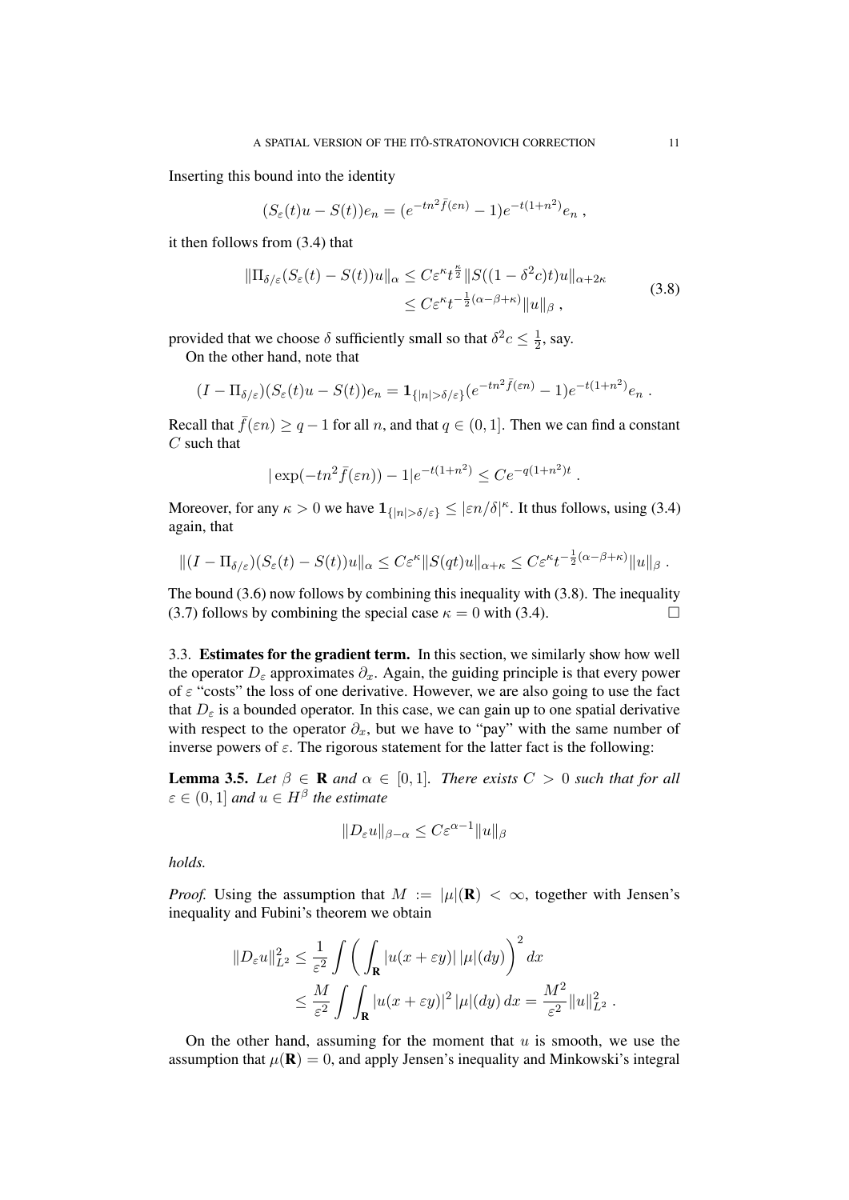Inserting this bound into the identity

$$(S_\varepsilon(t)u - S(t))e_n = (e^{-tn^2\bar f(\varepsilon n)} - 1)e^{-t(1+n^2)}e_n\;,$$

it then follows from (3.4) that

$$\begin{aligned}\|\Pi_{\delta/\varepsilon}(S_\varepsilon(t) - S(t))u\|_\alpha &\le C\varepsilon^\kappa t^{\frac{\kappa}{2}}\|S((1-\delta^2 c)t)u\|_{\alpha+2\kappa} \\ &\le C\varepsilon^\kappa t^{-\frac12(\alpha-\beta+\kappa)}\|u\|_\beta\;,\end{aligned}\tag{3.8}$$

provided that we choose $\delta$ sufficiently small so that $\delta^2 c \le \frac12$, say.

On the other hand, note that

$$(I - \Pi_{\delta/\varepsilon})(S_\varepsilon(t)u - S(t))e_n = \mathbf{1}_{\{|n|>\delta/\varepsilon\}}(e^{-tn^2\bar f(\varepsilon n)} - 1)e^{-t(1+n^2)}e_n\;.$$

Recall that $\bar f(\varepsilon n) \ge q - 1$ for all $n$, and that $q \in (0,1]$. Then we can find a constant $C$ such that

$$|\exp(-tn^2\bar f(\varepsilon n)) - 1|e^{-t(1+n^2)} \le Ce^{-q(1+n^2)t}\;.$$

Moreover, for any $\kappa > 0$ we have $\mathbf{1}_{\{|n|>\delta/\varepsilon\}} \le |\varepsilon n/\delta|^\kappa$. It thus follows, using (3.4) again, that

$$\|(I - \Pi_{\delta/\varepsilon})(S_\varepsilon(t) - S(t))u\|_\alpha \le C\varepsilon^\kappa\|S(qt)u\|_{\alpha+\kappa} \le C\varepsilon^\kappa t^{-\frac12(\alpha-\beta+\kappa)}\|u\|_\beta\;.$$

The bound (3.6) now follows by combining this inequality with (3.8). The inequality (3.7) follows by combining the special case $\kappa = 0$ with (3.4). □

### 3.3. Estimates for the gradient term.

In this section, we similarly show how well the operator $D_\varepsilon$ approximates $\partial_x$. Again, the guiding principle is that every power of $\varepsilon$ "costs" the loss of one derivative. However, we are also going to use the fact that $D_\varepsilon$ is a bounded operator. In this case, we can gain up to one spatial derivative with respect to the operator $\partial_x$, but we have to "pay" with the same number of inverse powers of $\varepsilon$. The rigorous statement for the latter fact is the following:

**Lemma 3.5.** *Let $\beta \in \mathbf{R}$ and $\alpha \in [0,1]$. There exists $C > 0$ such that for all $\varepsilon \in (0,1]$ and $u \in H^\beta$ the estimate*

$$\|D_\varepsilon u\|_{\beta-\alpha} \le C\varepsilon^{\alpha-1}\|u\|_\beta$$

*holds.*

*Proof.* Using the assumption that $M := |\mu|(\mathbf{R}) < \infty$, together with Jensen's inequality and Fubini's theorem we obtain

$$\begin{aligned}\|D_\varepsilon u\|_{L^2}^2 &\le \frac{1}{\varepsilon^2}\int\bigg(\int_{\mathbf{R}}|u(x+\varepsilon y)|\,|\mu|(dy)\bigg)^2 dx \\ &\le \frac{M}{\varepsilon^2}\int\int_{\mathbf{R}}|u(x+\varepsilon y)|^2\,|\mu|(dy)\,dx = \frac{M^2}{\varepsilon^2}\|u\|_{L^2}^2\;.\end{aligned}$$

On the other hand, assuming for the moment that $u$ is smooth, we use the assumption that $\mu(\mathbf{R}) = 0$, and apply Jensen's inequality and Minkowski's integral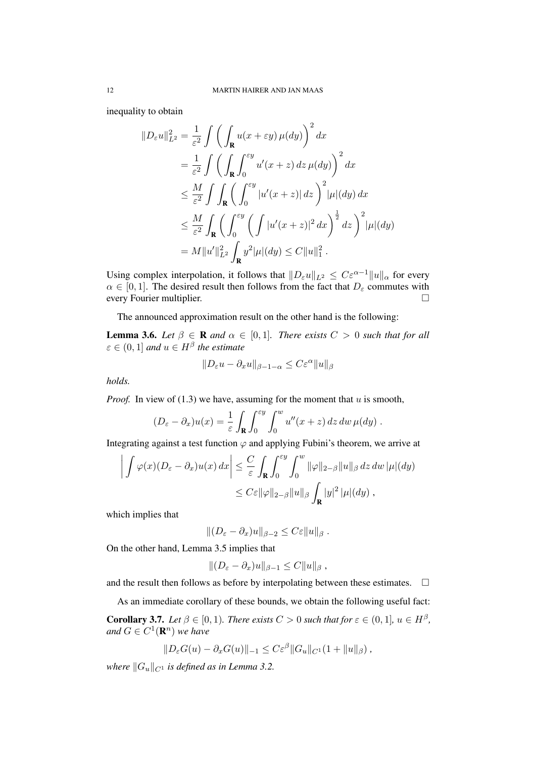inequality to obtain

$$
\begin{aligned}
\|D_\varepsilon u\|_{L^2}^2 &= \frac{1}{\varepsilon^2}\int \Big(\int_{\mathbf{R}} u(x+\varepsilon y)\,\mu(dy)\Big)^2\,dx \\
&= \frac{1}{\varepsilon^2}\int \Big(\int_{\mathbf{R}}\int_0^{\varepsilon y} u'(x+z)\,dz\,\mu(dy)\Big)^2\,dx \\
&\leq \frac{M}{\varepsilon^2}\int\int_{\mathbf{R}} \Big(\int_0^{\varepsilon y} |u'(x+z)|\,dz\Big)^2 |\mu|(dy)\,dx \\
&\leq \frac{M}{\varepsilon^2}\int_{\mathbf{R}} \Big(\int_0^{\varepsilon y} \Big(\int |u'(x+z)|^2\,dx\Big)^{\frac{1}{2}}\,dz\Big)^2 |\mu|(dy) \\
&= M\|u'\|_{L^2}^2 \int_{\mathbf{R}} y^2 |\mu|(dy) \leq C\|u\|_1^2\;.
\end{aligned}
$$

Using complex interpolation, it follows that $\|D_\varepsilon u\|_{L^2} \leq C\varepsilon^{\alpha-1}\|u\|_\alpha$ for every $\alpha \in [0,1]$. The desired result then follows from the fact that $D_\varepsilon$ commutes with every Fourier multiplier. □

The announced approximation result on the other hand is the following:

**Lemma 3.6.** *Let $\beta \in \mathbf{R}$ and $\alpha \in [0,1]$. There exists $C > 0$ such that for all $\varepsilon \in (0,1]$ and $u \in H^\beta$ the estimate*

$$
\|D_\varepsilon u - \partial_x u\|_{\beta-1-\alpha} \leq C\varepsilon^\alpha \|u\|_\beta
$$

*holds.*

*Proof.* In view of (1.3) we have, assuming for the moment that $u$ is smooth,

$$
(D_\varepsilon - \partial_x)u(x) = \frac{1}{\varepsilon}\int_{\mathbf{R}}\int_0^{\varepsilon y}\int_0^w u''(x+z)\,dz\,dw\,\mu(dy)\;.
$$

Integrating against a test function $\varphi$ and applying Fubini's theorem, we arrive at

$$
\begin{aligned}
\Big|\int \varphi(x)(D_\varepsilon - \partial_x)u(x)\,dx\Big| &\leq \frac{C}{\varepsilon}\int_{\mathbf{R}}\int_0^{\varepsilon y}\int_0^w \|\varphi\|_{2-\beta}\|u\|_\beta\,dz\,dw\,|\mu|(dy) \\
&\leq C\varepsilon\|\varphi\|_{2-\beta}\|u\|_\beta \int_{\mathbf{R}} |y|^2\,|\mu|(dy)\;,
\end{aligned}
$$

which implies that

$$
\|(D_\varepsilon - \partial_x)u\|_{\beta-2} \leq C\varepsilon\|u\|_\beta\;.
$$

On the other hand, Lemma 3.5 implies that

$$
\|(D_\varepsilon - \partial_x)u\|_{\beta-1} \leq C\|u\|_\beta\;,
$$

and the result then follows as before by interpolating between these estimates. □

As an immediate corollary of these bounds, we obtain the following useful fact:

**Corollary 3.7.** *Let $\beta \in [0,1)$. There exists $C > 0$ such that for $\varepsilon \in (0,1]$, $u \in H^\beta$, and $G \in C^1(\mathbf{R}^n)$ we have*

$$
\|D_\varepsilon G(u) - \partial_x G(u)\|_{-1} \leq C\varepsilon^\beta \|G_u\|_{C^1}(1 + \|u\|_\beta)\;,
$$

*where $\|G_u\|_{C^1}$ is defined as in Lemma 3.2.*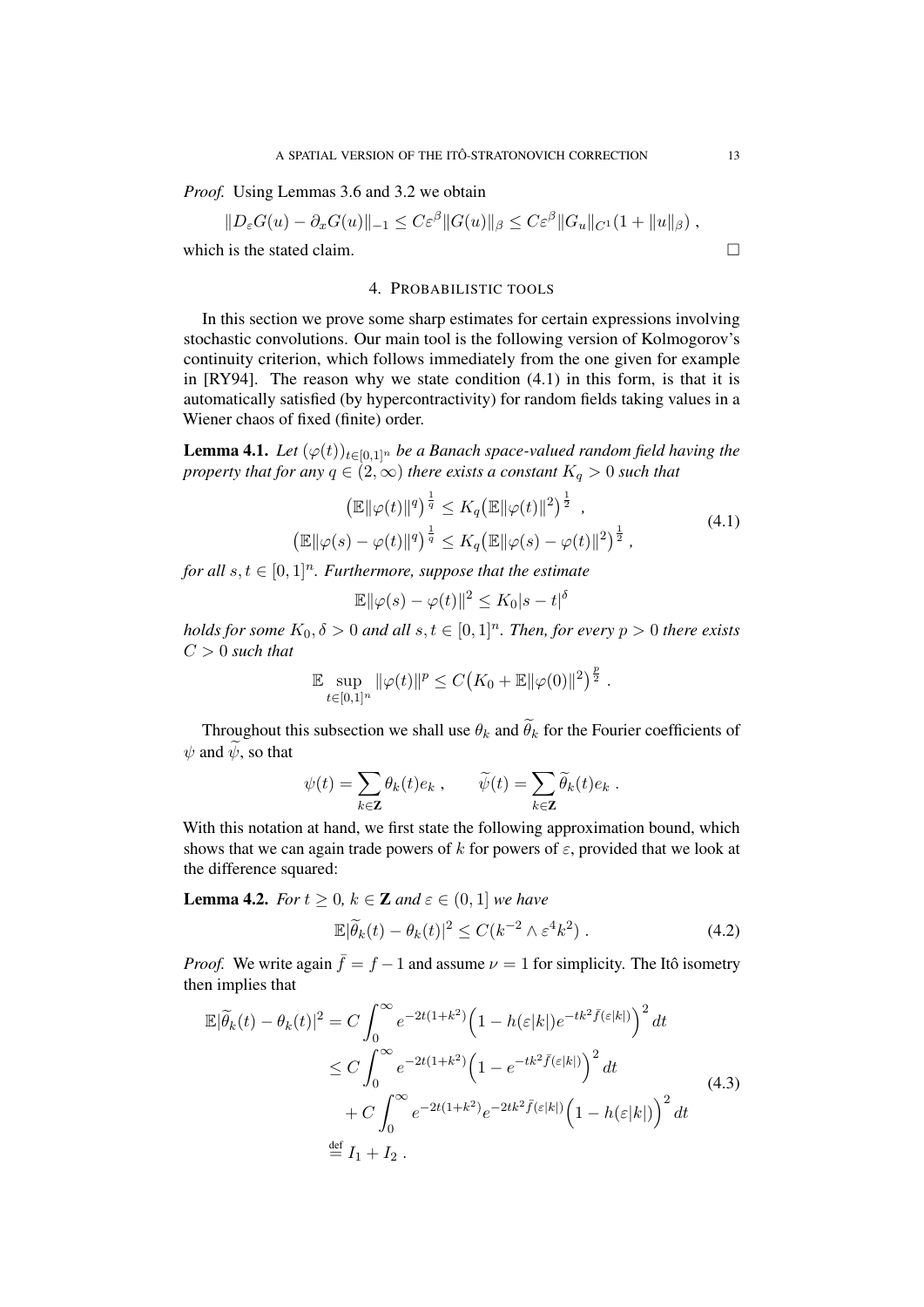*Proof.* Using Lemmas 3.6 and 3.2 we obtain

$$\|D_\varepsilon G(u) - \partial_x G(u)\|_{-1} \le C\varepsilon^\beta \|G(u)\|_\beta \le C\varepsilon^\beta \|G_u\|_{C^1}(1 + \|u\|_\beta) ,$$

which is the stated claim. □

## 4. Probabilistic tools

In this section we prove some sharp estimates for certain expressions involving stochastic convolutions. Our main tool is the following version of Kolmogorov's continuity criterion, which follows immediately from the one given for example in [RY94]. The reason why we state condition (4.1) in this form, is that it is automatically satisfied (by hypercontractivity) for random fields taking values in a Wiener chaos of fixed (finite) order.

**Lemma 4.1.** *Let $(\varphi(t))_{t\in[0,1]^n}$ be a Banach space-valued random field having the property that for any $q \in (2,\infty)$ there exists a constant $K_q > 0$ such that*

$$\begin{aligned} \big(\mathbb{E}\|\varphi(t)\|^q\big)^{\frac{1}{q}} &\le K_q\big(\mathbb{E}\|\varphi(t)\|^2\big)^{\frac{1}{2}} \ , \\ \big(\mathbb{E}\|\varphi(s)-\varphi(t)\|^q\big)^{\frac{1}{q}} &\le K_q\big(\mathbb{E}\|\varphi(s)-\varphi(t)\|^2\big)^{\frac{1}{2}} \ , \end{aligned} \tag{4.1}$$

*for all $s,t \in [0,1]^n$. Furthermore, suppose that the estimate*

$$\mathbb{E}\|\varphi(s)-\varphi(t)\|^2 \le K_0|s-t|^\delta$$

*holds for some $K_0, \delta > 0$ and all $s,t\in[0,1]^n$. Then, for every $p > 0$ there exists $C > 0$ such that*

$$\mathbb{E}\sup_{t\in[0,1]^n}\|\varphi(t)\|^p \le C\big(K_0 + \mathbb{E}\|\varphi(0)\|^2\big)^{\frac{p}{2}} \ .$$

Throughout this subsection we shall use $\theta_k$ and $\widetilde{\theta}_k$ for the Fourier coefficients of $\psi$ and $\widetilde{\psi}$, so that

$$\psi(t) = \sum_{k\in\mathbf{Z}} \theta_k(t) e_k \ , \qquad \widetilde{\psi}(t) = \sum_{k\in\mathbf{Z}} \widetilde{\theta}_k(t) e_k \ .$$

With this notation at hand, we first state the following approximation bound, which shows that we can again trade powers of $k$ for powers of $\varepsilon$, provided that we look at the difference squared:

**Lemma 4.2.** *For $t \ge 0$, $k \in \mathbf{Z}$ and $\varepsilon \in (0,1]$ we have*

$$\mathbb{E}|\widetilde{\theta}_k(t) - \theta_k(t)|^2 \le C(k^{-2} \wedge \varepsilon^4 k^2) \ . \tag{4.2}$$

*Proof.* We write again $\bar{f} = f - 1$ and assume $\nu = 1$ for simplicity. The Itô isometry then implies that

$$\begin{aligned} \mathbb{E}|\widetilde{\theta}_k(t) - \theta_k(t)|^2 &= C\int_0^\infty e^{-2t(1+k^2)}\Big(1 - h(\varepsilon|k|)e^{-tk^2\bar{f}(\varepsilon|k|)}\Big)^2\,dt \\ &\le C\int_0^\infty e^{-2t(1+k^2)}\Big(1 - e^{-tk^2\bar{f}(\varepsilon|k|)}\Big)^2\,dt \\ &\quad + C\int_0^\infty e^{-2t(1+k^2)}e^{-2tk^2\bar{f}(\varepsilon|k|)}\Big(1 - h(\varepsilon|k|)\Big)^2\,dt \\ &\stackrel{\text{def}}{=} I_1 + I_2 \ . \end{aligned} \tag{4.3}$$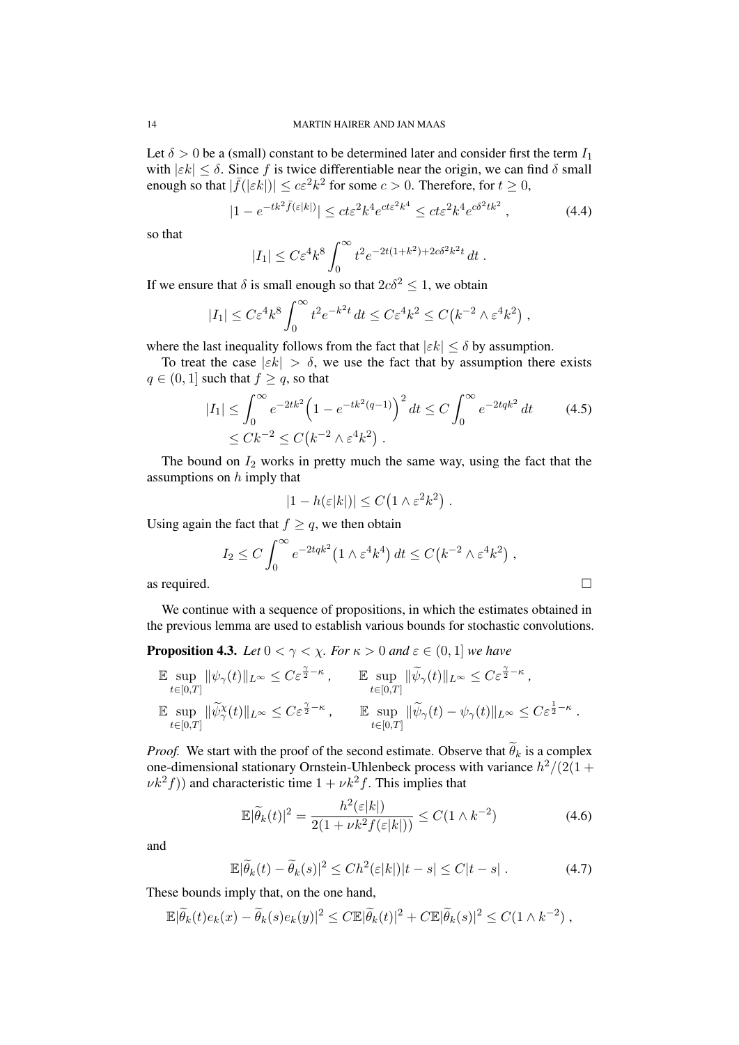Let $\delta > 0$ be a (small) constant to be determined later and consider first the term $I_1$ with $|\varepsilon k| \le \delta$. Since $f$ is twice differentiable near the origin, we can find $\delta$ small enough so that $|\bar f(|\varepsilon k|)| \le c\varepsilon^2 k^2$ for some $c > 0$. Therefore, for $t \ge 0$,

$$|1 - e^{-tk^2 \bar f(\varepsilon |k|)}| \le ct\varepsilon^2 k^4 e^{ct\varepsilon^2 k^4} \le ct\varepsilon^2 k^4 e^{c\delta^2 tk^2} , \tag{4.4}$$

so that

$$|I_1| \le C\varepsilon^4 k^8 \int_0^\infty t^2 e^{-2t(1+k^2)+2c\delta^2 k^2 t}\, dt .$$

If we ensure that $\delta$ is small enough so that $2c\delta^2 \le 1$, we obtain

$$|I_1| \le C\varepsilon^4 k^8 \int_0^\infty t^2 e^{-k^2 t}\, dt \le C\varepsilon^4 k^2 \le C\big(k^{-2} \wedge \varepsilon^4 k^2\big) ,$$

where the last inequality follows from the fact that $|\varepsilon k| \le \delta$ by assumption.

To treat the case $|\varepsilon k| > \delta$, we use the fact that by assumption there exists $q \in (0, 1]$ such that $f \ge q$, so that

$$\begin{aligned} |I_1| &\le \int_0^\infty e^{-2tk^2}\Big(1 - e^{-tk^2(q-1)}\Big)^2 dt \le C\int_0^\infty e^{-2tqk^2}\, dt \\ &\le Ck^{-2} \le C\big(k^{-2} \wedge \varepsilon^4 k^2\big) . \end{aligned} \tag{4.5}$$

The bound on $I_2$ works in pretty much the same way, using the fact that the assumptions on $h$ imply that

$$|1 - h(\varepsilon|k|)| \le C\big(1 \wedge \varepsilon^2 k^2\big) .$$

Using again the fact that $f \ge q$, we then obtain

$$I_2 \le C\int_0^\infty e^{-2tqk^2}\big(1 \wedge \varepsilon^4 k^4\big)\, dt \le C\big(k^{-2} \wedge \varepsilon^4 k^2\big) ,$$

as required. □

We continue with a sequence of propositions, in which the estimates obtained in the previous lemma are used to establish various bounds for stochastic convolutions.

**Proposition 4.3.** *Let $0 < \gamma < \chi$. For $\kappa > 0$ and $\varepsilon \in (0, 1]$ we have*

$$\mathbb{E} \sup_{t\in[0,T]} \|\psi_\gamma(t)\|_{L^\infty} \le C\varepsilon^{\frac{\gamma}{2}-\kappa} , \qquad \mathbb{E} \sup_{t\in[0,T]} \|\widetilde\psi_\gamma(t)\|_{L^\infty} \le C\varepsilon^{\frac{\gamma}{2}-\kappa} ,$$

$$\mathbb{E} \sup_{t\in[0,T]} \|\widetilde\psi_\gamma^\chi(t)\|_{L^\infty} \le C\varepsilon^{\frac{\gamma}{2}-\kappa} , \qquad \mathbb{E} \sup_{t\in[0,T]} \|\widetilde\psi_\gamma(t) - \psi_\gamma(t)\|_{L^\infty} \le C\varepsilon^{\frac{1}{2}-\kappa} .$$

*Proof.* We start with the proof of the second estimate. Observe that $\widetilde\theta_k$ is a complex one-dimensional stationary Ornstein-Uhlenbeck process with variance $h^2/(2(1 + \nu k^2 f))$ and characteristic time $1 + \nu k^2 f$. This implies that

$$\mathbb{E}|\widetilde\theta_k(t)|^2 = \frac{h^2(\varepsilon|k|)}{2(1 + \nu k^2 f(\varepsilon|k|))} \le C(1 \wedge k^{-2}) \tag{4.6}$$

and

$$\mathbb{E}|\widetilde\theta_k(t) - \widetilde\theta_k(s)|^2 \le Ch^2(\varepsilon|k|)|t - s| \le C|t - s| . \tag{4.7}$$

These bounds imply that, on the one hand,

$$\mathbb{E}|\widetilde\theta_k(t)e_k(x) - \widetilde\theta_k(s)e_k(y)|^2 \le C\mathbb{E}|\widetilde\theta_k(t)|^2 + C\mathbb{E}|\widetilde\theta_k(s)|^2 \le C(1 \wedge k^{-2}) ,$$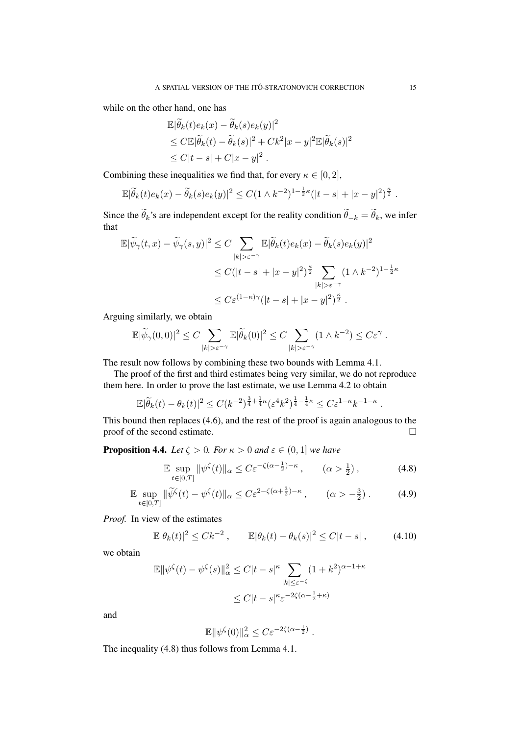while on the other hand, one has

$$
\begin{aligned}
&\mathbb{E}|\widetilde{\theta}_k(t)e_k(x) - \widetilde{\theta}_k(s)e_k(y)|^2 \\
&\leq C\mathbb{E}|\widetilde{\theta}_k(t) - \widetilde{\theta}_k(s)|^2 + Ck^2|x-y|^2\mathbb{E}|\widetilde{\theta}_k(s)|^2 \\
&\leq C|t-s| + C|x-y|^2 .
\end{aligned}
$$

Combining these inequalities we find that, for every $\kappa \in [0,2]$,

$$
\mathbb{E}|\widetilde{\theta}_k(t)e_k(x) - \widetilde{\theta}_k(s)e_k(y)|^2 \leq C(1 \wedge k^{-2})^{1-\frac{1}{2}\kappa}(|t-s| + |x-y|^2)^{\frac{\kappa}{2}} .
$$

Since the $\widetilde{\theta}_k$'s are independent except for the reality condition $\widetilde{\theta}_{-k} = \overline{\widetilde{\theta}_k}$, we infer that

$$
\begin{aligned}
\mathbb{E}|\widetilde{\psi}_\gamma(t,x) - \widetilde{\psi}_\gamma(s,y)|^2 &\leq C \sum_{|k|>\varepsilon^{-\gamma}} \mathbb{E}|\widetilde{\theta}_k(t)e_k(x) - \widetilde{\theta}_k(s)e_k(y)|^2 \\
&\leq C(|t-s| + |x-y|^2)^{\frac{\kappa}{2}} \sum_{|k|>\varepsilon^{-\gamma}} (1 \wedge k^{-2})^{1-\frac{1}{2}\kappa} \\
&\leq C\varepsilon^{(1-\kappa)\gamma}(|t-s| + |x-y|^2)^{\frac{\kappa}{2}} .
\end{aligned}
$$

Arguing similarly, we obtain

$$
\mathbb{E}|\widetilde{\psi}_\gamma(0,0)|^2 \leq C \sum_{|k|>\varepsilon^{-\gamma}} \mathbb{E}|\widetilde{\theta}_k(0)|^2 \leq C \sum_{|k|>\varepsilon^{-\gamma}} (1 \wedge k^{-2}) \leq C\varepsilon^{\gamma} .
$$

The result now follows by combining these two bounds with Lemma 4.1.

The proof of the first and third estimates being very similar, we do not reproduce them here. In order to prove the last estimate, we use Lemma 4.2 to obtain

$$
\mathbb{E}|\widetilde{\theta}_k(t) - \theta_k(t)|^2 \leq C(k^{-2})^{\frac{3}{4}+\frac{1}{4}\kappa}(\varepsilon^4 k^2)^{\frac{1}{4}-\frac{1}{4}\kappa} \leq C\varepsilon^{1-\kappa}k^{-1-\kappa} .
$$

This bound then replaces (4.6), and the rest of the proof is again analogous to the proof of the second estimate. □

**Proposition 4.4.** *Let $\zeta > 0$. For $\kappa > 0$ and $\varepsilon \in (0,1]$ we have*

$$
\mathbb{E} \sup_{t\in[0,T]} \|\psi^\zeta(t)\|_\alpha \leq C\varepsilon^{-\zeta(\alpha-\frac{1}{2})-\kappa} , \qquad (\alpha > \tfrac{1}{2}) , \tag{4.8}
$$

$$
\mathbb{E} \sup_{t\in[0,T]} \|\widetilde{\psi}^\zeta(t) - \psi^\zeta(t)\|_\alpha \leq C\varepsilon^{2-\zeta(\alpha+\frac{3}{2})-\kappa} , \qquad (\alpha > -\tfrac{3}{2}) . \tag{4.9}
$$

*Proof.* In view of the estimates

$$
\mathbb{E}|\theta_k(t)|^2 \leq Ck^{-2} , \qquad \mathbb{E}|\theta_k(t) - \theta_k(s)|^2 \leq C|t-s| , \tag{4.10}
$$

we obtain

$$
\begin{aligned}
\mathbb{E}\|\psi^\zeta(t) - \psi^\zeta(s)\|_\alpha^2 &\leq C|t-s|^\kappa \sum_{|k|\leq\varepsilon^{-\zeta}} (1+k^2)^{\alpha-1+\kappa} \\
&\leq C|t-s|^\kappa \varepsilon^{-2\zeta(\alpha-\frac{1}{2}+\kappa)}
\end{aligned}
$$

and

$$
\mathbb{E}\|\psi^\zeta(0)\|_\alpha^2 \leq C\varepsilon^{-2\zeta(\alpha-\frac{1}{2})} .
$$

The inequality (4.8) thus follows from Lemma 4.1.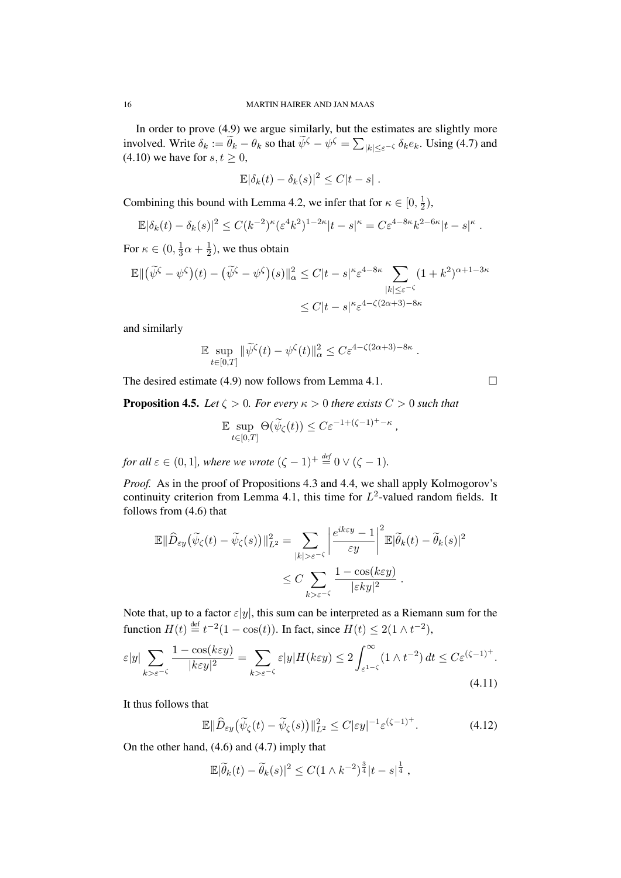In order to prove (4.9) we argue similarly, but the estimates are slightly more involved. Write $\delta_k := \widetilde{\theta}_k - \theta_k$ so that $\widetilde{\psi}^\zeta - \psi^\zeta = \sum_{|k| \le \varepsilon^{-\zeta}} \delta_k e_k$. Using (4.7) and (4.10) we have for $s, t \ge 0$,

$$\mathbb{E}|\delta_k(t) - \delta_k(s)|^2 \le C|t-s| \; .$$

Combining this bound with Lemma 4.2, we infer that for $\kappa \in [0, \frac{1}{2})$,

$$\mathbb{E}|\delta_k(t) - \delta_k(s)|^2 \le C(k^{-2})^\kappa (\varepsilon^4 k^2)^{1-2\kappa} |t-s|^\kappa = C\varepsilon^{4-8\kappa} k^{2-6\kappa} |t-s|^\kappa \; .$$

For $\kappa \in (0, \frac{1}{3}\alpha + \frac{1}{2})$, we thus obtain

$$\begin{aligned}\mathbb{E}\|\big(\widetilde{\psi}^\zeta - \psi^\zeta\big)(t) - \big(\widetilde{\psi}^\zeta - \psi^\zeta\big)(s)\|_\alpha^2 &\le C|t-s|^\kappa \varepsilon^{4-8\kappa} \sum_{|k| \le \varepsilon^{-\zeta}} (1+k^2)^{\alpha+1-3\kappa} \\ &\le C|t-s|^\kappa \varepsilon^{4-\zeta(2\alpha+3)-8\kappa}\end{aligned}$$

and similarly

$$\mathbb{E} \sup_{t \in [0,T]} \|\widetilde{\psi}^\zeta(t) - \psi^\zeta(t)\|_\alpha^2 \le C\varepsilon^{4-\zeta(2\alpha+3)-8\kappa} \; .$$

The desired estimate (4.9) now follows from Lemma 4.1. □

**Proposition 4.5.** *Let $\zeta > 0$. For every $\kappa > 0$ there exists $C > 0$ such that*

$$\mathbb{E} \sup_{t \in [0,T]} \Theta(\widetilde{\psi}_\zeta(t)) \le C\varepsilon^{-1+(\zeta-1)^+-\kappa} \, ,$$

*for all $\varepsilon \in (0, 1]$, where we wrote $(\zeta-1)^+ \overset{def}{=} 0 \vee (\zeta - 1)$.*

*Proof.* As in the proof of Propositions 4.3 and 4.4, we shall apply Kolmogorov's continuity criterion from Lemma 4.1, this time for $L^2$-valued random fields. It follows from (4.6) that

$$\begin{aligned}\mathbb{E}\|\widehat{D}_{\varepsilon y}\big(\widetilde{\psi}_\zeta(t) - \widetilde{\psi}_\zeta(s)\big)\|_{L^2}^2 &= \sum_{|k| > \varepsilon^{-\zeta}} \left| \frac{e^{ik\varepsilon y} - 1}{\varepsilon y} \right|^2 \mathbb{E}|\widetilde{\theta}_k(t) - \widetilde{\theta}_k(s)|^2 \\ &\le C \sum_{k > \varepsilon^{-\zeta}} \frac{1 - \cos(k\varepsilon y)}{|\varepsilon k y|^2} \; .\end{aligned}$$

Note that, up to a factor $\varepsilon|y|$, this sum can be interpreted as a Riemann sum for the function $H(t) \overset{\text{def}}{=} t^{-2}(1 - \cos(t))$. In fact, since $H(t) \le 2(1 \wedge t^{-2})$,

$$\varepsilon|y| \sum_{k > \varepsilon^{-\zeta}} \frac{1 - \cos(k\varepsilon y)}{|k\varepsilon y|^2} = \sum_{k > \varepsilon^{-\zeta}} \varepsilon|y| H(k\varepsilon y) \le 2\int_{\varepsilon^{1-\zeta}}^\infty (1 \wedge t^{-2})\, dt \le C\varepsilon^{(\zeta-1)^+}. \tag{4.11}$$

It thus follows that

$$\mathbb{E}\|\widehat{D}_{\varepsilon y}\big(\widetilde{\psi}_\zeta(t) - \widetilde{\psi}_\zeta(s)\big)\|_{L^2}^2 \le C|\varepsilon y|^{-1} \varepsilon^{(\zeta-1)^+}. \tag{4.12}$$

On the other hand, (4.6) and (4.7) imply that

$$\mathbb{E}|\widetilde{\theta}_k(t) - \widetilde{\theta}_k(s)|^2 \le C(1 \wedge k^{-2})^{\frac{3}{4}} |t-s|^{\frac{1}{4}} \, ,$$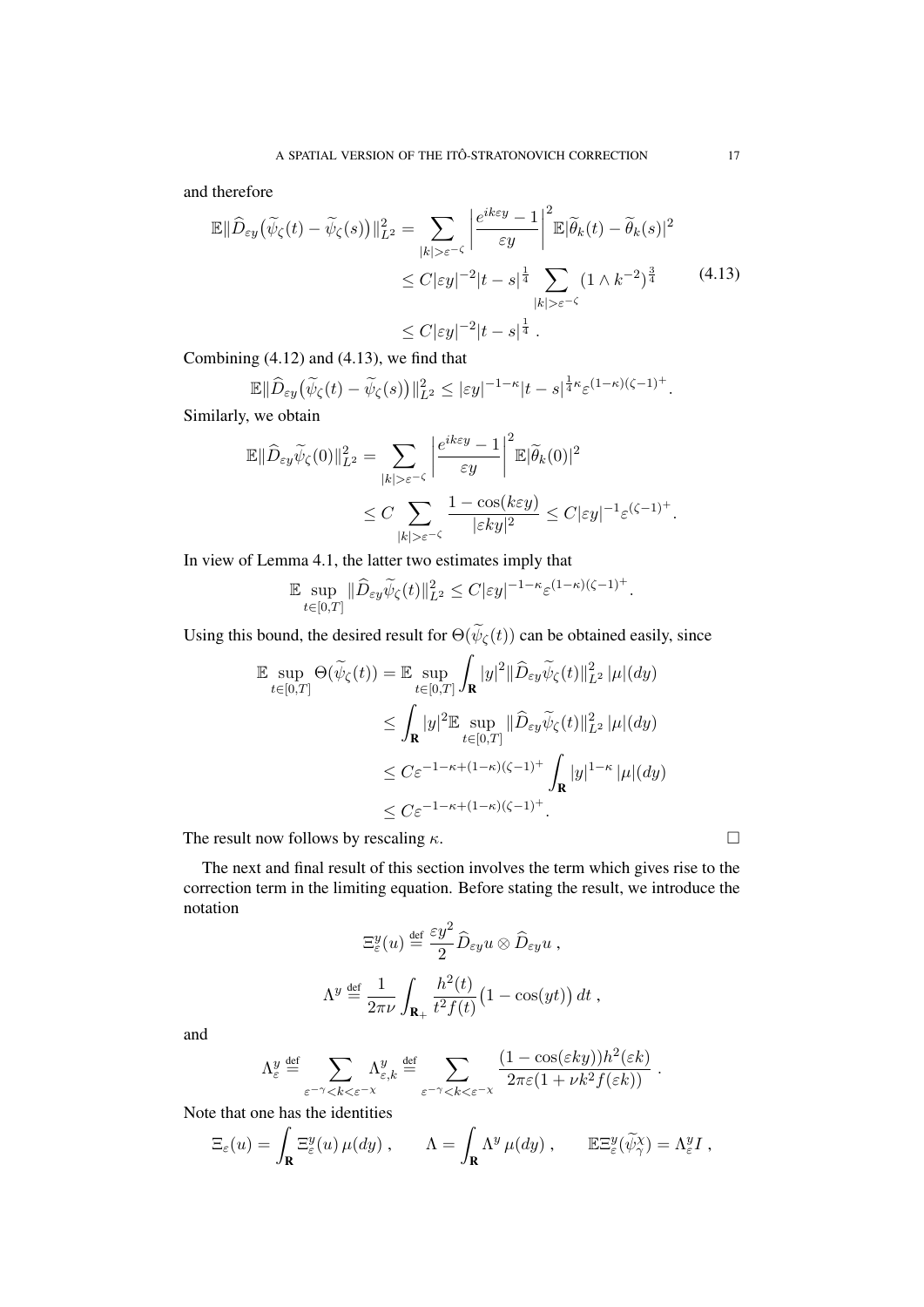and therefore

$$
\begin{aligned}
\mathbb{E}\|\widehat{D}_{\varepsilon y}\big(\widetilde{\psi}_\zeta(t) - \widetilde{\psi}_\zeta(s)\big)\|_{L^2}^2 &= \sum_{|k|>\varepsilon^{-\zeta}} \left|\frac{e^{ik\varepsilon y}-1}{\varepsilon y}\right|^2 \mathbb{E}|\widetilde{\theta}_k(t) - \widetilde{\theta}_k(s)|^2 \\
&\le C|\varepsilon y|^{-2}|t-s|^{\frac{1}{4}} \sum_{|k|>\varepsilon^{-\zeta}} (1\wedge k^{-2})^{\frac{3}{4}} \\
&\le C|\varepsilon y|^{-2}|t-s|^{\frac{1}{4}}\,.
\end{aligned}
\tag{4.13}
$$

Combining (4.12) and (4.13), we find that

$$
\mathbb{E}\|\widehat{D}_{\varepsilon y}\big(\widetilde{\psi}_\zeta(t) - \widetilde{\psi}_\zeta(s)\big)\|_{L^2}^2 \le |\varepsilon y|^{-1-\kappa}|t-s|^{\frac{1}{4}\kappa}\varepsilon^{(1-\kappa)(\zeta-1)^+}.
$$

Similarly, we obtain

$$
\begin{aligned}
\mathbb{E}\|\widehat{D}_{\varepsilon y}\widetilde{\psi}_\zeta(0)\|_{L^2}^2 &= \sum_{|k|>\varepsilon^{-\zeta}} \left|\frac{e^{ik\varepsilon y}-1}{\varepsilon y}\right|^2 \mathbb{E}|\widetilde{\theta}_k(0)|^2 \\
&\le C\sum_{|k|>\varepsilon^{-\zeta}} \frac{1-\cos(k\varepsilon y)}{|\varepsilon k y|^2} \le C|\varepsilon y|^{-1}\varepsilon^{(\zeta-1)^+}.
\end{aligned}
$$

In view of Lemma 4.1, the latter two estimates imply that

$$
\mathbb{E}\sup_{t\in[0,T]}\|\widehat{D}_{\varepsilon y}\widetilde{\psi}_\zeta(t)\|_{L^2}^2 \le C|\varepsilon y|^{-1-\kappa}\varepsilon^{(1-\kappa)(\zeta-1)^+}.
$$

Using this bound, the desired result for $\Theta(\widetilde{\psi}_\zeta(t))$ can be obtained easily, since

$$
\begin{aligned}
\mathbb{E}\sup_{t\in[0,T]}\Theta(\widetilde{\psi}_\zeta(t)) &= \mathbb{E}\sup_{t\in[0,T]}\int_{\mathbf{R}} |y|^2\|\widehat{D}_{\varepsilon y}\widetilde{\psi}_\zeta(t)\|_{L^2}^2\,|\mu|(dy) \\
&\le \int_{\mathbf{R}} |y|^2\mathbb{E}\sup_{t\in[0,T]}\|\widehat{D}_{\varepsilon y}\widetilde{\psi}_\zeta(t)\|_{L^2}^2\,|\mu|(dy) \\
&\le C\varepsilon^{-1-\kappa+(1-\kappa)(\zeta-1)^+}\int_{\mathbf{R}} |y|^{1-\kappa}\,|\mu|(dy) \\
&\le C\varepsilon^{-1-\kappa+(1-\kappa)(\zeta-1)^+}.
\end{aligned}
$$

The result now follows by rescaling $\kappa$. $\square$

The next and final result of this section involves the term which gives rise to the correction term in the limiting equation. Before stating the result, we introduce the notation

$$
\Xi_\varepsilon^y(u) \stackrel{\text{def}}{=} \frac{\varepsilon y^2}{2}\widehat{D}_{\varepsilon y}u\otimes\widehat{D}_{\varepsilon y}u\,,
$$

$$
\Lambda^y \stackrel{\text{def}}{=} \frac{1}{2\pi\nu}\int_{\mathbf{R}_+}\frac{h^2(t)}{t^2 f(t)}\big(1-\cos(yt)\big)\,dt\,,
$$

and

$$
\Lambda_\varepsilon^y \stackrel{\text{def}}{=} \sum_{\varepsilon^{-\gamma}<k<\varepsilon^{-\chi}} \Lambda_{\varepsilon,k}^y \stackrel{\text{def}}{=} \sum_{\varepsilon^{-\gamma}<k<\varepsilon^{-\chi}} \frac{(1-\cos(\varepsilon k y))h^2(\varepsilon k)}{2\pi\varepsilon(1+\nu k^2 f(\varepsilon k))}\,.
$$

Note that one has the identities

$$
\Xi_\varepsilon(u) = \int_{\mathbf{R}}\Xi_\varepsilon^y(u)\,\mu(dy)\,,\qquad \Lambda = \int_{\mathbf{R}}\Lambda^y\,\mu(dy)\,,\qquad \mathbb{E}\Xi_\varepsilon^y(\widetilde{\psi}_\gamma^\chi) = \Lambda_\varepsilon^y I\,,
$$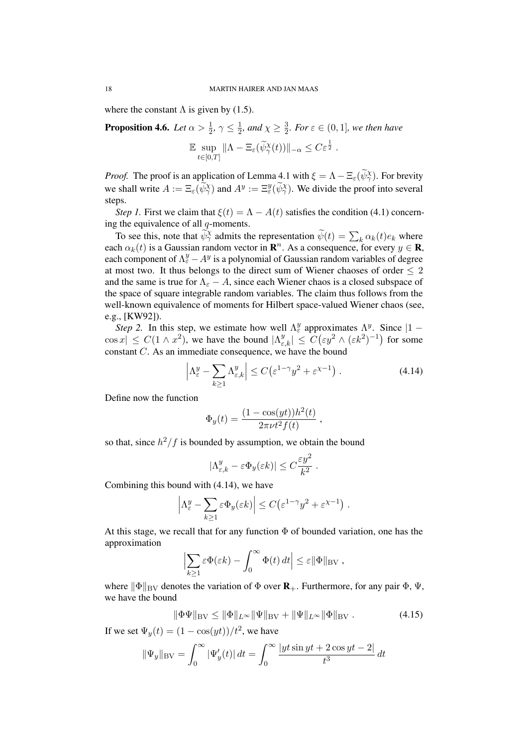where the constant $\Lambda$ is given by (1.5).

**Proposition 4.6.** *Let $\alpha > \frac{1}{2}$, $\gamma \leq \frac{1}{2}$, and $\chi \geq \frac{3}{2}$. For $\varepsilon \in (0,1]$, we then have*

$$\mathbb{E} \sup_{t\in[0,T]} \|\Lambda - \Xi_\varepsilon(\widetilde{\psi}_\gamma^\chi(t))\|_{-\alpha} \leq C\varepsilon^{\frac{1}{2}} \;.$$

*Proof.* The proof is an application of Lemma 4.1 with $\xi = \Lambda - \Xi_\varepsilon(\widetilde{\psi}_\gamma^\chi)$. For brevity we shall write $A := \Xi_\varepsilon(\widetilde{\psi}_\gamma^\chi)$ and $A^y := \Xi_\varepsilon^y(\widetilde{\psi}_\gamma^\chi)$. We divide the proof into several steps.

*Step 1.* First we claim that $\xi(t) = \Lambda - A(t)$ satisfies the condition (4.1) concerning the equivalence of all $q$-moments.

To see this, note that $\widetilde{\psi}_\gamma^\chi$ admits the representation $\widetilde{\psi}(t) = \sum_k \alpha_k(t) e_k$ where each $\alpha_k(t)$ is a Gaussian random vector in $\mathbf{R}^n$. As a consequence, for every $y \in \mathbf{R}$, each component of $\Lambda_\varepsilon^y - A^y$ is a polynomial of Gaussian random variables of degree at most two. It thus belongs to the direct sum of Wiener chaoses of order $\leq 2$ and the same is true for $\Lambda_\varepsilon - A$, since each Wiener chaos is a closed subspace of the space of square integrable random variables. The claim thus follows from the well-known equivalence of moments for Hilbert space-valued Wiener chaos (see, e.g., [KW92]).

*Step 2.* In this step, we estimate how well $\Lambda_\varepsilon^y$ approximates $\Lambda^y$. Since $|1 - \cos x| \leq C(1 \wedge x^2)$, we have the bound $|\Lambda_{\varepsilon,k}^y| \leq C\big(\varepsilon y^2 \wedge (\varepsilon k^2)^{-1}\big)$ for some constant $C$. As an immediate consequence, we have the bound

$$\Big|\Lambda_\varepsilon^y - \sum_{k\geq 1} \Lambda_{\varepsilon,k}^y\Big| \leq C\big(\varepsilon^{1-\gamma} y^2 + \varepsilon^{\chi-1}\big) \;. \tag{4.14}$$

Define now the function

$$\Phi_y(t) = \frac{(1-\cos(yt))h^2(t)}{2\pi\nu t^2 f(t)} \;,$$

so that, since $h^2/f$ is bounded by assumption, we obtain the bound

$$|\Lambda_{\varepsilon,k}^y - \varepsilon\Phi_y(\varepsilon k)| \leq C\frac{\varepsilon y^2}{k^2} \;.$$

Combining this bound with (4.14), we have

$$\Big|\Lambda_\varepsilon^y - \sum_{k\geq 1} \varepsilon\Phi_y(\varepsilon k)\Big| \leq C\big(\varepsilon^{1-\gamma} y^2 + \varepsilon^{\chi-1}\big) \;.$$

At this stage, we recall that for any function $\Phi$ of bounded variation, one has the approximation

$$\Big|\sum_{k\geq 1} \varepsilon\Phi(\varepsilon k) - \int_0^\infty \Phi(t)\,dt\Big| \leq \varepsilon\|\Phi\|_{\mathrm{BV}} \;,$$

where $\|\Phi\|_{\mathrm{BV}}$ denotes the variation of $\Phi$ over $\mathbf{R}_+$. Furthermore, for any pair $\Phi$, $\Psi$, we have the bound

$$\|\Phi\Psi\|_{\mathrm{BV}} \leq \|\Phi\|_{L^\infty}\|\Psi\|_{\mathrm{BV}} + \|\Psi\|_{L^\infty}\|\Phi\|_{\mathrm{BV}} \;. \tag{4.15}$$

If we set $\Psi_y(t) = (1-\cos(yt))/t^2$, we have

$$\|\Psi_y\|_{\mathrm{BV}} = \int_0^\infty |\Psi_y'(t)|\,dt = \int_0^\infty \frac{|yt\sin yt + 2\cos yt - 2|}{t^3}\,dt$$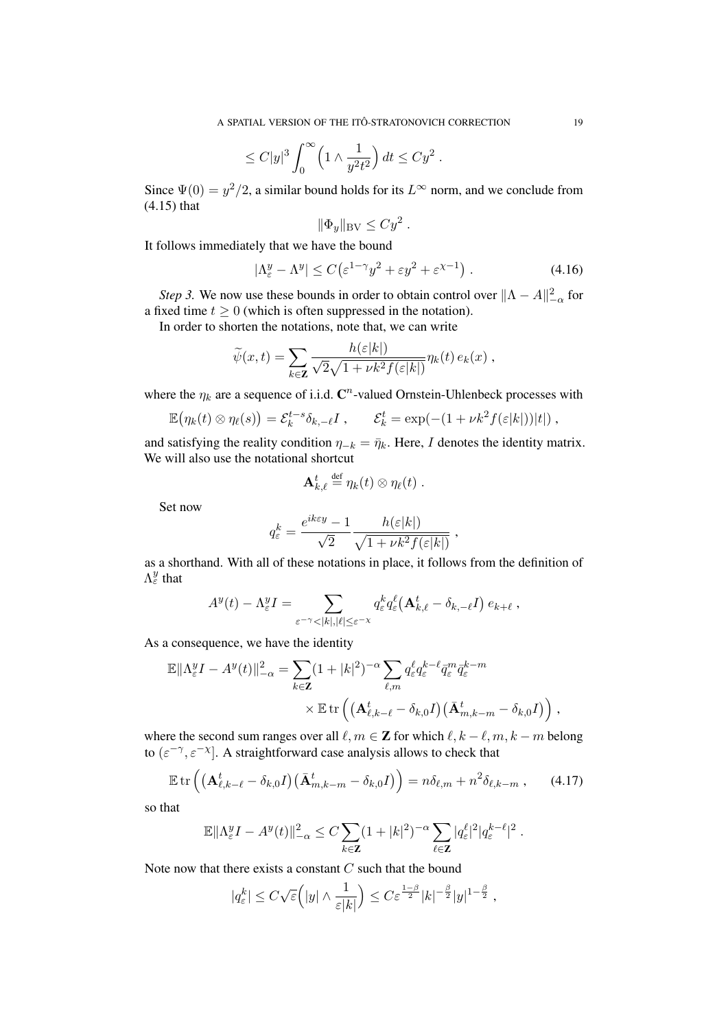$$\leq C|y|^3 \int_0^\infty \Big(1 \wedge \frac{1}{y^2 t^2}\Big)\, dt \leq C y^2 \;.$$

Since $\Psi(0) = y^2/2$, a similar bound holds for its $L^\infty$ norm, and we conclude from (4.15) that

$$\|\Phi_y\|_{\mathrm{BV}} \leq C y^2 \;.$$

It follows immediately that we have the bound

$$|\Lambda_\varepsilon^y - \Lambda^y| \leq C\big(\varepsilon^{1-\gamma} y^2 + \varepsilon y^2 + \varepsilon^{\chi - 1}\big) \;. \tag{4.16}$$

*Step 3.* We now use these bounds in order to obtain control over $\|\Lambda - A\|_{-\alpha}^2$ for a fixed time $t \geq 0$ (which is often suppressed in the notation).

In order to shorten the notations, note that, we can write

$$\widetilde\psi(x,t) = \sum_{k \in \mathbf{Z}} \frac{h(\varepsilon|k|)}{\sqrt{2}\sqrt{1 + \nu k^2 f(\varepsilon|k|)}} \eta_k(t)\, e_k(x) \;,$$

where the $\eta_k$ are a sequence of i.i.d. $\mathbf{C}^n$-valued Ornstein-Uhlenbeck processes with

$$\mathbb{E}\big(\eta_k(t) \otimes \eta_\ell(s)\big) = \mathcal{E}_k^{t-s} \delta_{k,-\ell} I \;, \qquad \mathcal{E}_k^t = \exp(-(1 + \nu k^2 f(\varepsilon|k|))|t|) \;,$$

and satisfying the reality condition $\eta_{-k} = \bar\eta_k$. Here, $I$ denotes the identity matrix. We will also use the notational shortcut

$$\mathbf{A}_{k,\ell}^t \stackrel{\text{def}}{=} \eta_k(t) \otimes \eta_\ell(t) \;.$$

Set now

$$q_\varepsilon^k = \frac{e^{ik\varepsilon y} - 1}{\sqrt{2}} \frac{h(\varepsilon|k|)}{\sqrt{1 + \nu k^2 f(\varepsilon|k|)}} \;,$$

as a shorthand. With all of these notations in place, it follows from the definition of $\Lambda_\varepsilon^y$ that

$$A^y(t) - \Lambda_\varepsilon^y I = \sum_{\varepsilon^{-\gamma} < |k|, |\ell| \leq \varepsilon^{-\chi}} q_\varepsilon^k q_\varepsilon^\ell \big(\mathbf{A}_{k,\ell}^t - \delta_{k,-\ell} I\big)\, e_{k+\ell} \;,$$

As a consequence, we have the identity

$$\begin{aligned}\mathbb{E}\|\Lambda_\varepsilon^y I - A^y(t)\|_{-\alpha}^2 = \sum_{k \in \mathbf{Z}} (1 + |k|^2)^{-\alpha} &\sum_{\ell, m} q_\varepsilon^\ell q_\varepsilon^{k-\ell} \bar q_\varepsilon^m \bar q_\varepsilon^{k-m} \\ &\times \mathbb{E}\,\mathrm{tr}\Big(\big(\mathbf{A}_{\ell,k-\ell}^t - \delta_{k,0} I\big)\big(\bar{\mathbf{A}}_{m,k-m}^t - \delta_{k,0} I\big)\Big) \;,\end{aligned}$$

where the second sum ranges over all $\ell, m \in \mathbf{Z}$ for which $\ell, k-\ell, m, k-m$ belong to $(\varepsilon^{-\gamma}, \varepsilon^{-\chi}]$. A straightforward case analysis allows to check that

$$\mathbb{E}\,\mathrm{tr}\Big(\big(\mathbf{A}_{\ell,k-\ell}^t - \delta_{k,0} I\big)\big(\bar{\mathbf{A}}_{m,k-m}^t - \delta_{k,0} I\big)\Big) = n \delta_{\ell,m} + n^2 \delta_{\ell,k-m} \;, \tag{4.17}$$

so that

$$\mathbb{E}\|\Lambda_\varepsilon^y I - A^y(t)\|_{-\alpha}^2 \leq C \sum_{k \in \mathbf{Z}} (1 + |k|^2)^{-\alpha} \sum_{\ell \in \mathbf{Z}} |q_\varepsilon^\ell|^2 |q_\varepsilon^{k-\ell}|^2 \;.$$

Note now that there exists a constant $C$ such that the bound

$$|q_\varepsilon^k| \leq C\sqrt{\varepsilon}\Big(|y| \wedge \frac{1}{\varepsilon|k|}\Big) \leq C \varepsilon^{\frac{1-\beta}{2}} |k|^{-\frac{\beta}{2}} |y|^{1-\frac{\beta}{2}} \;,$$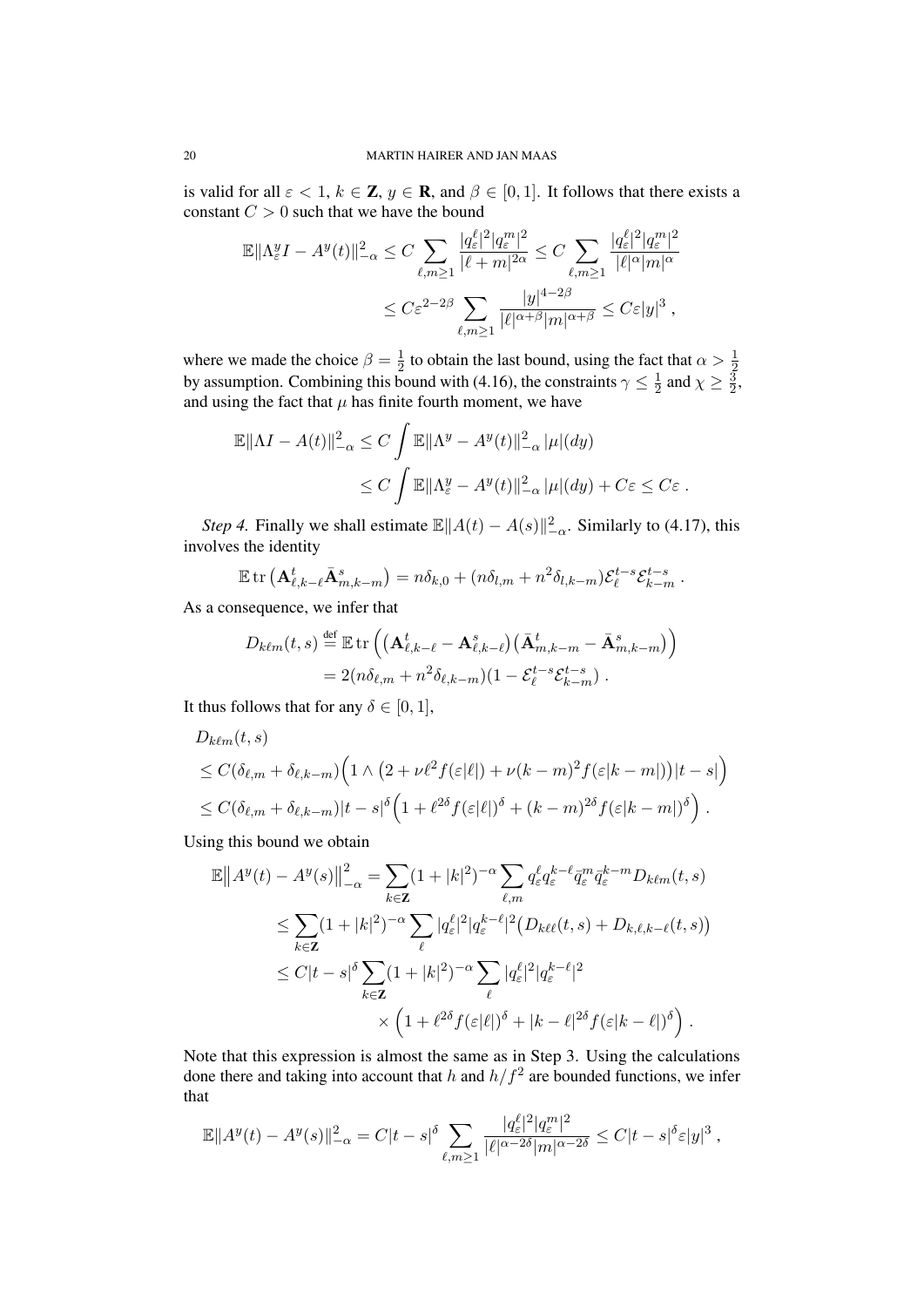is valid for all $\varepsilon < 1$, $k \in \mathbf{Z}$, $y \in \mathbf{R}$, and $\beta \in [0,1]$. It follows that there exists a constant $C > 0$ such that we have the bound

$$
\begin{aligned}
\mathbb{E}\|\Lambda_\varepsilon^y I - A^y(t)\|_{-\alpha}^2 &\le C \sum_{\ell,m\ge 1} \frac{|q_\varepsilon^\ell|^2 |q_\varepsilon^m|^2}{|\ell+m|^{2\alpha}} \le C \sum_{\ell,m\ge 1} \frac{|q_\varepsilon^\ell|^2 |q_\varepsilon^m|^2}{|\ell|^\alpha |m|^\alpha} \\
&\le C\varepsilon^{2-2\beta} \sum_{\ell,m\ge 1} \frac{|y|^{4-2\beta}}{|\ell|^{\alpha+\beta}|m|^{\alpha+\beta}} \le C\varepsilon |y|^3 ,
\end{aligned}
$$

where we made the choice $\beta = \frac{1}{2}$ to obtain the last bound, using the fact that $\alpha > \frac{1}{2}$ by assumption. Combining this bound with (4.16), the constraints $\gamma \le \frac{1}{2}$ and $\chi \ge \frac{3}{2}$, and using the fact that $\mu$ has finite fourth moment, we have

$$
\begin{aligned}
\mathbb{E}\|\Lambda I - A(t)\|_{-\alpha}^2 &\le C \int \mathbb{E}\|\Lambda^y - A^y(t)\|_{-\alpha}^2 \,|\mu|(dy) \\
&\le C \int \mathbb{E}\|\Lambda_\varepsilon^y - A^y(t)\|_{-\alpha}^2 \,|\mu|(dy) + C\varepsilon \le C\varepsilon .
\end{aligned}
$$

*Step 4.* Finally we shall estimate $\mathbb{E}\|A(t) - A(s)\|_{-\alpha}^2$. Similarly to (4.17), this involves the identity

$$
\mathbb{E}\,\mathrm{tr}\left(\mathbf{A}_{\ell,k-\ell}^t \bar{\mathbf{A}}_{m,k-m}^s\right) = n\delta_{k,0} + (n\delta_{l,m} + n^2\delta_{l,k-m})\mathcal{E}_\ell^{t-s}\mathcal{E}_{k-m}^{t-s} .
$$

As a consequence, we infer that

$$
\begin{aligned}
D_{k\ell m}(t,s) &\stackrel{\text{def}}{=} \mathbb{E}\,\mathrm{tr}\Big(\big(\mathbf{A}_{\ell,k-\ell}^t - \mathbf{A}_{\ell,k-\ell}^s\big)\big(\bar{\mathbf{A}}_{m,k-m}^t - \bar{\mathbf{A}}_{m,k-m}^s\big)\Big) \\
&= 2(n\delta_{\ell,m} + n^2\delta_{\ell,k-m})(1 - \mathcal{E}_\ell^{t-s}\mathcal{E}_{k-m}^{t-s}) .
\end{aligned}
$$

It thus follows that for any $\delta \in [0,1]$,

$$
\begin{aligned}
&D_{k\ell m}(t,s) \\
&\le C(\delta_{\ell,m} + \delta_{\ell,k-m})\Big(1 \wedge \big(2 + \nu\ell^2 f(\varepsilon|\ell|) + \nu(k-m)^2 f(\varepsilon|k-m|)\big)|t-s|\Big) \\
&\le C(\delta_{\ell,m} + \delta_{\ell,k-m})|t-s|^\delta\Big(1 + \ell^{2\delta} f(\varepsilon|\ell|)^\delta + (k-m)^{2\delta} f(\varepsilon|k-m|)^\delta\Big) .
\end{aligned}
$$

Using this bound we obtain

$$
\begin{aligned}
\mathbb{E}\big\|A^y(t) - A^y(s)\big\|_{-\alpha}^2 &= \sum_{k\in\mathbf{Z}} (1+|k|^2)^{-\alpha} \sum_{\ell,m} q_\varepsilon^\ell q_\varepsilon^{k-\ell} \bar{q}_\varepsilon^m \bar{q}_\varepsilon^{k-m} D_{k\ell m}(t,s) \\
&\le \sum_{k\in\mathbf{Z}} (1+|k|^2)^{-\alpha} \sum_\ell |q_\varepsilon^\ell|^2 |q_\varepsilon^{k-\ell}|^2 \big(D_{k\ell\ell}(t,s) + D_{k,\ell,k-\ell}(t,s)\big) \\
&\le C|t-s|^\delta \sum_{k\in\mathbf{Z}} (1+|k|^2)^{-\alpha} \sum_\ell |q_\varepsilon^\ell|^2 |q_\varepsilon^{k-\ell}|^2 \\
&\qquad \times \Big(1 + \ell^{2\delta} f(\varepsilon|\ell|)^\delta + |k-\ell|^{2\delta} f(\varepsilon|k-\ell|)^\delta\Big) .
\end{aligned}
$$

Note that this expression is almost the same as in Step 3. Using the calculations done there and taking into account that $h$ and $h/f^2$ are bounded functions, we infer that

$$
\mathbb{E}\|A^y(t) - A^y(s)\|_{-\alpha}^2 = C|t-s|^\delta \sum_{\ell,m\ge 1} \frac{|q_\varepsilon^\ell|^2 |q_\varepsilon^m|^2}{|\ell|^{\alpha-2\delta}|m|^{\alpha-2\delta}} \le C|t-s|^\delta \varepsilon |y|^3 ,
$$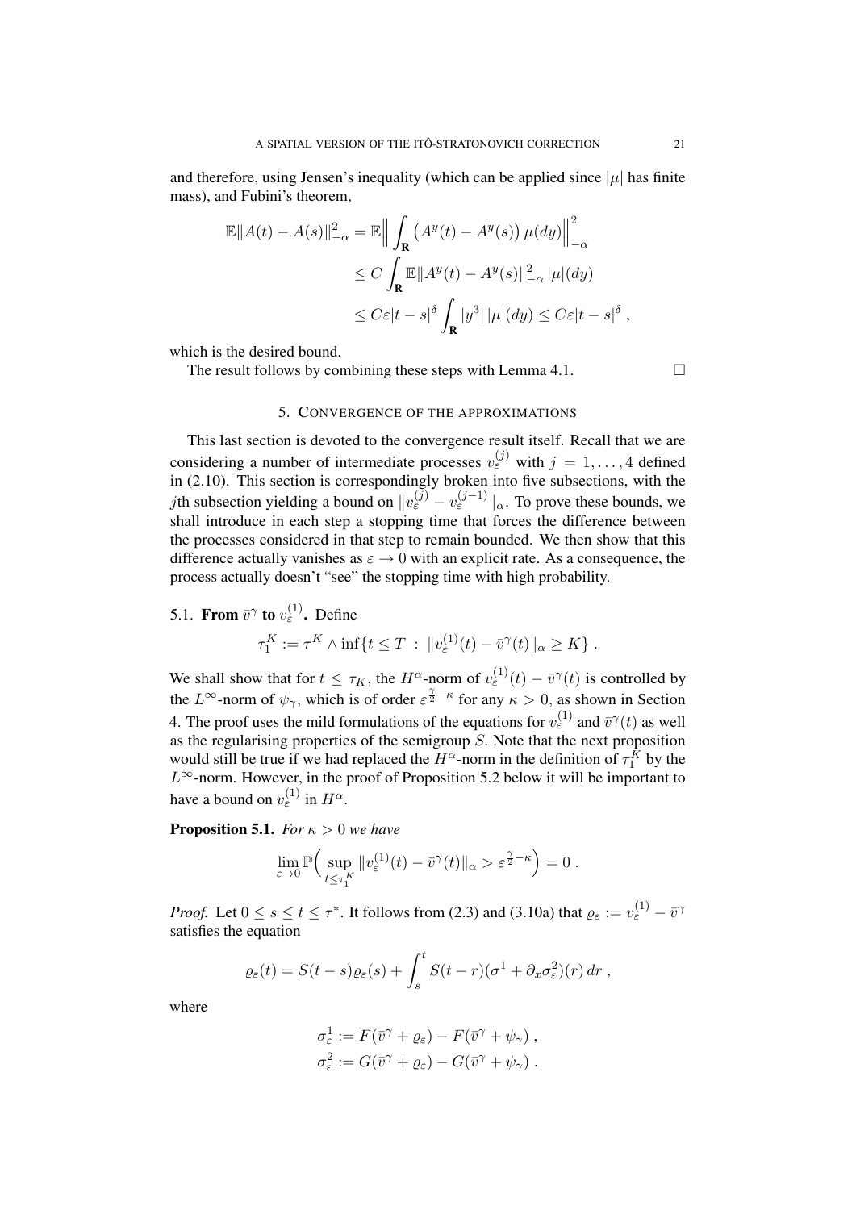and therefore, using Jensen's inequality (which can be applied since $|\mu|$ has finite mass), and Fubini's theorem,

$$
\begin{aligned}
\mathbb{E}\|A(t) - A(s)\|_{-\alpha}^2 &= \mathbb{E}\Big\| \int_{\mathbf{R}} \big(A^y(t) - A^y(s)\big)\, \mu(dy)\Big\|_{-\alpha}^2 \\
&\leq C \int_{\mathbf{R}} \mathbb{E}\|A^y(t) - A^y(s)\|_{-\alpha}^2 \, |\mu|(dy) \\
&\leq C\varepsilon |t-s|^{\delta} \int_{\mathbf{R}} |y^3|\, |\mu|(dy) \leq C\varepsilon |t-s|^{\delta} ,
\end{aligned}
$$

which is the desired bound.

The result follows by combining these steps with Lemma 4.1. $\square$

## 5. Convergence of the approximations

This last section is devoted to the convergence result itself. Recall that we are considering a number of intermediate processes $v_\varepsilon^{(j)}$ with $j = 1, \ldots, 4$ defined in (2.10). This section is correspondingly broken into five subsections, with the $j$th subsection yielding a bound on $\|v_\varepsilon^{(j)} - v_\varepsilon^{(j-1)}\|_\alpha$. To prove these bounds, we shall introduce in each step a stopping time that forces the difference between the processes considered in that step to remain bounded. We then show that this difference actually vanishes as $\varepsilon \to 0$ with an explicit rate. As a consequence, the process actually doesn't "see" the stopping time with high probability.

### 5.1. From $\bar v^\gamma$ to $v_\varepsilon^{(1)}$.

Define

$$
\tau_1^K := \tau^K \wedge \inf\{t \leq T \,:\, \|v_\varepsilon^{(1)}(t) - \bar v^\gamma(t)\|_\alpha \geq K\} .
$$

We shall show that for $t \leq \tau_K$, the $H^\alpha$-norm of $v_\varepsilon^{(1)}(t) - \bar v^\gamma(t)$ is controlled by the $L^\infty$-norm of $\psi_\gamma$, which is of order $\varepsilon^{\frac{\gamma}{2}-\kappa}$ for any $\kappa > 0$, as shown in Section 4. The proof uses the mild formulations of the equations for $v_\varepsilon^{(1)}$ and $\bar v^\gamma(t)$ as well as the regularising properties of the semigroup $S$. Note that the next proposition would still be true if we had replaced the $H^\alpha$-norm in the definition of $\tau_1^K$ by the $L^\infty$-norm. However, in the proof of Proposition 5.2 below it will be important to have a bound on $v_\varepsilon^{(1)}$ in $H^\alpha$.

**Proposition 5.1.** *For $\kappa > 0$ we have*

$$
\lim_{\varepsilon \to 0} \mathbb{P}\Big( \sup_{t \leq \tau_1^K} \|v_\varepsilon^{(1)}(t) - \bar v^\gamma(t)\|_\alpha > \varepsilon^{\frac{\gamma}{2}-\kappa}\Big) = 0 .
$$

*Proof.* Let $0 \leq s \leq t \leq \tau^*$. It follows from (2.3) and (3.10a) that $\varrho_\varepsilon := v_\varepsilon^{(1)} - \bar v^\gamma$ satisfies the equation

$$
\varrho_\varepsilon(t) = S(t-s)\varrho_\varepsilon(s) + \int_s^t S(t-r)(\sigma^1 + \partial_x \sigma_\varepsilon^2)(r)\, dr ,
$$

where

$$
\begin{aligned}
\sigma_\varepsilon^1 &:= \overline{F}(\bar v^\gamma + \varrho_\varepsilon) - \overline{F}(\bar v^\gamma + \psi_\gamma) , \\
\sigma_\varepsilon^2 &:= G(\bar v^\gamma + \varrho_\varepsilon) - G(\bar v^\gamma + \psi_\gamma) .
\end{aligned}
$$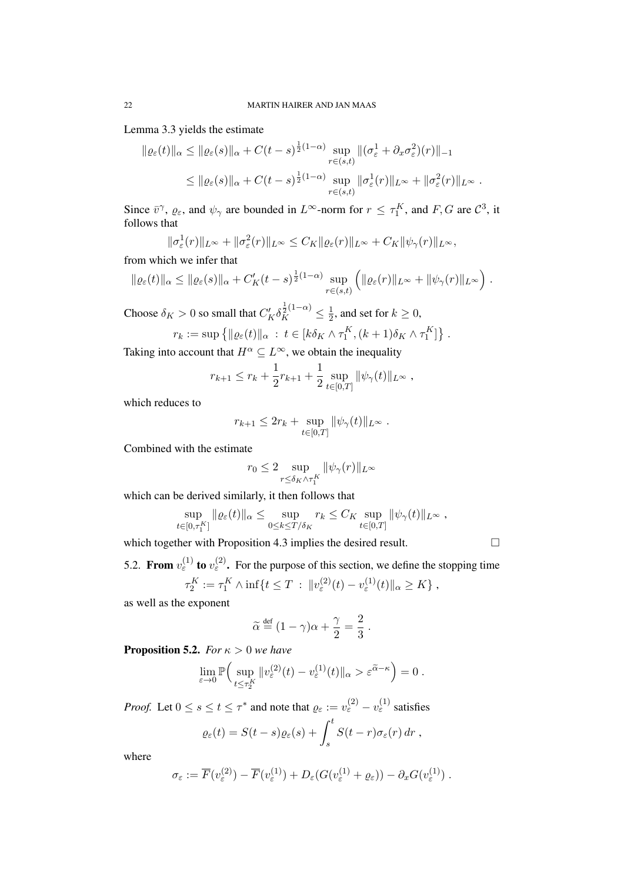Lemma 3.3 yields the estimate

$$
\begin{aligned}
\|\varrho_\varepsilon(t)\|_\alpha &\leq \|\varrho_\varepsilon(s)\|_\alpha + C(t-s)^{\frac{1}{2}(1-\alpha)} \sup_{r\in(s,t)} \|(\sigma_\varepsilon^1 + \partial_x \sigma_\varepsilon^2)(r)\|_{-1} \\
&\leq \|\varrho_\varepsilon(s)\|_\alpha + C(t-s)^{\frac{1}{2}(1-\alpha)} \sup_{r\in(s,t)} \|\sigma_\varepsilon^1(r)\|_{L^\infty} + \|\sigma_\varepsilon^2(r)\|_{L^\infty} \;.
\end{aligned}
$$

Since $\bar v^\gamma$, $\varrho_\varepsilon$, and $\psi_\gamma$ are bounded in $L^\infty$-norm for $r \leq \tau_1^K$, and $F, G$ are $\mathcal{C}^3$, it follows that

$$
\|\sigma_\varepsilon^1(r)\|_{L^\infty} + \|\sigma_\varepsilon^2(r)\|_{L^\infty} \leq C_K \|\varrho_\varepsilon(r)\|_{L^\infty} + C_K \|\psi_\gamma(r)\|_{L^\infty},
$$

from which we infer that

$$
\|\varrho_\varepsilon(t)\|_\alpha \leq \|\varrho_\varepsilon(s)\|_\alpha + C_K'(t-s)^{\frac{1}{2}(1-\alpha)} \sup_{r\in(s,t)} \Big( \|\varrho_\varepsilon(r)\|_{L^\infty} + \|\psi_\gamma(r)\|_{L^\infty} \Big) \;.
$$

Choose $\delta_K > 0$ so small that $C_K' \delta_K^{\frac{1}{2}(1-\alpha)} \leq \frac{1}{2}$, and set for $k \geq 0$,

$$
r_k := \sup\big\{ \|\varrho_\varepsilon(t)\|_\alpha \;:\; t \in [k\delta_K \wedge \tau_1^K, (k+1)\delta_K \wedge \tau_1^K] \big\} \;.
$$

Taking into account that $H^\alpha \subseteq L^\infty$, we obtain the inequality

$$
r_{k+1} \leq r_k + \frac{1}{2} r_{k+1} + \frac{1}{2} \sup_{t\in[0,T]} \|\psi_\gamma(t)\|_{L^\infty} \;,
$$

which reduces to

$$
r_{k+1} \leq 2 r_k + \sup_{t\in[0,T]} \|\psi_\gamma(t)\|_{L^\infty} \;.
$$

Combined with the estimate

$$
r_0 \leq 2 \sup_{r \leq \delta_K \wedge \tau_1^K} \|\psi_\gamma(r)\|_{L^\infty}
$$

which can be derived similarly, it then follows that

$$
\sup_{t\in[0,\tau_1^K]} \|\varrho_\varepsilon(t)\|_\alpha \leq \sup_{0\leq k\leq T/\delta_K} r_k \leq C_K \sup_{t\in[0,T]} \|\psi_\gamma(t)\|_{L^\infty} \;,
$$

which together with Proposition 4.3 implies the desired result. ☐

5.2. **From $v_\varepsilon^{(1)}$ to $v_\varepsilon^{(2)}$.** For the purpose of this section, we define the stopping time

$$
\tau_2^K := \tau_1^K \wedge \inf\{ t \leq T \;:\; \|v_\varepsilon^{(2)}(t) - v_\varepsilon^{(1)}(t)\|_\alpha \geq K \} \;,
$$

as well as the exponent

$$
\widetilde\alpha \stackrel{\text{def}}{=} (1-\gamma)\alpha + \frac{\gamma}{2} = \frac{2}{3} \;.
$$

**Proposition 5.2.** *For $\kappa > 0$ we have*

$$
\lim_{\varepsilon\to 0} \mathbb{P}\Big( \sup_{t\leq\tau_2^K} \|v_\varepsilon^{(2)}(t) - v_\varepsilon^{(1)}(t)\|_\alpha > \varepsilon^{\widetilde\alpha - \kappa} \Big) = 0 \;.
$$

*Proof.* Let $0 \leq s \leq t \leq \tau^*$ and note that $\varrho_\varepsilon := v_\varepsilon^{(2)} - v_\varepsilon^{(1)}$ satisfies

$$
\varrho_\varepsilon(t) = S(t-s)\varrho_\varepsilon(s) + \int_s^t S(t-r)\sigma_\varepsilon(r)\, dr \;,
$$

where

$$
\sigma_\varepsilon := \overline{F}(v_\varepsilon^{(2)}) - \overline{F}(v_\varepsilon^{(1)}) + D_\varepsilon(G(v_\varepsilon^{(1)} + \varrho_\varepsilon)) - \partial_x G(v_\varepsilon^{(1)}) \;.
$$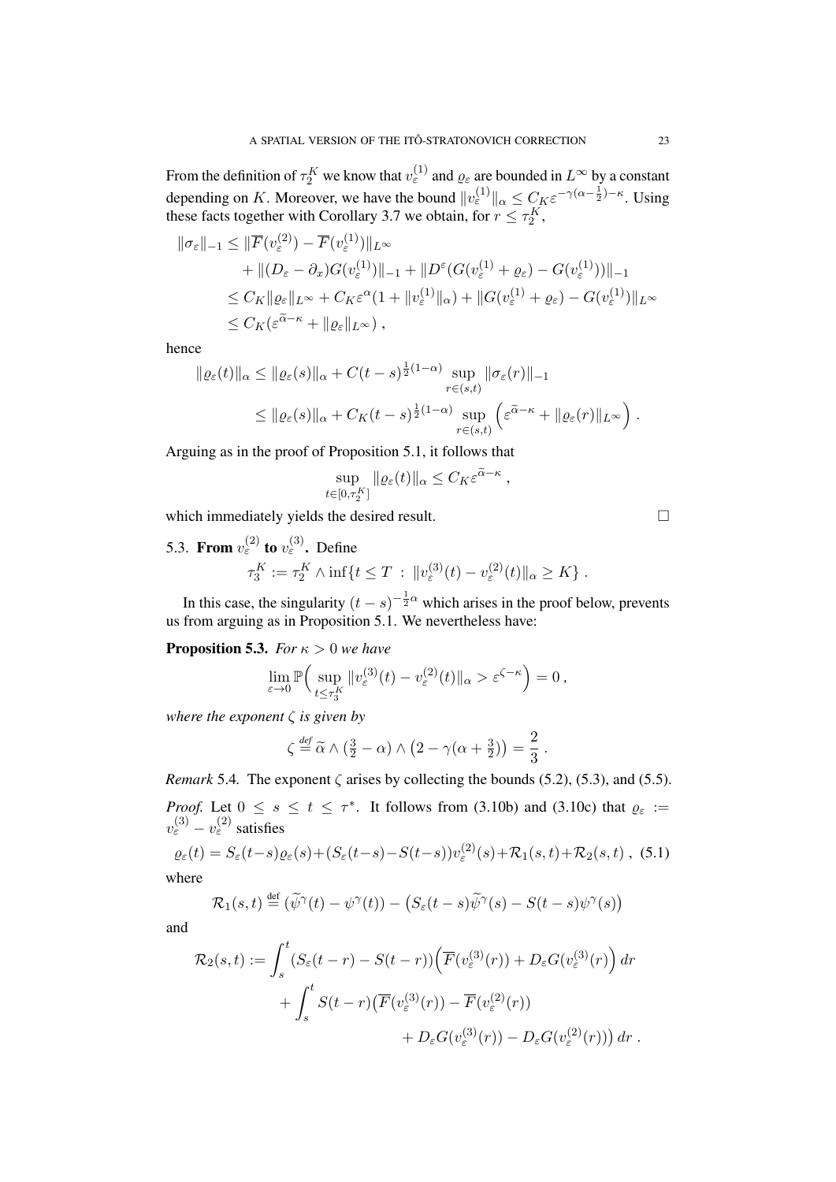From the definition of $\tau_2^K$ we know that $v_\varepsilon^{(1)}$ and $\varrho_\varepsilon$ are bounded in $L^\infty$ by a constant depending on $K$. Moreover, we have the bound $\|v_\varepsilon^{(1)}\|_\alpha \le C_K \varepsilon^{-\gamma(\alpha-\frac{1}{2})-\kappa}$. Using these facts together with Corollary 3.7 we obtain, for $r \le \tau_2^K$,

$$
\begin{aligned}
\|\sigma_\varepsilon\|_{-1} &\le \|\overline{F}(v_\varepsilon^{(2)}) - \overline{F}(v_\varepsilon^{(1)})\|_{L^\infty} \\
&\quad + \|(D_\varepsilon - \partial_x) G(v_\varepsilon^{(1)})\|_{-1} + \|D^\varepsilon (G(v_\varepsilon^{(1)} + \varrho_\varepsilon) - G(v_\varepsilon^{(1)}))\|_{-1} \\
&\le C_K \|\varrho_\varepsilon\|_{L^\infty} + C_K \varepsilon^\alpha (1 + \|v_\varepsilon^{(1)}\|_\alpha) + \|G(v_\varepsilon^{(1)} + \varrho_\varepsilon) - G(v_\varepsilon^{(1)})\|_{L^\infty} \\
&\le C_K (\varepsilon^{\widetilde{\alpha}-\kappa} + \|\varrho_\varepsilon\|_{L^\infty}) ,
\end{aligned}
$$

hence

$$
\begin{aligned}
\|\varrho_\varepsilon(t)\|_\alpha &\le \|\varrho_\varepsilon(s)\|_\alpha + C(t-s)^{\frac{1}{2}(1-\alpha)} \sup_{r\in(s,t)} \|\sigma_\varepsilon(r)\|_{-1} \\
&\le \|\varrho_\varepsilon(s)\|_\alpha + C_K (t-s)^{\frac{1}{2}(1-\alpha)} \sup_{r\in(s,t)} \Big(\varepsilon^{\widetilde{\alpha}-\kappa} + \|\varrho_\varepsilon(r)\|_{L^\infty}\Big) .
\end{aligned}
$$

Arguing as in the proof of Proposition 5.1, it follows that

$$
\sup_{t\in[0,\tau_2^K]} \|\varrho_\varepsilon(t)\|_\alpha \le C_K \varepsilon^{\widetilde{\alpha}-\kappa} ,
$$

which immediately yields the desired result. □

### 5.3. From $v_\varepsilon^{(2)}$ to $v_\varepsilon^{(3)}$.

Define

$$
\tau_3^K := \tau_2^K \wedge \inf\{t \le T \;:\; \|v_\varepsilon^{(3)}(t) - v_\varepsilon^{(2)}(t)\|_\alpha \ge K\} .
$$

In this case, the singularity $(t-s)^{-\frac{1}{2}\alpha}$ which arises in the proof below, prevents us from arguing as in Proposition 5.1. We nevertheless have:

**Proposition 5.3.** *For $\kappa > 0$ we have*

$$
\lim_{\varepsilon\to 0} \mathbb{P}\Big(\sup_{t\le\tau_3^K} \|v_\varepsilon^{(3)}(t) - v_\varepsilon^{(2)}(t)\|_\alpha > \varepsilon^{\zeta-\kappa}\Big) = 0 ,
$$

*where the exponent $\zeta$ is given by*

$$
\zeta \stackrel{\text{def}}{=} \widetilde{\alpha} \wedge (\tfrac{3}{2} - \alpha) \wedge \big(2 - \gamma(\alpha + \tfrac{3}{2})\big) = \frac{2}{3} .
$$

*Remark* 5.4. The exponent $\zeta$ arises by collecting the bounds (5.2), (5.3), and (5.5).

*Proof.* Let $0 \le s \le t \le \tau^*$. It follows from (3.10b) and (3.10c) that $\varrho_\varepsilon := v_\varepsilon^{(3)} - v_\varepsilon^{(2)}$ satisfies

$$
\varrho_\varepsilon(t) = S_\varepsilon(t-s)\varrho_\varepsilon(s) + (S_\varepsilon(t-s) - S(t-s)) v_\varepsilon^{(2)}(s) + \mathcal{R}_1(s,t) + \mathcal{R}_2(s,t) , \quad (5.1)
$$

where

$$
\mathcal{R}_1(s,t) \stackrel{\text{def}}{=} (\widetilde{\psi}^\gamma(t) - \psi^\gamma(t)) - \big(S_\varepsilon(t-s)\widetilde{\psi}^\gamma(s) - S(t-s)\psi^\gamma(s)\big)
$$

and

$$
\begin{aligned}
\mathcal{R}_2(s,t) := &\int_s^t (S_\varepsilon(t-r) - S(t-r))\Big(\overline{F}(v_\varepsilon^{(3)}(r)) + D_\varepsilon G(v_\varepsilon^{(3)}(r)\Big)\, dr \\
&+ \int_s^t S(t-r)\big(\overline{F}(v_\varepsilon^{(3)}(r)) - \overline{F}(v_\varepsilon^{(2)}(r)) \\
&\qquad\qquad + D_\varepsilon G(v_\varepsilon^{(3)}(r)) - D_\varepsilon G(v_\varepsilon^{(2)}(r))\big)\, dr .
\end{aligned}
$$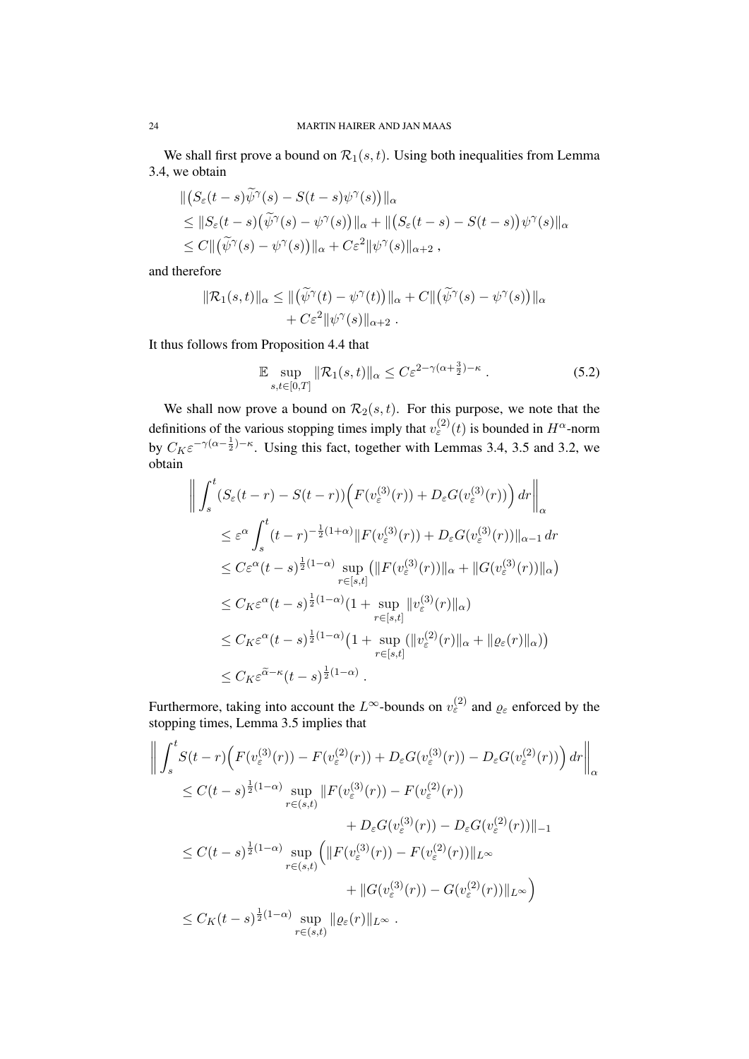We shall first prove a bound on $\mathcal{R}_1(s,t)$. Using both inequalities from Lemma 3.4, we obtain

$$
\begin{aligned}
&\|\big(S_\varepsilon(t-s)\widetilde{\psi}^\gamma(s) - S(t-s)\psi^\gamma(s)\big)\|_\alpha \\
&\le \|S_\varepsilon(t-s)\big(\widetilde{\psi}^\gamma(s) - \psi^\gamma(s)\big)\|_\alpha + \|\big(S_\varepsilon(t-s) - S(t-s)\big)\psi^\gamma(s)\|_\alpha \\
&\le C\|\big(\widetilde{\psi}^\gamma(s) - \psi^\gamma(s)\big)\|_\alpha + C\varepsilon^2\|\psi^\gamma(s)\|_{\alpha+2}\;,
\end{aligned}
$$

and therefore

$$
\begin{aligned}
\|\mathcal{R}_1(s,t)\|_\alpha \le \|\big(\widetilde{\psi}^\gamma(t) - \psi^\gamma(t)\big)\|_\alpha &+ C\|\big(\widetilde{\psi}^\gamma(s) - \psi^\gamma(s)\big)\|_\alpha \\
&+ C\varepsilon^2\|\psi^\gamma(s)\|_{\alpha+2}\;.
\end{aligned}
$$

It thus follows from Proposition 4.4 that

$$
\mathbb{E}\sup_{s,t\in[0,T]}\|\mathcal{R}_1(s,t)\|_\alpha \le C\varepsilon^{2-\gamma(\alpha+\frac{3}{2})-\kappa}\;. \tag{5.2}
$$

We shall now prove a bound on $\mathcal{R}_2(s,t)$. For this purpose, we note that the definitions of the various stopping times imply that $v_\varepsilon^{(2)}(t)$ is bounded in $H^\alpha$-norm by $C_K\varepsilon^{-\gamma(\alpha-\frac{1}{2})-\kappa}$. Using this fact, together with Lemmas 3.4, 3.5 and 3.2, we obtain

$$
\begin{aligned}
&\left\|\int_s^t \big(S_\varepsilon(t-r) - S(t-r)\big)\Big(F(v_\varepsilon^{(3)}(r)) + D_\varepsilon G(v_\varepsilon^{(3)}(r))\Big)\,dr\right\|_\alpha \\
&\le \varepsilon^\alpha\int_s^t (t-r)^{-\frac{1}{2}(1+\alpha)}\|F(v_\varepsilon^{(3)}(r)) + D_\varepsilon G(v_\varepsilon^{(3)}(r))\|_{\alpha-1}\,dr \\
&\le C\varepsilon^\alpha(t-s)^{\frac{1}{2}(1-\alpha)}\sup_{r\in[s,t]}\big(\|F(v_\varepsilon^{(3)}(r))\|_\alpha + \|G(v_\varepsilon^{(3)}(r))\|_\alpha\big) \\
&\le C_K\varepsilon^\alpha(t-s)^{\frac{1}{2}(1-\alpha)}(1 + \sup_{r\in[s,t]}\|v_\varepsilon^{(3)}(r)\|_\alpha) \\
&\le C_K\varepsilon^\alpha(t-s)^{\frac{1}{2}(1-\alpha)}\big(1 + \sup_{r\in[s,t]}(\|v_\varepsilon^{(2)}(r)\|_\alpha + \|\varrho_\varepsilon(r)\|_\alpha)\big) \\
&\le C_K\varepsilon^{\widetilde{\alpha}-\kappa}(t-s)^{\frac{1}{2}(1-\alpha)}\;.
\end{aligned}
$$

Furthermore, taking into account the $L^\infty$-bounds on $v_\varepsilon^{(2)}$ and $\varrho_\varepsilon$ enforced by the stopping times, Lemma 3.5 implies that

$$
\begin{aligned}
&\left\|\int_s^t S(t-r)\Big(F(v_\varepsilon^{(3)}(r)) - F(v_\varepsilon^{(2)}(r)) + D_\varepsilon G(v_\varepsilon^{(3)}(r)) - D_\varepsilon G(v_\varepsilon^{(2)}(r))\Big)\,dr\right\|_\alpha \\
&\le C(t-s)^{\frac{1}{2}(1-\alpha)}\sup_{r\in(s,t)}\|F(v_\varepsilon^{(3)}(r)) - F(v_\varepsilon^{(2)}(r)) \\
&\qquad\qquad\qquad\qquad + D_\varepsilon G(v_\varepsilon^{(3)}(r)) - D_\varepsilon G(v_\varepsilon^{(2)}(r))\|_{-1} \\
&\le C(t-s)^{\frac{1}{2}(1-\alpha)}\sup_{r\in(s,t)}\Big(\|F(v_\varepsilon^{(3)}(r)) - F(v_\varepsilon^{(2)}(r))\|_{L^\infty} \\
&\qquad\qquad\qquad\qquad + \|G(v_\varepsilon^{(3)}(r)) - G(v_\varepsilon^{(2)}(r))\|_{L^\infty}\Big) \\
&\le C_K(t-s)^{\frac{1}{2}(1-\alpha)}\sup_{r\in(s,t)}\|\varrho_\varepsilon(r)\|_{L^\infty}\;.
\end{aligned}
$$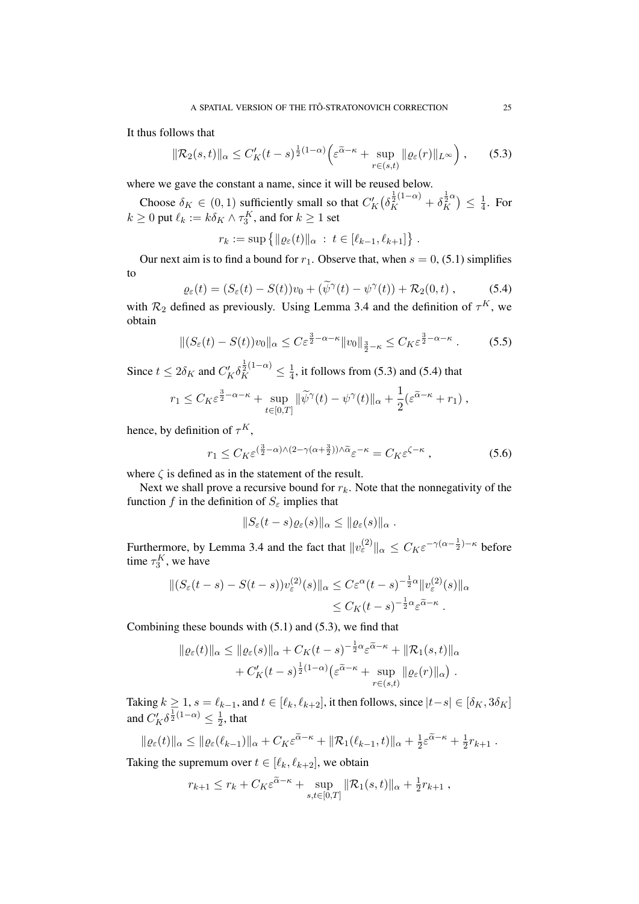It thus follows that

$$\|\mathcal{R}_2(s,t)\|_\alpha \le C_K'(t-s)^{\frac{1}{2}(1-\alpha)}\Big(\varepsilon^{\widetilde{\alpha}-\kappa} + \sup_{r\in(s,t)}\|\varrho_\varepsilon(r)\|_{L^\infty}\Big)\;, \tag{5.3}$$

where we gave the constant a name, since it will be reused below.

Choose $\delta_K \in (0,1)$ sufficiently small so that $C_K'\big(\delta_K^{\frac{1}{2}(1-\alpha)} + \delta_K^{\frac{1}{2}\alpha}\big) \le \frac{1}{4}$. For $k \ge 0$ put $\ell_k := k\delta_K \wedge \tau_3^K$, and for $k \ge 1$ set

$$r_k := \sup\big\{\|\varrho_\varepsilon(t)\|_\alpha \,:\, t \in [\ell_{k-1},\ell_{k+1}]\big\}\;.$$

Our next aim is to find a bound for $r_1$. Observe that, when $s = 0$, (5.1) simplifies to

$$\varrho_\varepsilon(t) = (S_\varepsilon(t) - S(t))v_0 + (\widetilde{\psi}^\gamma(t) - \psi^\gamma(t)) + \mathcal{R}_2(0,t)\;, \tag{5.4}$$

with $\mathcal{R}_2$ defined as previously. Using Lemma 3.4 and the definition of $\tau^K$, we obtain

$$\|(S_\varepsilon(t) - S(t))v_0\|_\alpha \le C\varepsilon^{\frac{3}{2}-\alpha-\kappa}\|v_0\|_{\frac{3}{2}-\kappa} \le C_K\varepsilon^{\frac{3}{2}-\alpha-\kappa}\;. \tag{5.5}$$

Since $t \le 2\delta_K$ and $C_K'\delta_K^{\frac{1}{2}(1-\alpha)} \le \frac{1}{4}$, it follows from (5.3) and (5.4) that

$$r_1 \le C_K\varepsilon^{\frac{3}{2}-\alpha-\kappa} + \sup_{t\in[0,T]}\|\widetilde{\psi}^\gamma(t) - \psi^\gamma(t)\|_\alpha + \frac{1}{2}(\varepsilon^{\widetilde{\alpha}-\kappa} + r_1)\;,$$

hence, by definition of $\tau^K$,

$$r_1 \le C_K\varepsilon^{(\frac{3}{2}-\alpha)\wedge(2-\gamma(\alpha+\frac{3}{2}))\wedge\widetilde{\alpha}}\varepsilon^{-\kappa} = C_K\varepsilon^{\zeta-\kappa}\;, \tag{5.6}$$

where $\zeta$ is defined as in the statement of the result.

Next we shall prove a recursive bound for $r_k$. Note that the nonnegativity of the function $f$ in the definition of $S_\varepsilon$ implies that

$$\|S_\varepsilon(t-s)\varrho_\varepsilon(s)\|_\alpha \le \|\varrho_\varepsilon(s)\|_\alpha\;.$$

Furthermore, by Lemma 3.4 and the fact that $\|v_\varepsilon^{(2)}\|_\alpha \le C_K\varepsilon^{-\gamma(\alpha-\frac{1}{2})-\kappa}$ before time $\tau_3^K$, we have

$$\begin{aligned}\|(S_\varepsilon(t-s) - S(t-s))v_\varepsilon^{(2)}(s)\|_\alpha &\le C\varepsilon^\alpha(t-s)^{-\frac{1}{2}\alpha}\|v_\varepsilon^{(2)}(s)\|_\alpha\\ &\le C_K(t-s)^{-\frac{1}{2}\alpha}\varepsilon^{\widetilde{\alpha}-\kappa}\;.\end{aligned}$$

Combining these bounds with (5.1) and (5.3), we find that

$$\begin{aligned}\|\varrho_\varepsilon(t)\|_\alpha &\le \|\varrho_\varepsilon(s)\|_\alpha + C_K(t-s)^{-\frac{1}{2}\alpha}\varepsilon^{\widetilde{\alpha}-\kappa} + \|\mathcal{R}_1(s,t)\|_\alpha\\ &\quad + C_K'(t-s)^{\frac{1}{2}(1-\alpha)}\big(\varepsilon^{\widetilde{\alpha}-\kappa} + \sup_{r\in(s,t)}\|\varrho_\varepsilon(r)\|_\alpha\big)\;.\end{aligned}$$

Taking $k \ge 1$, $s = \ell_{k-1}$, and $t \in [\ell_k,\ell_{k+2}]$, it then follows, since $|t-s| \in [\delta_K, 3\delta_K]$ and $C_K'\delta^{\frac{1}{2}(1-\alpha)} \le \frac{1}{2}$, that

$$\|\varrho_\varepsilon(t)\|_\alpha \le \|\varrho_\varepsilon(\ell_{k-1})\|_\alpha + C_K\varepsilon^{\widetilde{\alpha}-\kappa} + \|\mathcal{R}_1(\ell_{k-1},t)\|_\alpha + \tfrac{1}{2}\varepsilon^{\widetilde{\alpha}-\kappa} + \tfrac{1}{2}r_{k+1}\;.$$

Taking the supremum over $t \in [\ell_k,\ell_{k+2}]$, we obtain

$$r_{k+1} \le r_k + C_K\varepsilon^{\widetilde{\alpha}-\kappa} + \sup_{s,t\in[0,T]}\|\mathcal{R}_1(s,t)\|_\alpha + \tfrac{1}{2}r_{k+1}\;,$$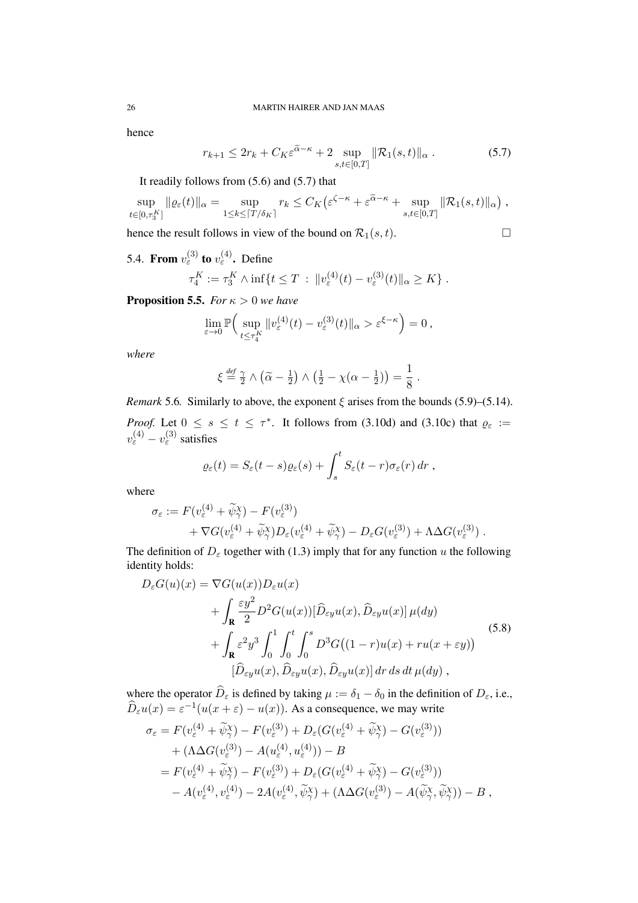hence

$$r_{k+1} \le 2r_k + C_K \varepsilon^{\widetilde{\alpha}-\kappa} + 2 \sup_{s,t\in[0,T]} \|\mathcal{R}_1(s,t)\|_\alpha \,. \tag{5.7}$$

It readily follows from (5.6) and (5.7) that

$$\sup_{t\in[0,\tau_3^K]} \|\varrho_\varepsilon(t)\|_\alpha = \sup_{1\le k\le \lceil T/\delta_K\rceil} r_k \le C_K\big(\varepsilon^{\zeta-\kappa} + \varepsilon^{\widetilde{\alpha}-\kappa} + \sup_{s,t\in[0,T]} \|\mathcal{R}_1(s,t)\|_\alpha\big) \,,$$

hence the result follows in view of the bound on $\mathcal{R}_1(s,t)$. □

## 5.4. From $v_\varepsilon^{(3)}$ to $v_\varepsilon^{(4)}$.

Define

$$\tau_4^K := \tau_3^K \wedge \inf\{t \le T \;:\; \|v_\varepsilon^{(4)}(t) - v_\varepsilon^{(3)}(t)\|_\alpha \ge K\} \,.$$

**Proposition 5.5.** *For $\kappa > 0$ we have*

$$\lim_{\varepsilon\to 0} \mathbb{P}\Big( \sup_{t\le \tau_4^K} \|v_\varepsilon^{(4)}(t) - v_\varepsilon^{(3)}(t)\|_\alpha > \varepsilon^{\xi-\kappa}\Big) = 0 \,,$$

*where*

$$\xi \stackrel{def}{=} \tfrac{\gamma}{2} \wedge \big(\widetilde{\alpha} - \tfrac12\big) \wedge \big(\tfrac12 - \chi(\alpha - \tfrac12)\big) = \frac{1}{8} \,.$$

*Remark* 5.6. Similarly to above, the exponent $\xi$ arises from the bounds (5.9)–(5.14).

*Proof.* Let $0 \le s \le t \le \tau^*$. It follows from (3.10d) and (3.10c) that $\varrho_\varepsilon := v_\varepsilon^{(4)} - v_\varepsilon^{(3)}$ satisfies

$$\varrho_\varepsilon(t) = S_\varepsilon(t-s)\varrho_\varepsilon(s) + \int_s^t S_\varepsilon(t-r)\sigma_\varepsilon(r)\,dr \,,$$

where

$$\begin{aligned}\sigma_\varepsilon := {}& F(v_\varepsilon^{(4)} + \widetilde{\psi}_\gamma^\chi) - F(v_\varepsilon^{(3)}) \\ &+ \nabla G(v_\varepsilon^{(4)} + \widetilde{\psi}_\gamma^\chi) D_\varepsilon(v_\varepsilon^{(4)} + \widetilde{\psi}_\gamma^\chi) - D_\varepsilon G(v_\varepsilon^{(3)}) + \Lambda\Delta G(v_\varepsilon^{(3)}) \,.\end{aligned}$$

The definition of $D_\varepsilon$ together with (1.3) imply that for any function $u$ the following identity holds:

$$\begin{aligned} D_\varepsilon G(u)(x) = {}& \nabla G(u(x)) D_\varepsilon u(x) \\ &+ \int_{\mathbf{R}} \frac{\varepsilon y^2}{2} D^2 G(u(x))[\widehat{D}_{\varepsilon y} u(x), \widehat{D}_{\varepsilon y} u(x)]\,\mu(dy) \\ &+ \int_{\mathbf{R}} \varepsilon^2 y^3 \int_0^1\int_0^t\int_0^s D^3 G\big((1-r)u(x) + ru(x+\varepsilon y)\big) \\ &\qquad [\widehat{D}_{\varepsilon y} u(x), \widehat{D}_{\varepsilon y} u(x), \widehat{D}_{\varepsilon y} u(x)]\,dr\,ds\,dt\,\mu(dy) \,, \end{aligned} \tag{5.8}$$

where the operator $\widehat{D}_\varepsilon$ is defined by taking $\mu := \delta_1 - \delta_0$ in the definition of $D_\varepsilon$, i.e., $\widehat{D}_\varepsilon u(x) = \varepsilon^{-1}(u(x+\varepsilon) - u(x))$. As a consequence, we may write

$$\begin{aligned} \sigma_\varepsilon &= F(v_\varepsilon^{(4)} + \widetilde{\psi}_\gamma^\chi) - F(v_\varepsilon^{(3)}) + D_\varepsilon(G(v_\varepsilon^{(4)} + \widetilde{\psi}_\gamma^\chi) - G(v_\varepsilon^{(3)})) \\ &\quad + (\Lambda\Delta G(v_\varepsilon^{(3)}) - A(u_\varepsilon^{(4)}, u_\varepsilon^{(4)})) - B \\ &= F(v_\varepsilon^{(4)} + \widetilde{\psi}_\gamma^\chi) - F(v_\varepsilon^{(3)}) + D_\varepsilon(G(v_\varepsilon^{(4)} + \widetilde{\psi}_\gamma^\chi) - G(v_\varepsilon^{(3)})) \\ &\quad - A(v_\varepsilon^{(4)}, v_\varepsilon^{(4)}) - 2A(v_\varepsilon^{(4)}, \widetilde{\psi}_\gamma^\chi) + (\Lambda\Delta G(v_\varepsilon^{(3)}) - A(\widetilde{\psi}_\gamma^\chi, \widetilde{\psi}_\gamma^\chi)) - B \,, \end{aligned}$$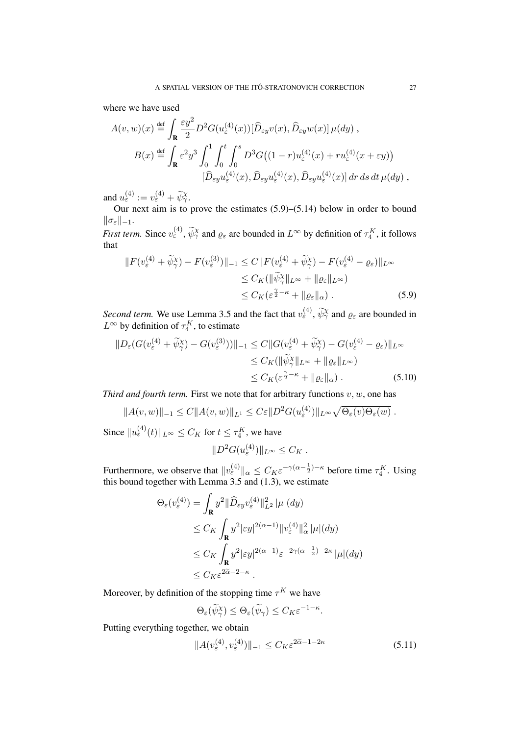where we have used

$$A(v,w)(x) \stackrel{\text{def}}{=} \int_{\mathbf{R}} \frac{\varepsilon y^2}{2} D^2 G(u_\varepsilon^{(4)}(x))[\widehat{D}_{\varepsilon y} v(x), \widehat{D}_{\varepsilon y} w(x)]\, \mu(dy)\;,$$

$$B(x) \stackrel{\text{def}}{=} \int_{\mathbf{R}} \varepsilon^2 y^3 \int_0^1 \int_0^t \int_0^s D^3 G\big((1-r)u_\varepsilon^{(4)}(x) + r u_\varepsilon^{(4)}(x+\varepsilon y)\big)$$
$$[\widehat{D}_{\varepsilon y} u_\varepsilon^{(4)}(x), \widehat{D}_{\varepsilon y} u_\varepsilon^{(4)}(x), \widehat{D}_{\varepsilon y} u_\varepsilon^{(4)}(x)]\, dr\, ds\, dt\, \mu(dy)\;,$$

and $u_\varepsilon^{(4)} := v_\varepsilon^{(4)} + \widetilde{\psi}_\gamma^\chi$.

Our next aim is to prove the estimates (5.9)–(5.14) below in order to bound $\|\sigma_\varepsilon\|_{-1}$.

*First term.* Since $v_\varepsilon^{(4)}$, $\widetilde{\psi}_\gamma^\chi$ and $\varrho_\varepsilon$ are bounded in $L^\infty$ by definition of $\tau_4^K$, it follows that

$$\begin{aligned}
\|F(v_\varepsilon^{(4)} + \widetilde{\psi}_\gamma^\chi) - F(v_\varepsilon^{(3)})\|_{-1} &\le C\|F(v_\varepsilon^{(4)} + \widetilde{\psi}_\gamma^\chi) - F(v_\varepsilon^{(4)} - \varrho_\varepsilon)\|_{L^\infty} \\
&\le C_K(\|\widetilde{\psi}_\gamma^\chi\|_{L^\infty} + \|\varrho_\varepsilon\|_{L^\infty}) \\
&\le C_K(\varepsilon^{\frac{\gamma}{2}-\kappa} + \|\varrho_\varepsilon\|_\alpha)\;. \qquad (5.9)
\end{aligned}$$

*Second term.* We use Lemma 3.5 and the fact that $v_\varepsilon^{(4)}$, $\widetilde{\psi}_\gamma^\chi$ and $\varrho_\varepsilon$ are bounded in $L^\infty$ by definition of $\tau_4^K$, to estimate

$$\begin{aligned}
\|D_\varepsilon(G(v_\varepsilon^{(4)} + \widetilde{\psi}_\gamma^\chi) - G(v_\varepsilon^{(3)}))\|_{-1} &\le C\|G(v_\varepsilon^{(4)} + \widetilde{\psi}_\gamma^\chi) - G(v_\varepsilon^{(4)} - \varrho_\varepsilon)\|_{L^\infty} \\
&\le C_K(\|\widetilde{\psi}_\gamma^\chi\|_{L^\infty} + \|\varrho_\varepsilon\|_{L^\infty}) \\
&\le C_K(\varepsilon^{\frac{\gamma}{2}-\kappa} + \|\varrho_\varepsilon\|_\alpha)\;. \qquad (5.10)
\end{aligned}$$

*Third and fourth term.* First we note that for arbitrary functions $v, w$, one has

$$\|A(v,w)\|_{-1} \le C\|A(v,w)\|_{L^1} \le C\varepsilon \|D^2 G(u_\varepsilon^{(4)})\|_{L^\infty} \sqrt{\Theta_\varepsilon(v)\Theta_\varepsilon(w)}\;.$$

Since $\|u_\varepsilon^{(4)}(t)\|_{L^\infty} \le C_K$ for $t \le \tau_4^K$, we have

$$\|D^2 G(u_\varepsilon^{(4)})\|_{L^\infty} \le C_K\;.$$

Furthermore, we observe that $\|v_\varepsilon^{(4)}\|_\alpha \le C_K \varepsilon^{-\gamma(\alpha-\frac{1}{2})-\kappa}$ before time $\tau_4^K$. Using this bound together with Lemma 3.5 and (1.3), we estimate

$$\begin{aligned}
\Theta_\varepsilon(v_\varepsilon^{(4)}) &= \int_{\mathbf{R}} y^2 \|\widehat{D}_{\varepsilon y} v_\varepsilon^{(4)}\|_{L^2}^2\, |\mu|(dy) \\
&\le C_K \int_{\mathbf{R}} y^2 |\varepsilon y|^{2(\alpha-1)} \|v_\varepsilon^{(4)}\|_\alpha^2\, |\mu|(dy) \\
&\le C_K \int_{\mathbf{R}} y^2 |\varepsilon y|^{2(\alpha-1)} \varepsilon^{-2\gamma(\alpha-\frac{1}{2})-2\kappa}\, |\mu|(dy) \\
&\le C_K \varepsilon^{2\widetilde{\alpha}-2-\kappa}\;.
\end{aligned}$$

Moreover, by definition of the stopping time $\tau^K$ we have

$$\Theta_\varepsilon(\widetilde{\psi}_\gamma^\chi) \le \Theta_\varepsilon(\widetilde{\psi}_\gamma) \le C_K \varepsilon^{-1-\kappa}.$$

Putting everything together, we obtain

$$\|A(v_\varepsilon^{(4)}, v_\varepsilon^{(4)})\|_{-1} \le C_K \varepsilon^{2\widetilde{\alpha}-1-2\kappa} \qquad (5.11)$$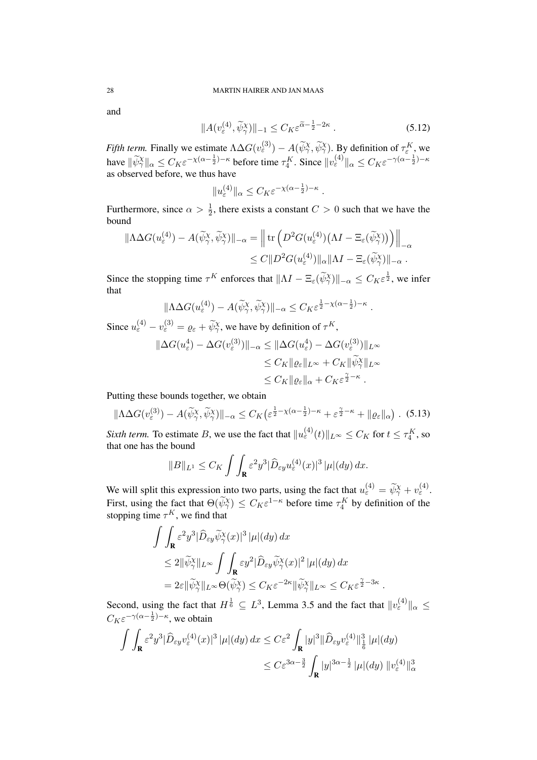and

$$\|A(v_\varepsilon^{(4)}, \widetilde{\psi}_\gamma^\chi)\|_{-1} \le C_K \varepsilon^{\widetilde{\alpha}-\frac{1}{2}-2\kappa} \,. \tag{5.12}$$

*Fifth term.* Finally we estimate $\Lambda\Delta G(v_\varepsilon^{(3)}) - A(\widetilde{\psi}_\gamma^\chi, \widetilde{\psi}_\gamma^\chi)$. By definition of $\tau_\varepsilon^K$, we have $\|\widetilde{\psi}_\gamma^\chi\|_\alpha \le C_K \varepsilon^{-\chi(\alpha-\frac{1}{2})-\kappa}$ before time $\tau_4^K$. Since $\|v_\varepsilon^{(4)}\|_\alpha \le C_K \varepsilon^{-\gamma(\alpha-\frac{1}{2})-\kappa}$ as observed before, we thus have

$$\|u_\varepsilon^{(4)}\|_\alpha \le C_K \varepsilon^{-\chi(\alpha-\frac{1}{2})-\kappa} \,.$$

Furthermore, since $\alpha > \frac{1}{2}$, there exists a constant $C > 0$ such that we have the bound

$$\begin{aligned}
\|\Lambda\Delta G(u_\varepsilon^{(4)}) - A(\widetilde{\psi}_\gamma^\chi, \widetilde{\psi}_\gamma^\chi)\|_{-\alpha} &= \Big\| \operatorname{tr}\Big(D^2 G(u_\varepsilon^{(4)})\big(\Lambda I - \Xi_\varepsilon(\widetilde{\psi}_\gamma^\chi)\big)\Big)\Big\|_{-\alpha} \\
&\le C\|D^2 G(u_\varepsilon^{(4)})\|_\alpha \|\Lambda I - \Xi_\varepsilon(\widetilde{\psi}_\gamma^\chi)\|_{-\alpha} \,.
\end{aligned}$$

Since the stopping time $\tau^K$ enforces that $\|\Lambda I - \Xi_\varepsilon(\widetilde{\psi}_\gamma^\chi)\|_{-\alpha} \le C_K \varepsilon^{\frac{1}{2}}$, we infer that

$$\|\Lambda\Delta G(u_\varepsilon^{(4)}) - A(\widetilde{\psi}_\gamma^\chi, \widetilde{\psi}_\gamma^\chi)\|_{-\alpha} \le C_K \varepsilon^{\frac{1}{2}-\chi(\alpha-\frac{1}{2})-\kappa} \,.$$

Since $u_\varepsilon^{(4)} - v_\varepsilon^{(3)} = \varrho_\varepsilon + \widetilde{\psi}_\gamma^\chi$, we have by definition of $\tau^K$,

$$\begin{aligned}
\|\Delta G(u_\varepsilon^4) - \Delta G(v_\varepsilon^{(3)})\|_{-\alpha} &\le \|\Delta G(u_\varepsilon^4) - \Delta G(v_\varepsilon^{(3)})\|_{L^\infty} \\
&\le C_K \|\varrho_\varepsilon\|_{L^\infty} + C_K \|\widetilde{\psi}_\gamma^\chi\|_{L^\infty} \\
&\le C_K \|\varrho_\varepsilon\|_\alpha + C_K \varepsilon^{\frac{\gamma}{2}-\kappa} \,.
\end{aligned}$$

Putting these bounds together, we obtain

$$\|\Lambda\Delta G(v_\varepsilon^{(3)}) - A(\widetilde{\psi}_\gamma^\chi, \widetilde{\psi}_\gamma^\chi)\|_{-\alpha} \le C_K\big(\varepsilon^{\frac{1}{2}-\chi(\alpha-\frac{1}{2})-\kappa} + \varepsilon^{\frac{\gamma}{2}-\kappa} + \|\varrho_\varepsilon\|_\alpha\big) \,. \tag{5.13}$$

*Sixth term.* To estimate $B$, we use the fact that $\|u_\varepsilon^{(4)}(t)\|_{L^\infty} \le C_K$ for $t \le \tau_4^K$, so that one has the bound

$$\|B\|_{L^1} \le C_K \int \int_{\mathbf{R}} \varepsilon^2 y^3 |\widehat{D}_{\varepsilon y} u_\varepsilon^{(4)}(x)|^3 \,|\mu|(dy)\,dx.$$

We will split this expression into two parts, using the fact that $u_\varepsilon^{(4)} = \widetilde{\psi}_\gamma^\chi + v_\varepsilon^{(4)}$. First, using the fact that $\Theta(\widetilde{\psi}_\gamma^\chi) \le C_K \varepsilon^{1-\kappa}$ before time $\tau_4^K$ by definition of the stopping time $\tau^K$, we find that

$$\begin{aligned}
&\int \int_{\mathbf{R}} \varepsilon^2 y^3 |\widehat{D}_{\varepsilon y} \widetilde{\psi}_\gamma^\chi(x)|^3 \,|\mu|(dy)\,dx \\
&\le 2\|\widetilde{\psi}_\gamma^\chi\|_{L^\infty} \int \int_{\mathbf{R}} \varepsilon y^2 |\widehat{D}_{\varepsilon y} \widetilde{\psi}_\gamma^\chi(x)|^2 \,|\mu|(dy)\,dx \\
&= 2\varepsilon \|\widetilde{\psi}_\gamma^\chi\|_{L^\infty} \Theta(\widetilde{\psi}_\gamma^\chi) \le C_K \varepsilon^{-2\kappa} \|\widetilde{\psi}_\gamma^\chi\|_{L^\infty} \le C_K \varepsilon^{\frac{\gamma}{2}-3\kappa} \,.
\end{aligned}$$

Second, using the fact that $H^{\frac{1}{6}} \subseteq L^3$, Lemma 3.5 and the fact that $\|v_\varepsilon^{(4)}\|_\alpha \le C_K \varepsilon^{-\gamma(\alpha-\frac{1}{2})-\kappa}$, we obtain

$$\begin{aligned}
\int \int_{\mathbf{R}} \varepsilon^2 y^3 |\widehat{D}_{\varepsilon y} v_\varepsilon^{(4)}(x)|^3 \,|\mu|(dy)\,dx &\le C\varepsilon^2 \int_{\mathbf{R}} |y|^3 \|\widehat{D}_{\varepsilon y} v_\varepsilon^{(4)}\|_{\frac{1}{6}}^3 \,|\mu|(dy) \\
&\le C\varepsilon^{3\alpha-\frac{3}{2}} \int_{\mathbf{R}} |y|^{3\alpha-\frac{1}{2}} \,|\mu|(dy)\; \|v_\varepsilon^{(4)}\|_\alpha^3
\end{aligned}$$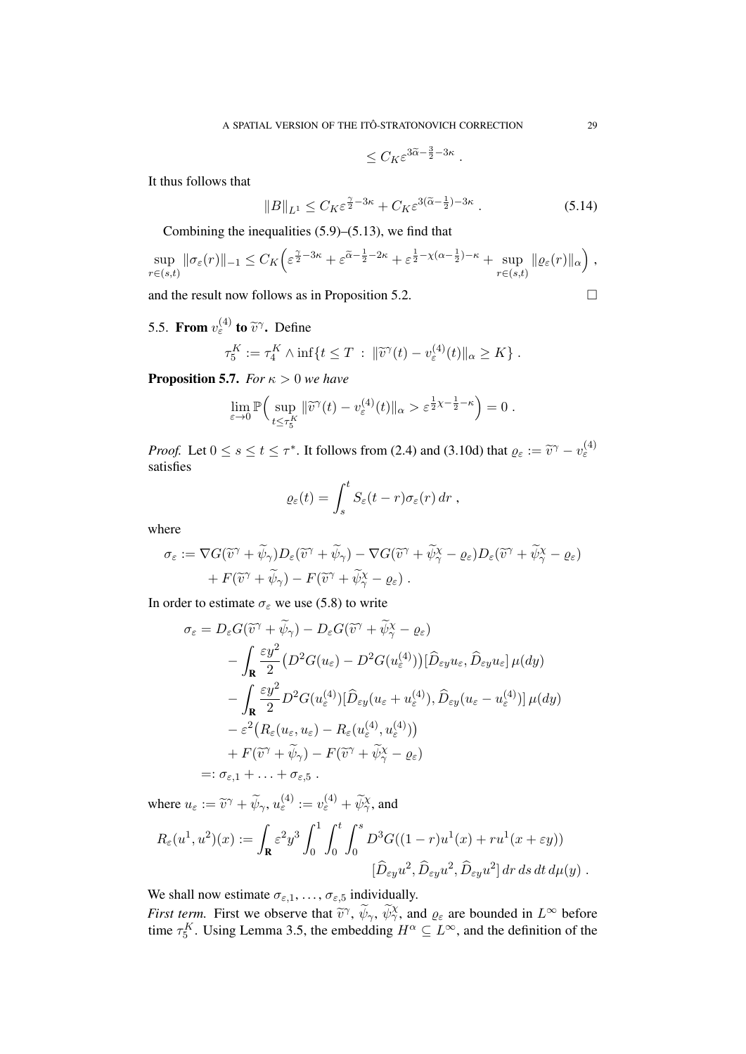$$\leq C_K \varepsilon^{3\widetilde{\alpha}-\frac{3}{2}-3\kappa} .$$

It thus follows that

$$\|B\|_{L^1} \leq C_K \varepsilon^{\frac{\gamma}{2}-3\kappa} + C_K \varepsilon^{3(\widetilde{\alpha}-\frac{1}{2})-3\kappa} . \tag{5.14}$$

Combining the inequalities (5.9)–(5.13), we find that

$$\sup_{r\in(s,t)} \|\sigma_\varepsilon(r)\|_{-1} \leq C_K\Big(\varepsilon^{\frac{\gamma}{2}-3\kappa} + \varepsilon^{\widetilde{\alpha}-\frac{1}{2}-2\kappa} + \varepsilon^{\frac{1}{2}-\chi(\alpha-\frac{1}{2})-\kappa} + \sup_{r\in(s,t)} \|\varrho_\varepsilon(r)\|_\alpha\Big) ,$$

and the result now follows as in Proposition 5.2. □

## 5.5. From $v_\varepsilon^{(4)}$ to $\widetilde{v}^\gamma$.

Define

$$\tau_5^K := \tau_4^K \wedge \inf\{t \leq T \ : \ \|\widetilde{v}^\gamma(t) - v_\varepsilon^{(4)}(t)\|_\alpha \geq K\} .$$

**Proposition 5.7.** *For $\kappa > 0$ we have*

$$\lim_{\varepsilon\to 0} \mathbb{P}\Big(\sup_{t\leq\tau_5^K} \|\widetilde{v}^\gamma(t) - v_\varepsilon^{(4)}(t)\|_\alpha > \varepsilon^{\frac{1}{2}\chi-\frac{1}{2}-\kappa}\Big) = 0 .$$

*Proof.* Let $0 \leq s \leq t \leq \tau^*$. It follows from (2.4) and (3.10d) that $\varrho_\varepsilon := \widetilde{v}^\gamma - v_\varepsilon^{(4)}$ satisfies

$$\varrho_\varepsilon(t) = \int_s^t S_\varepsilon(t-r)\sigma_\varepsilon(r)\, dr ,$$

where

$$\begin{aligned}
\sigma_\varepsilon := &\nabla G(\widetilde{v}^\gamma + \widetilde{\psi}_\gamma) D_\varepsilon(\widetilde{v}^\gamma + \widetilde{\psi}_\gamma) - \nabla G(\widetilde{v}^\gamma + \widetilde{\psi}_\gamma^\chi - \varrho_\varepsilon) D_\varepsilon(\widetilde{v}^\gamma + \widetilde{\psi}_\gamma^\chi - \varrho_\varepsilon) \\
&+ F(\widetilde{v}^\gamma + \widetilde{\psi}_\gamma) - F(\widetilde{v}^\gamma + \widetilde{\psi}_\gamma^\chi - \varrho_\varepsilon) .
\end{aligned}$$

In order to estimate $\sigma_\varepsilon$ we use (5.8) to write

$$\begin{aligned}
\sigma_\varepsilon = &D_\varepsilon G(\widetilde{v}^\gamma + \widetilde{\psi}_\gamma) - D_\varepsilon G(\widetilde{v}^\gamma + \widetilde{\psi}_\gamma^\chi - \varrho_\varepsilon) \\
&- \int_{\mathbf{R}} \frac{\varepsilon y^2}{2}\big(D^2G(u_\varepsilon) - D^2G(u_\varepsilon^{(4)})\big)[\widehat{D}_{\varepsilon y} u_\varepsilon, \widehat{D}_{\varepsilon y} u_\varepsilon]\, \mu(dy) \\
&- \int_{\mathbf{R}} \frac{\varepsilon y^2}{2} D^2G(u_\varepsilon^{(4)})[\widehat{D}_{\varepsilon y}(u_\varepsilon + u_\varepsilon^{(4)}), \widehat{D}_{\varepsilon y}(u_\varepsilon - u_\varepsilon^{(4)})]\, \mu(dy) \\
&- \varepsilon^2\big(R_\varepsilon(u_\varepsilon, u_\varepsilon) - R_\varepsilon(u_\varepsilon^{(4)}, u_\varepsilon^{(4)})\big) \\
&+ F(\widetilde{v}^\gamma + \widetilde{\psi}_\gamma) - F(\widetilde{v}^\gamma + \widetilde{\psi}_\gamma^\chi - \varrho_\varepsilon) \\
=: &\,\sigma_{\varepsilon,1} + \ldots + \sigma_{\varepsilon,5} .
\end{aligned}$$

where $u_\varepsilon := \widetilde{v}^\gamma + \widetilde{\psi}_\gamma$, $u_\varepsilon^{(4)} := v_\varepsilon^{(4)} + \widetilde{\psi}_\gamma^\chi$, and

$$\begin{aligned}
R_\varepsilon(u^1, u^2)(x) := \int_{\mathbf{R}} \varepsilon^2 y^3 \int_0^1 \int_0^t \int_0^s &D^3G((1-r)u^1(x) + ru^1(x+\varepsilon y)) \\
&[\widehat{D}_{\varepsilon y} u^2, \widehat{D}_{\varepsilon y} u^2, \widehat{D}_{\varepsilon y} u^2]\, dr\, ds\, dt\, d\mu(y) .
\end{aligned}$$

We shall now estimate $\sigma_{\varepsilon,1}, \ldots, \sigma_{\varepsilon,5}$ individually.

*First term.* First we observe that $\widetilde{v}^\gamma$, $\widetilde{\psi}_\gamma$, $\widetilde{\psi}_\gamma^\chi$, and $\varrho_\varepsilon$ are bounded in $L^\infty$ before time $\tau_5^K$. Using Lemma 3.5, the embedding $H^\alpha \subseteq L^\infty$, and the definition of the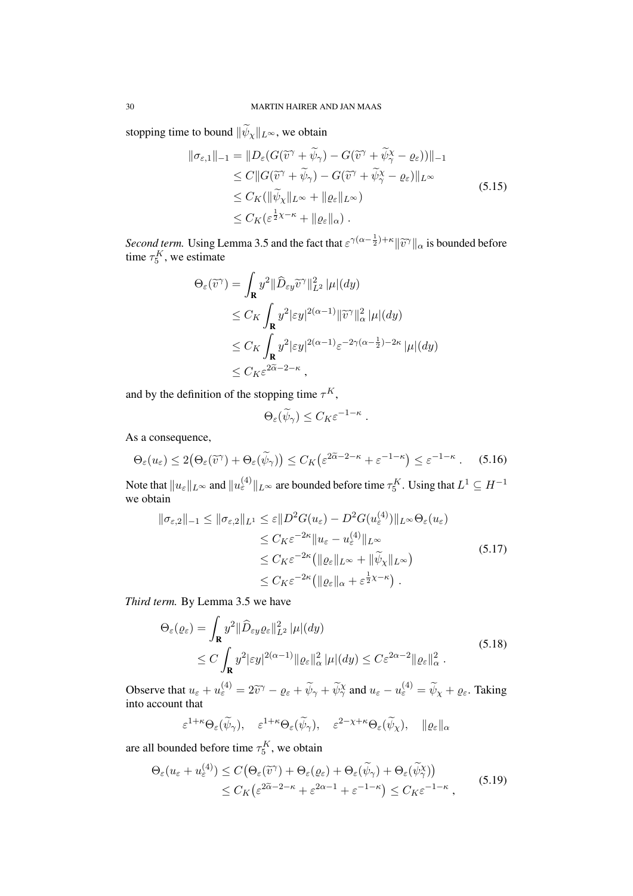stopping time to bound $\|\widetilde{\psi}_\chi\|_{L^\infty}$, we obtain

$$
\begin{aligned}
\|\sigma_{\varepsilon,1}\|_{-1} &= \|D_\varepsilon(G(\widetilde{v}^\gamma + \widetilde{\psi}_\gamma) - G(\widetilde{v}^\gamma + \widetilde{\psi}_\gamma^\chi - \varrho_\varepsilon))\|_{-1} \\
&\leq C\|G(\widetilde{v}^\gamma + \widetilde{\psi}_\gamma) - G(\widetilde{v}^\gamma + \widetilde{\psi}_\gamma^\chi - \varrho_\varepsilon)\|_{L^\infty} \\
&\leq C_K(\|\widetilde{\psi}_\chi\|_{L^\infty} + \|\varrho_\varepsilon\|_{L^\infty}) \\
&\leq C_K(\varepsilon^{\frac{1}{2}\chi-\kappa} + \|\varrho_\varepsilon\|_\alpha) \, .
\end{aligned}
\tag{5.15}
$$

*Second term.* Using Lemma 3.5 and the fact that $\varepsilon^{\gamma(\alpha-\frac{1}{2})+\kappa}\|\widetilde{v}^\gamma\|_\alpha$ is bounded before time $\tau_5^K$, we estimate

$$
\begin{aligned}
\Theta_\varepsilon(\widetilde{v}^\gamma) &= \int_{\mathbf{R}} y^2 \|\widehat{D}_{\varepsilon y}\widetilde{v}^\gamma\|_{L^2}^2 \, |\mu|(dy) \\
&\leq C_K \int_{\mathbf{R}} y^2 |\varepsilon y|^{2(\alpha-1)} \|\widetilde{v}^\gamma\|_\alpha^2 \, |\mu|(dy) \\
&\leq C_K \int_{\mathbf{R}} y^2 |\varepsilon y|^{2(\alpha-1)} \varepsilon^{-2\gamma(\alpha-\frac{1}{2})-2\kappa} \, |\mu|(dy) \\
&\leq C_K \varepsilon^{2\widetilde{\alpha}-2-\kappa} \, ,
\end{aligned}
$$

and by the definition of the stopping time $\tau^K$,

$$
\Theta_\varepsilon(\widetilde{\psi}_\gamma) \leq C_K \varepsilon^{-1-\kappa} \, .
$$

As a consequence,

$$
\Theta_\varepsilon(u_\varepsilon) \leq 2\big(\Theta_\varepsilon(\widetilde{v}^\gamma) + \Theta_\varepsilon(\widetilde{\psi}_\gamma)\big) \leq C_K\big(\varepsilon^{2\widetilde{\alpha}-2-\kappa} + \varepsilon^{-1-\kappa}\big) \leq \varepsilon^{-1-\kappa} \, . \tag{5.16}
$$

Note that $\|u_\varepsilon\|_{L^\infty}$ and $\|u_\varepsilon^{(4)}\|_{L^\infty}$ are bounded before time $\tau_5^K$. Using that $L^1 \subseteq H^{-1}$ we obtain

$$
\begin{aligned}
\|\sigma_{\varepsilon,2}\|_{-1} \leq \|\sigma_{\varepsilon,2}\|_{L^1} &\leq \varepsilon \|D^2G(u_\varepsilon) - D^2G(u_\varepsilon^{(4)})\|_{L^\infty} \Theta_\varepsilon(u_\varepsilon) \\
&\leq C_K \varepsilon^{-2\kappa} \|u_\varepsilon - u_\varepsilon^{(4)}\|_{L^\infty} \\
&\leq C_K \varepsilon^{-2\kappa}\big(\|\varrho_\varepsilon\|_{L^\infty} + \|\widetilde{\psi}_\chi\|_{L^\infty}\big) \\
&\leq C_K \varepsilon^{-2\kappa}\big(\|\varrho_\varepsilon\|_\alpha + \varepsilon^{\frac{1}{2}\chi-\kappa}\big) \, .
\end{aligned}
\tag{5.17}
$$

*Third term.* By Lemma 3.5 we have

$$
\begin{aligned}
\Theta_\varepsilon(\varrho_\varepsilon) &= \int_{\mathbf{R}} y^2 \|\widehat{D}_{\varepsilon y}\varrho_\varepsilon\|_{L^2}^2 \, |\mu|(dy) \\
&\leq C \int_{\mathbf{R}} y^2 |\varepsilon y|^{2(\alpha-1)} \|\varrho_\varepsilon\|_\alpha^2 \, |\mu|(dy) \leq C\varepsilon^{2\alpha-2}\|\varrho_\varepsilon\|_\alpha^2 \, .
\end{aligned}
\tag{5.18}
$$

Observe that $u_\varepsilon + u_\varepsilon^{(4)} = 2\widetilde{v}^\gamma - \varrho_\varepsilon + \widetilde{\psi}_\gamma + \widetilde{\psi}_\gamma^\chi$ and $u_\varepsilon - u_\varepsilon^{(4)} = \widetilde{\psi}_\chi + \varrho_\varepsilon$. Taking into account that

$$
\varepsilon^{1+\kappa}\Theta_\varepsilon(\widetilde{\psi}_\gamma), \quad \varepsilon^{1+\kappa}\Theta_\varepsilon(\widetilde{\psi}_\gamma), \quad \varepsilon^{2-\chi+\kappa}\Theta_\varepsilon(\widetilde{\psi}_\chi), \quad \|\varrho_\varepsilon\|_\alpha
$$

are all bounded before time $\tau_5^K$, we obtain

$$
\begin{aligned}
\Theta_\varepsilon(u_\varepsilon + u_\varepsilon^{(4)}) &\leq C\big(\Theta_\varepsilon(\widetilde{v}^\gamma) + \Theta_\varepsilon(\varrho_\varepsilon) + \Theta_\varepsilon(\widetilde{\psi}_\gamma) + \Theta_\varepsilon(\widetilde{\psi}_\gamma^\chi)\big) \\
&\leq C_K\big(\varepsilon^{2\widetilde{\alpha}-2-\kappa} + \varepsilon^{2\alpha-1} + \varepsilon^{-1-\kappa}\big) \leq C_K\varepsilon^{-1-\kappa} \, ,
\end{aligned}
\tag{5.19}
$$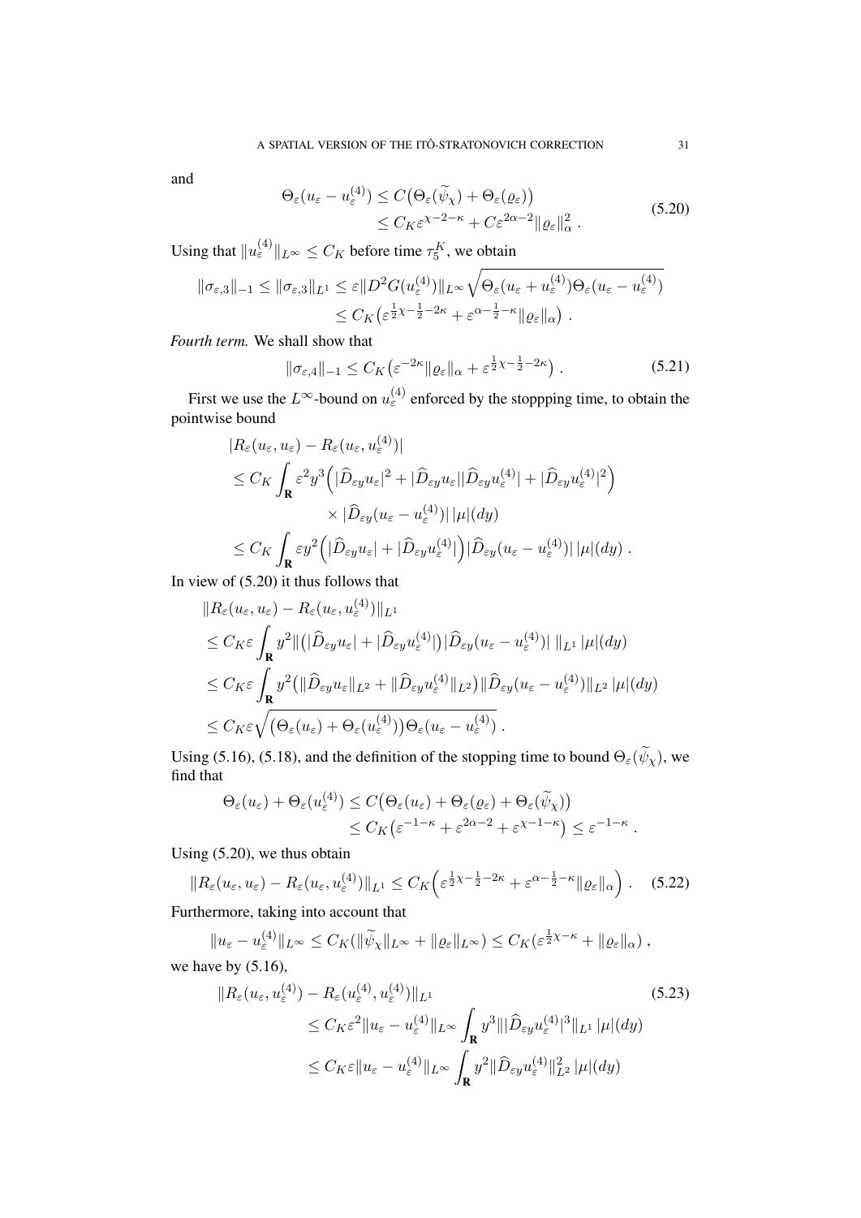and

$$
\begin{aligned}
\Theta_\varepsilon(u_\varepsilon - u_\varepsilon^{(4)}) &\leq C\big(\Theta_\varepsilon(\widetilde{\psi}_\chi) + \Theta_\varepsilon(\varrho_\varepsilon)\big) \\
&\leq C_K \varepsilon^{\chi-2-\kappa} + C\varepsilon^{2\alpha-2}\|\varrho_\varepsilon\|_\alpha^2 \;.
\end{aligned}
\tag{5.20}
$$

Using that $\|u_\varepsilon^{(4)}\|_{L^\infty} \leq C_K$ before time $\tau_5^K$, we obtain

$$
\begin{aligned}
\|\sigma_{\varepsilon,3}\|_{-1} \leq \|\sigma_{\varepsilon,3}\|_{L^1} &\leq \varepsilon \|D^2 G(u_\varepsilon^{(4)})\|_{L^\infty} \sqrt{\Theta_\varepsilon(u_\varepsilon + u_\varepsilon^{(4)})\Theta_\varepsilon(u_\varepsilon - u_\varepsilon^{(4)})} \\
&\leq C_K\big(\varepsilon^{\frac{1}{2}\chi - \frac{1}{2} - 2\kappa} + \varepsilon^{\alpha - \frac{1}{2} - \kappa}\|\varrho_\varepsilon\|_\alpha\big) \;.
\end{aligned}
$$

*Fourth term.* We shall show that

$$
\|\sigma_{\varepsilon,4}\|_{-1} \leq C_K\big(\varepsilon^{-2\kappa}\|\varrho_\varepsilon\|_\alpha + \varepsilon^{\frac{1}{2}\chi - \frac{1}{2} - 2\kappa}\big) \;. \tag{5.21}
$$

First we use the $L^\infty$-bound on $u_\varepsilon^{(4)}$ enforced by the stoppping time, to obtain the pointwise bound

$$
\begin{aligned}
&|R_\varepsilon(u_\varepsilon, u_\varepsilon) - R_\varepsilon(u_\varepsilon, u_\varepsilon^{(4)})| \\
&\leq C_K \int_{\mathbf{R}} \varepsilon^2 y^3 \Big(|\widehat{D}_{\varepsilon y} u_\varepsilon|^2 + |\widehat{D}_{\varepsilon y} u_\varepsilon||\widehat{D}_{\varepsilon y} u_\varepsilon^{(4)}| + |\widehat{D}_{\varepsilon y} u_\varepsilon^{(4)}|^2\Big) \\
&\qquad\qquad \times |\widehat{D}_{\varepsilon y}(u_\varepsilon - u_\varepsilon^{(4)})|\,|\mu|(dy) \\
&\leq C_K \int_{\mathbf{R}} \varepsilon y^2 \Big(|\widehat{D}_{\varepsilon y} u_\varepsilon| + |\widehat{D}_{\varepsilon y} u_\varepsilon^{(4)}|\Big)|\widehat{D}_{\varepsilon y}(u_\varepsilon - u_\varepsilon^{(4)})|\,|\mu|(dy) \;.
\end{aligned}
$$

In view of (5.20) it thus follows that

$$
\begin{aligned}
&\|R_\varepsilon(u_\varepsilon, u_\varepsilon) - R_\varepsilon(u_\varepsilon, u_\varepsilon^{(4)})\|_{L^1} \\
&\leq C_K \varepsilon \int_{\mathbf{R}} y^2 \|\big(|\widehat{D}_{\varepsilon y} u_\varepsilon| + |\widehat{D}_{\varepsilon y} u_\varepsilon^{(4)}|\big)|\widehat{D}_{\varepsilon y}(u_\varepsilon - u_\varepsilon^{(4)})|\,\|_{L^1}\,|\mu|(dy) \\
&\leq C_K \varepsilon \int_{\mathbf{R}} y^2 \big(\|\widehat{D}_{\varepsilon y} u_\varepsilon\|_{L^2} + \|\widehat{D}_{\varepsilon y} u_\varepsilon^{(4)}\|_{L^2}\big)\|\widehat{D}_{\varepsilon y}(u_\varepsilon - u_\varepsilon^{(4)})\|_{L^2}\,|\mu|(dy) \\
&\leq C_K \varepsilon \sqrt{\big(\Theta_\varepsilon(u_\varepsilon) + \Theta_\varepsilon(u_\varepsilon^{(4)})\big)\Theta_\varepsilon(u_\varepsilon - u_\varepsilon^{(4)})} \;.
\end{aligned}
$$

Using (5.16), (5.18), and the definition of the stopping time to bound $\Theta_\varepsilon(\widetilde{\psi}_\chi)$, we find that

$$
\begin{aligned}
\Theta_\varepsilon(u_\varepsilon) + \Theta_\varepsilon(u_\varepsilon^{(4)}) &\leq C\big(\Theta_\varepsilon(u_\varepsilon) + \Theta_\varepsilon(\varrho_\varepsilon) + \Theta_\varepsilon(\widetilde{\psi}_\chi)\big) \\
&\leq C_K\big(\varepsilon^{-1-\kappa} + \varepsilon^{2\alpha-2} + \varepsilon^{\chi-1-\kappa}\big) \leq \varepsilon^{-1-\kappa} \;.
\end{aligned}
$$

Using (5.20), we thus obtain

$$
\|R_\varepsilon(u_\varepsilon, u_\varepsilon) - R_\varepsilon(u_\varepsilon, u_\varepsilon^{(4)})\|_{L^1} \leq C_K\Big(\varepsilon^{\frac{1}{2}\chi - \frac{1}{2} - 2\kappa} + \varepsilon^{\alpha - \frac{1}{2} - \kappa}\|\varrho_\varepsilon\|_\alpha\Big) \;. \tag{5.22}
$$

Furthermore, taking into account that

$$
\|u_\varepsilon - u_\varepsilon^{(4)}\|_{L^\infty} \leq C_K(\|\widetilde{\psi}_\chi\|_{L^\infty} + \|\varrho_\varepsilon\|_{L^\infty}) \leq C_K(\varepsilon^{\frac{1}{2}\chi - \kappa} + \|\varrho_\varepsilon\|_\alpha) \;,
$$

we have by (5.16),

$$
\begin{aligned}
&\|R_\varepsilon(u_\varepsilon, u_\varepsilon^{(4)}) - R_\varepsilon(u_\varepsilon^{(4)}, u_\varepsilon^{(4)})\|_{L^1} \\
&\qquad \leq C_K \varepsilon^2 \|u_\varepsilon - u_\varepsilon^{(4)}\|_{L^\infty} \int_{\mathbf{R}} y^3 \||\widehat{D}_{\varepsilon y} u_\varepsilon^{(4)}|^3\|_{L^1}\,|\mu|(dy) \\
&\qquad \leq C_K \varepsilon \|u_\varepsilon - u_\varepsilon^{(4)}\|_{L^\infty} \int_{\mathbf{R}} y^2 \|\widehat{D}_{\varepsilon y} u_\varepsilon^{(4)}\|_{L^2}^2\,|\mu|(dy)
\end{aligned}
\tag{5.23}
$$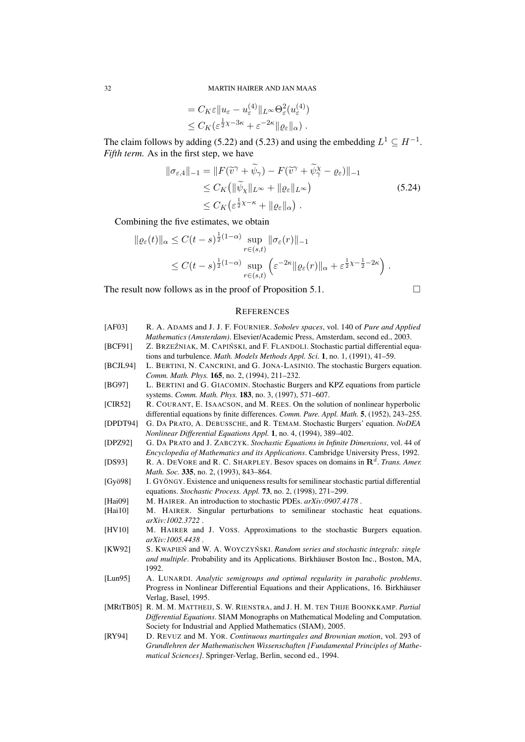$$
\begin{aligned}
&= C_K \varepsilon \|u_\varepsilon - u_\varepsilon^{(4)}\|_{L^\infty} \Theta_\varepsilon^2(u_\varepsilon^{(4)}) \\
&\le C_K (\varepsilon^{\frac{1}{2}\chi - 3\kappa} + \varepsilon^{-2\kappa} \|\varrho_\varepsilon\|_\alpha) \;.
\end{aligned}
$$

The claim follows by adding (5.22) and (5.23) and using the embedding $L^1 \subseteq H^{-1}$.

*Fifth term.* As in the first step, we have

$$
\begin{aligned}
\|\sigma_{\varepsilon,4}\|_{-1} &= \|F(\widetilde{v}^\gamma + \widetilde{\psi}_\gamma) - F(\widetilde{v}^\gamma + \widetilde{\psi}_\gamma^\chi - \varrho_\varepsilon)\|_{-1} \\
&\le C_K \big( \|\widetilde{\psi}_\chi\|_{L^\infty} + \|\varrho_\varepsilon\|_{L^\infty} \big) \qquad (5.24)\\
&\le C_K \big( \varepsilon^{\frac{1}{2}\chi - \kappa} + \|\varrho_\varepsilon\|_\alpha \big) \;.
\end{aligned}
$$

Combining the five estimates, we obtain

$$
\begin{aligned}
\|\varrho_\varepsilon(t)\|_\alpha &\le C(t-s)^{\frac{1}{2}(1-\alpha)} \sup_{r \in (s,t)} \|\sigma_\varepsilon(r)\|_{-1} \\
&\le C(t-s)^{\frac{1}{2}(1-\alpha)} \sup_{r \in (s,t)} \Big( \varepsilon^{-2\kappa} \|\varrho_\varepsilon(r)\|_\alpha + \varepsilon^{\frac{1}{2}\chi - \frac{1}{2} - 2\kappa} \Big) \;.
\end{aligned}
$$

The result now follows as in the proof of Proposition 5.1. □

## REFERENCES

[AF03] R. A. Adams and J. J. F. Fournier. *Sobolev spaces*, vol. 140 of *Pure and Applied Mathematics (Amsterdam)*. Elsevier/Academic Press, Amsterdam, second ed., 2003.

[BCF91] Z. Brzeźniak, M. Capiński, and F. Flandoli. Stochastic partial differential equations and turbulence. *Math. Models Methods Appl. Sci.* **1**, no. 1, (1991), 41–59.

[BCJL94] L. Bertini, N. Cancrini, and G. Jona-Lasinio. The stochastic Burgers equation. *Comm. Math. Phys.* **165**, no. 2, (1994), 211–232.

[BG97] L. Bertini and G. Giacomin. Stochastic Burgers and KPZ equations from particle systems. *Comm. Math. Phys.* **183**, no. 3, (1997), 571–607.

[CIR52] R. Courant, E. Isaacson, and M. Rees. On the solution of nonlinear hyperbolic differential equations by finite differences. *Comm. Pure. Appl. Math.* **5**, (1952), 243–255.

[DPDT94] G. Da Prato, A. Debussche, and R. Temam. Stochastic Burgers' equation. *NoDEA Nonlinear Differential Equations Appl.* **1**, no. 4, (1994), 389–402.

[DPZ92] G. Da Prato and J. Zabczyk. *Stochastic Equations in Infinite Dimensions*, vol. 44 of *Encyclopedia of Mathematics and its Applications*. Cambridge University Press, 1992.

[DS93] R. A. DeVore and R. C. Sharpley. Besov spaces on domains in $\mathbf{R}^d$. *Trans. Amer. Math. Soc.* **335**, no. 2, (1993), 843–864.

[Gyö98] I. Gyöngy. Existence and uniqueness results for semilinear stochastic partial differential equations. *Stochastic Process. Appl.* **73**, no. 2, (1998), 271–299.

[Hai09] M. Hairer. An introduction to stochastic PDEs. *arXiv:0907.4178* .

[Hai10] M. Hairer. Singular perturbations to semilinear stochastic heat equations. *arXiv:1002.3722* .

[HV10] M. Hairer and J. Voss. Approximations to the stochastic Burgers equation. *arXiv:1005.4438* .

[KW92] S. Kwapień and W. A. Woyczyński. *Random series and stochastic integrals: single and multiple*. Probability and its Applications. Birkhäuser Boston Inc., Boston, MA, 1992.

[Lun95] A. Lunardi. *Analytic semigroups and optimal regularity in parabolic problems*. Progress in Nonlinear Differential Equations and their Applications, 16. Birkhäuser Verlag, Basel, 1995.

[MRtTB05] R. M. M. Mattheij, S. W. Rienstra, and J. H. M. ten Thije Boonkkamp. *Partial Differential Equations*. SIAM Monographs on Mathematical Modeling and Computation. Society for Industrial and Applied Mathematics (SIAM), 2005.

[RY94] D. Revuz and M. Yor. *Continuous martingales and Brownian motion*, vol. 293 of *Grundlehren der Mathematischen Wissenschaften [Fundamental Principles of Mathematical Sciences]*. Springer-Verlag, Berlin, second ed., 1994.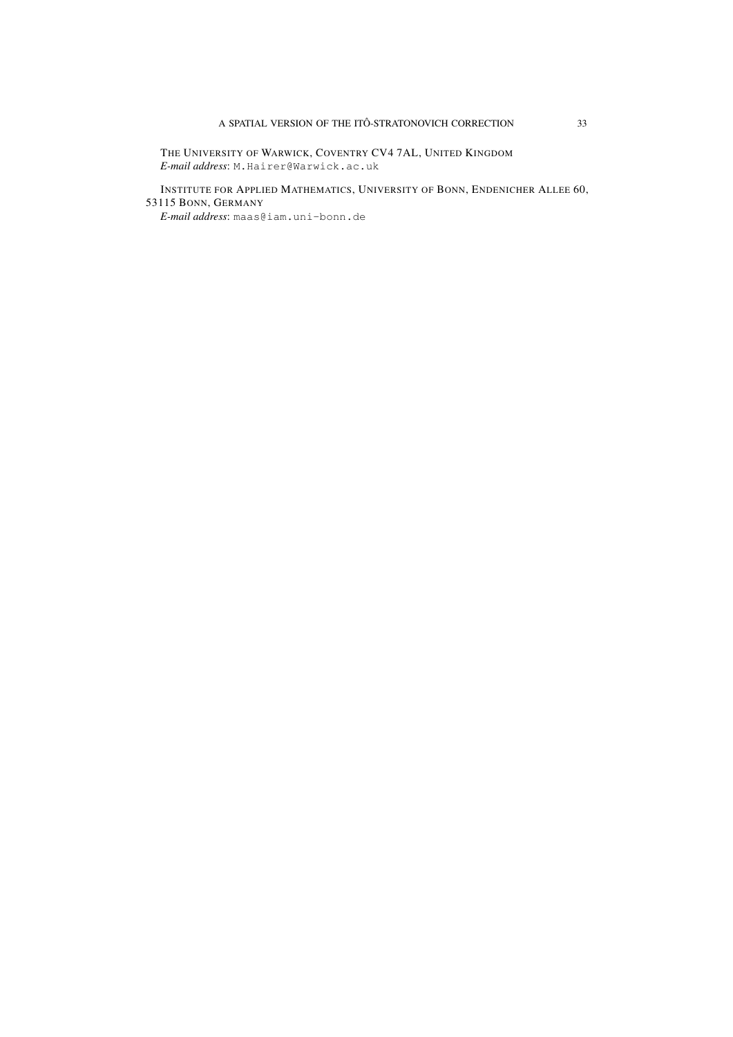THE UNIVERSITY OF WARWICK, COVENTRY CV4 7AL, UNITED KINGDOM
*E-mail address*: M.Hairer@Warwick.ac.uk

INSTITUTE FOR APPLIED MATHEMATICS, UNIVERSITY OF BONN, ENDENICHER ALLEE 60, 53115 BONN, GERMANY
*E-mail address*: maas@iam.uni-bonn.de